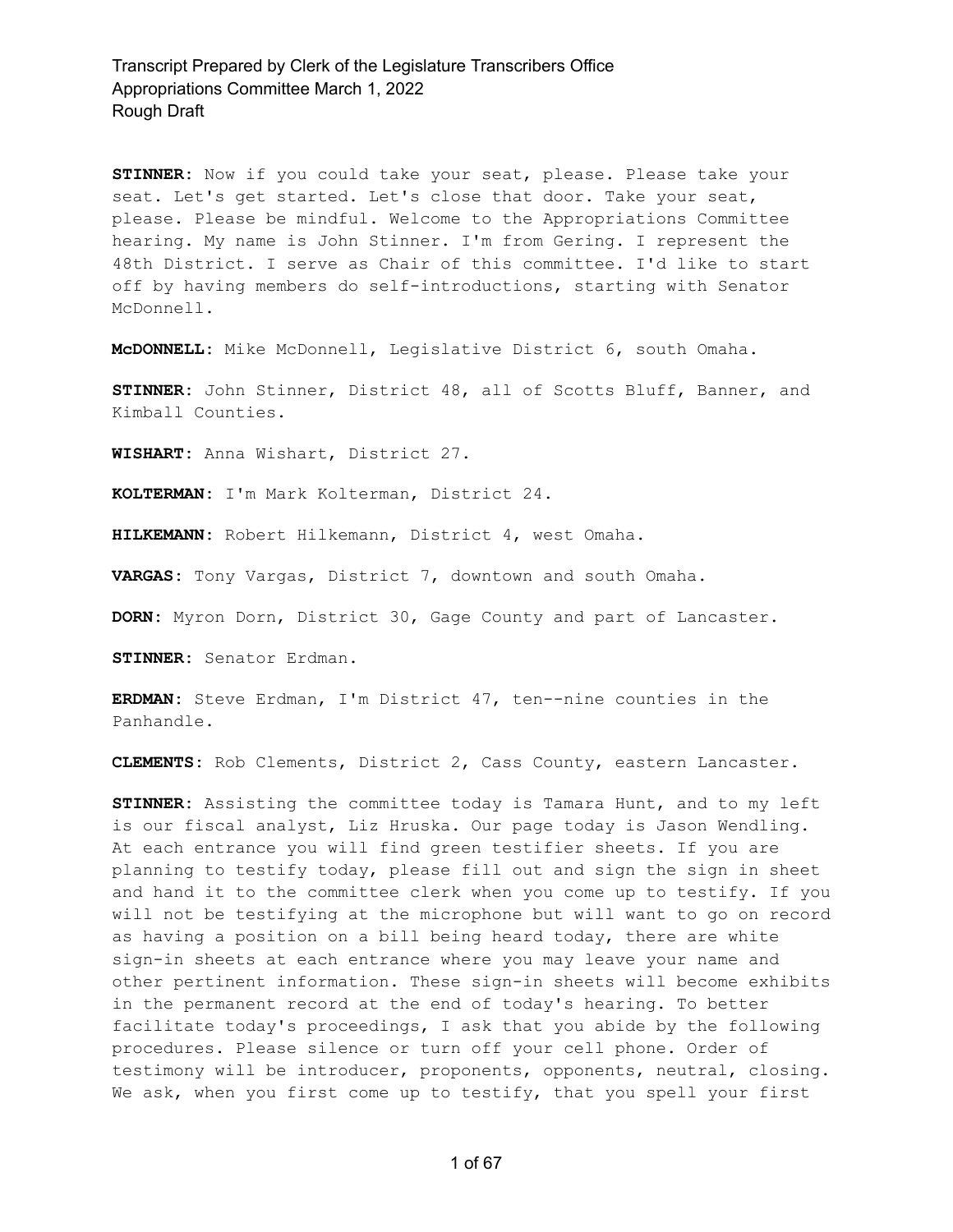**STINNER:** Now if you could take your seat, please. Please take your seat. Let's get started. Let's close that door. Take your seat, please. Please be mindful. Welcome to the Appropriations Committee hearing. My name is John Stinner. I'm from Gering. I represent the 48th District. I serve as Chair of this committee. I'd like to start off by having members do self-introductions, starting with Senator McDonnell.

**McDONNELL:** Mike McDonnell, Legislative District 6, south Omaha.

**STINNER:** John Stinner, District 48, all of Scotts Bluff, Banner, and Kimball Counties.

**WISHART:** Anna Wishart, District 27.

**KOLTERMAN:** I'm Mark Kolterman, District 24.

**HILKEMANN:** Robert Hilkemann, District 4, west Omaha.

**VARGAS:** Tony Vargas, District 7, downtown and south Omaha.

**DORN:** Myron Dorn, District 30, Gage County and part of Lancaster.

**STINNER:** Senator Erdman.

**ERDMAN:** Steve Erdman, I'm District 47, ten--nine counties in the Panhandle.

**CLEMENTS:** Rob Clements, District 2, Cass County, eastern Lancaster.

**STINNER:** Assisting the committee today is Tamara Hunt, and to my left is our fiscal analyst, Liz Hruska. Our page today is Jason Wendling. At each entrance you will find green testifier sheets. If you are planning to testify today, please fill out and sign the sign in sheet and hand it to the committee clerk when you come up to testify. If you will not be testifying at the microphone but will want to go on record as having a position on a bill being heard today, there are white sign-in sheets at each entrance where you may leave your name and other pertinent information. These sign-in sheets will become exhibits in the permanent record at the end of today's hearing. To better facilitate today's proceedings, I ask that you abide by the following procedures. Please silence or turn off your cell phone. Order of testimony will be introducer, proponents, opponents, neutral, closing. We ask, when you first come up to testify, that you spell your first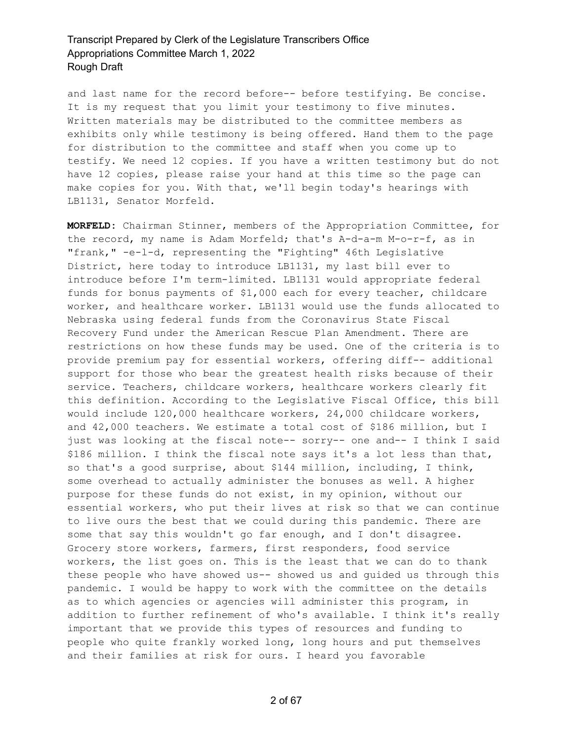and last name for the record before-- before testifying. Be concise. It is my request that you limit your testimony to five minutes. Written materials may be distributed to the committee members as exhibits only while testimony is being offered. Hand them to the page for distribution to the committee and staff when you come up to testify. We need 12 copies. If you have a written testimony but do not have 12 copies, please raise your hand at this time so the page can make copies for you. With that, we'll begin today's hearings with LB1131, Senator Morfeld.

**MORFELD:** Chairman Stinner, members of the Appropriation Committee, for the record, my name is Adam Morfeld; that's A-d-a-m M-o-r-f, as in "frank," -e-l-d, representing the "Fighting" 46th Legislative District, here today to introduce LB1131, my last bill ever to introduce before I'm term-limited. LB1131 would appropriate federal funds for bonus payments of $1,000 each for every teacher, childcare worker, and healthcare worker. LB1131 would use the funds allocated to Nebraska using federal funds from the Coronavirus State Fiscal Recovery Fund under the American Rescue Plan Amendment. There are restrictions on how these funds may be used. One of the criteria is to provide premium pay for essential workers, offering diff-- additional support for those who bear the greatest health risks because of their service. Teachers, childcare workers, healthcare workers clearly fit this definition. According to the Legislative Fiscal Office, this bill would include 120,000 healthcare workers, 24,000 childcare workers, and 42,000 teachers. We estimate a total cost of $186 million, but I just was looking at the fiscal note-- sorry-- one and-- I think I said $186 million. I think the fiscal note says it's a lot less than that, so that's a good surprise, about $144 million, including, I think, some overhead to actually administer the bonuses as well. A higher purpose for these funds do not exist, in my opinion, without our essential workers, who put their lives at risk so that we can continue to live ours the best that we could during this pandemic. There are some that say this wouldn't go far enough, and I don't disagree. Grocery store workers, farmers, first responders, food service workers, the list goes on. This is the least that we can do to thank these people who have showed us-- showed us and guided us through this pandemic. I would be happy to work with the committee on the details as to which agencies or agencies will administer this program, in addition to further refinement of who's available. I think it's really important that we provide this types of resources and funding to people who quite frankly worked long, long hours and put themselves and their families at risk for ours. I heard you favorable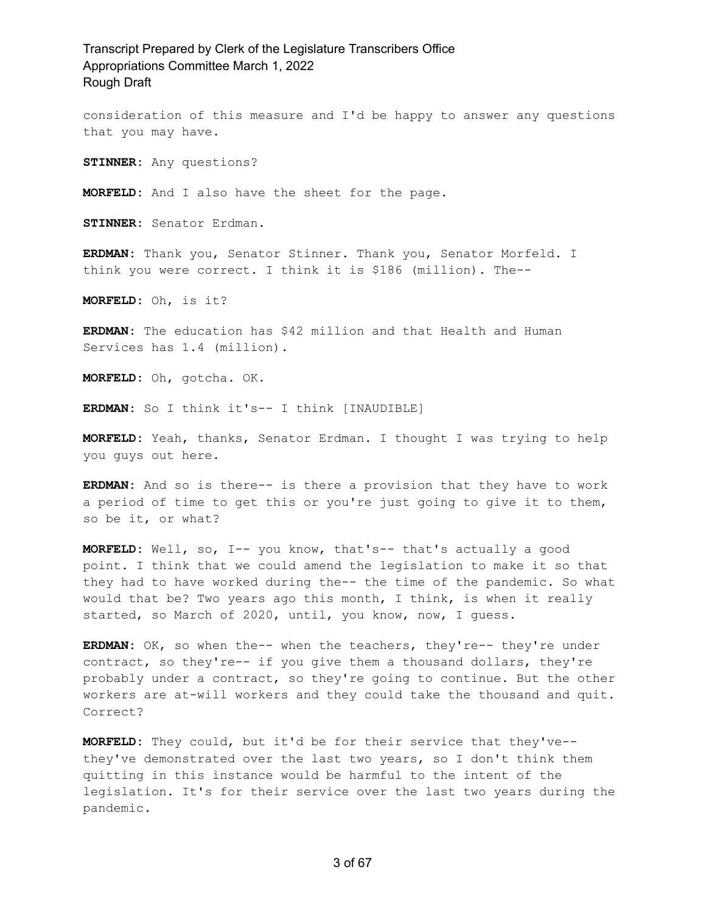consideration of this measure and I'd be happy to answer any questions that you may have.

**STINNER:** Any questions?

**MORFELD:** And I also have the sheet for the page.

**STINNER:** Senator Erdman.

**ERDMAN:** Thank you, Senator Stinner. Thank you, Senator Morfeld. I think you were correct. I think it is $186 (million). The--

**MORFELD:** Oh, is it?

**ERDMAN:** The education has $42 million and that Health and Human Services has 1.4 (million).

**MORFELD:** Oh, gotcha. OK.

**ERDMAN:** So I think it's-- I think [INAUDIBLE]

**MORFELD:** Yeah, thanks, Senator Erdman. I thought I was trying to help you guys out here.

**ERDMAN:** And so is there-- is there a provision that they have to work a period of time to get this or you're just going to give it to them, so be it, or what?

**MORFELD:** Well, so, I-- you know, that's-- that's actually a good point. I think that we could amend the legislation to make it so that they had to have worked during the-- the time of the pandemic. So what would that be? Two years ago this month, I think, is when it really started, so March of 2020, until, you know, now, I guess.

**ERDMAN:** OK, so when the-- when the teachers, they're-- they're under contract, so they're-- if you give them a thousand dollars, they're probably under a contract, so they're going to continue. But the other workers are at-will workers and they could take the thousand and quit. Correct?

**MORFELD:** They could, but it'd be for their service that they've-- they've demonstrated over the last two years, so I don't think them quitting in this instance would be harmful to the intent of the legislation. It's for their service over the last two years during the pandemic.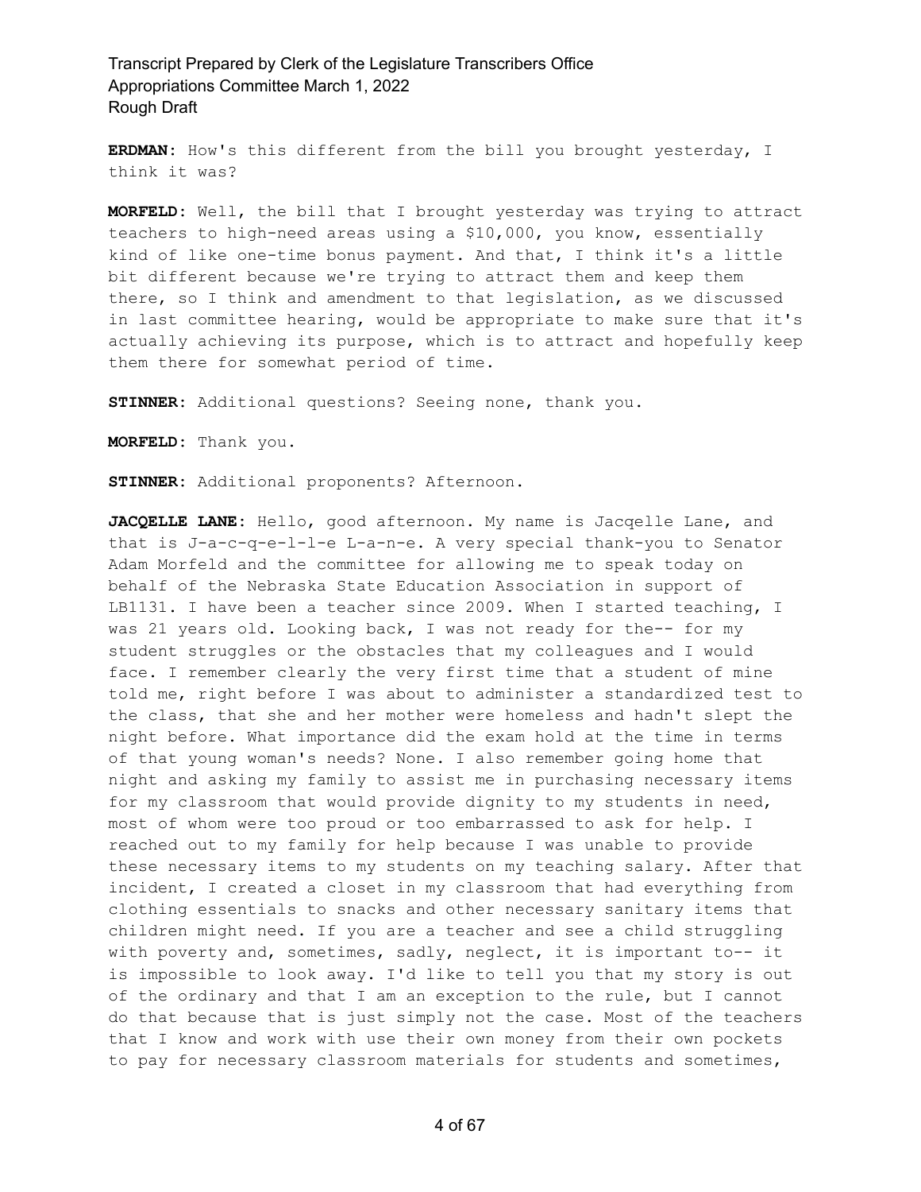**ERDMAN:** How's this different from the bill you brought yesterday, I think it was?

**MORFELD:** Well, the bill that I brought yesterday was trying to attract teachers to high-need areas using a $10,000, you know, essentially kind of like one-time bonus payment. And that, I think it's a little bit different because we're trying to attract them and keep them there, so I think and amendment to that legislation, as we discussed in last committee hearing, would be appropriate to make sure that it's actually achieving its purpose, which is to attract and hopefully keep them there for somewhat period of time.

**STINNER:** Additional questions? Seeing none, thank you.

**MORFELD:** Thank you.

**STINNER:** Additional proponents? Afternoon.

**JACQELLE LANE:** Hello, good afternoon. My name is Jacqelle Lane, and that is J-a-c-q-e-l-l-e L-a-n-e. A very special thank-you to Senator Adam Morfeld and the committee for allowing me to speak today on behalf of the Nebraska State Education Association in support of LB1131. I have been a teacher since 2009. When I started teaching, I was 21 years old. Looking back, I was not ready for the-- for my student struggles or the obstacles that my colleagues and I would face. I remember clearly the very first time that a student of mine told me, right before I was about to administer a standardized test to the class, that she and her mother were homeless and hadn't slept the night before. What importance did the exam hold at the time in terms of that young woman's needs? None. I also remember going home that night and asking my family to assist me in purchasing necessary items for my classroom that would provide dignity to my students in need, most of whom were too proud or too embarrassed to ask for help. I reached out to my family for help because I was unable to provide these necessary items to my students on my teaching salary. After that incident, I created a closet in my classroom that had everything from clothing essentials to snacks and other necessary sanitary items that children might need. If you are a teacher and see a child struggling with poverty and, sometimes, sadly, neglect, it is important to-- it is impossible to look away. I'd like to tell you that my story is out of the ordinary and that I am an exception to the rule, but I cannot do that because that is just simply not the case. Most of the teachers that I know and work with use their own money from their own pockets to pay for necessary classroom materials for students and sometimes,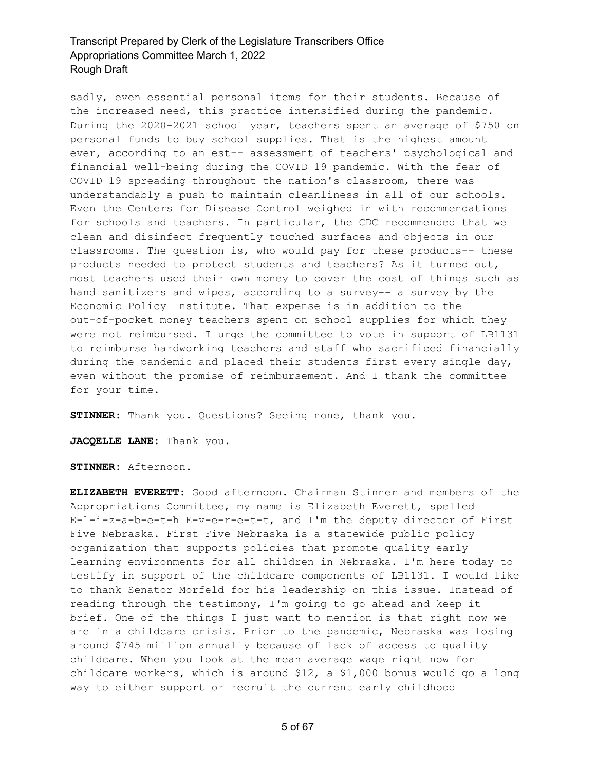sadly, even essential personal items for their students. Because of the increased need, this practice intensified during the pandemic. During the 2020-2021 school year, teachers spent an average of $750 on personal funds to buy school supplies. That is the highest amount ever, according to an est-- assessment of teachers' psychological and financial well-being during the COVID 19 pandemic. With the fear of COVID 19 spreading throughout the nation's classroom, there was understandably a push to maintain cleanliness in all of our schools. Even the Centers for Disease Control weighed in with recommendations for schools and teachers. In particular, the CDC recommended that we clean and disinfect frequently touched surfaces and objects in our classrooms. The question is, who would pay for these products-- these products needed to protect students and teachers? As it turned out, most teachers used their own money to cover the cost of things such as hand sanitizers and wipes, according to a survey-- a survey by the Economic Policy Institute. That expense is in addition to the out-of-pocket money teachers spent on school supplies for which they were not reimbursed. I urge the committee to vote in support of LB1131 to reimburse hardworking teachers and staff who sacrificed financially during the pandemic and placed their students first every single day, even without the promise of reimbursement. And I thank the committee for your time.

**STINNER:** Thank you. Questions? Seeing none, thank you.

**JACQELLE LANE:** Thank you.

**STINNER:** Afternoon.

**ELIZABETH EVERETT:** Good afternoon. Chairman Stinner and members of the Appropriations Committee, my name is Elizabeth Everett, spelled E-l-i-z-a-b-e-t-h E-v-e-r-e-t-t, and I'm the deputy director of First Five Nebraska. First Five Nebraska is a statewide public policy organization that supports policies that promote quality early learning environments for all children in Nebraska. I'm here today to testify in support of the childcare components of LB1131. I would like to thank Senator Morfeld for his leadership on this issue. Instead of reading through the testimony, I'm going to go ahead and keep it brief. One of the things I just want to mention is that right now we are in a childcare crisis. Prior to the pandemic, Nebraska was losing around $745 million annually because of lack of access to quality childcare. When you look at the mean average wage right now for childcare workers, which is around $12, a $1,000 bonus would go a long way to either support or recruit the current early childhood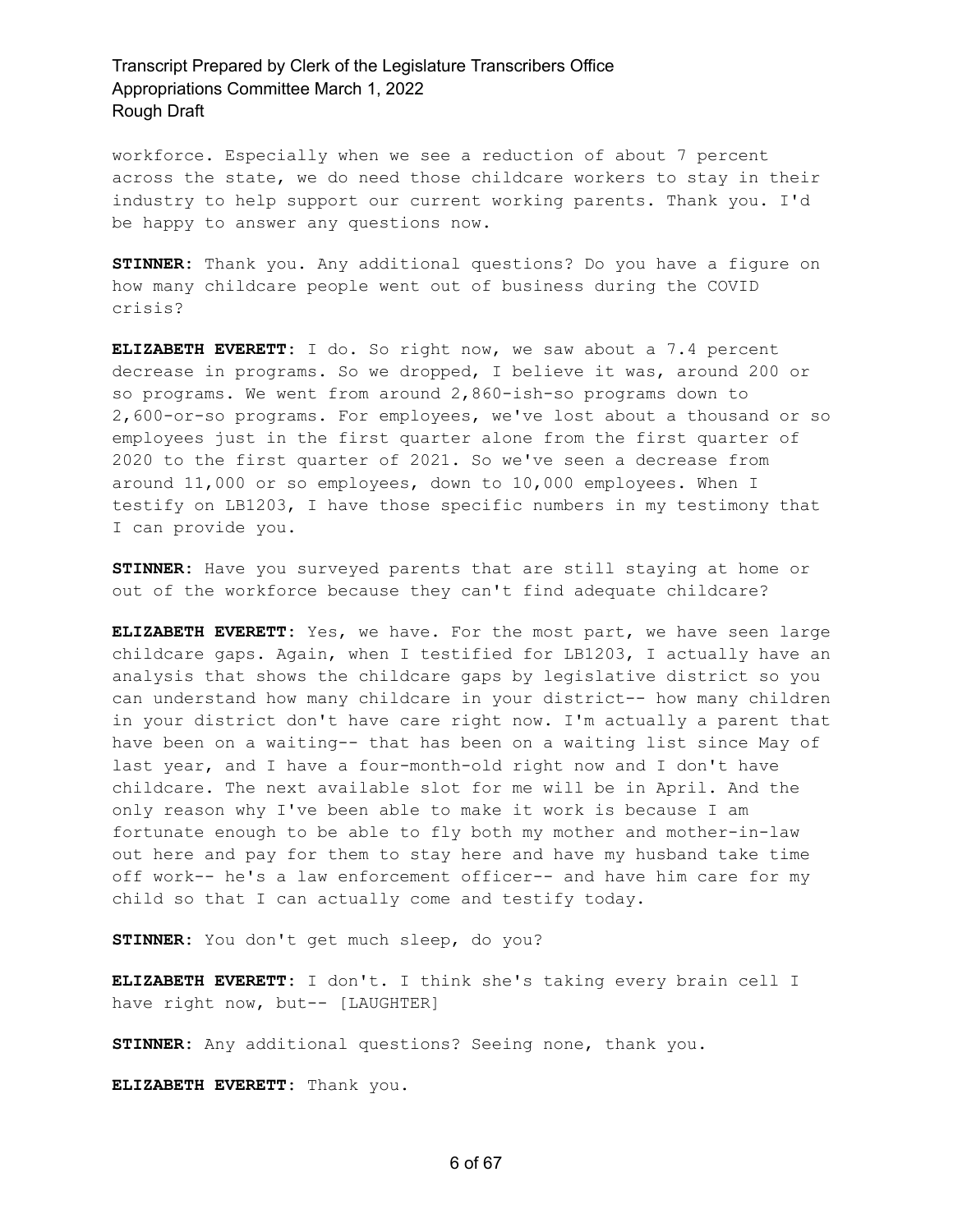workforce. Especially when we see a reduction of about 7 percent across the state, we do need those childcare workers to stay in their industry to help support our current working parents. Thank you. I'd be happy to answer any questions now.

**STINNER:** Thank you. Any additional questions? Do you have a figure on how many childcare people went out of business during the COVID crisis?

**ELIZABETH EVERETT:** I do. So right now, we saw about a 7.4 percent decrease in programs. So we dropped, I believe it was, around 200 or so programs. We went from around 2,860-ish-so programs down to 2,600-or-so programs. For employees, we've lost about a thousand or so employees just in the first quarter alone from the first quarter of 2020 to the first quarter of 2021. So we've seen a decrease from around 11,000 or so employees, down to 10,000 employees. When I testify on LB1203, I have those specific numbers in my testimony that I can provide you.

**STINNER:** Have you surveyed parents that are still staying at home or out of the workforce because they can't find adequate childcare?

**ELIZABETH EVERETT:** Yes, we have. For the most part, we have seen large childcare gaps. Again, when I testified for LB1203, I actually have an analysis that shows the childcare gaps by legislative district so you can understand how many childcare in your district-- how many children in your district don't have care right now. I'm actually a parent that have been on a waiting-- that has been on a waiting list since May of last year, and I have a four-month-old right now and I don't have childcare. The next available slot for me will be in April. And the only reason why I've been able to make it work is because I am fortunate enough to be able to fly both my mother and mother-in-law out here and pay for them to stay here and have my husband take time off work-- he's a law enforcement officer-- and have him care for my child so that I can actually come and testify today.

**STINNER:** You don't get much sleep, do you?

**ELIZABETH EVERETT:** I don't. I think she's taking every brain cell I have right now, but-- [LAUGHTER]

**STINNER:** Any additional questions? Seeing none, thank you.

**ELIZABETH EVERETT:** Thank you.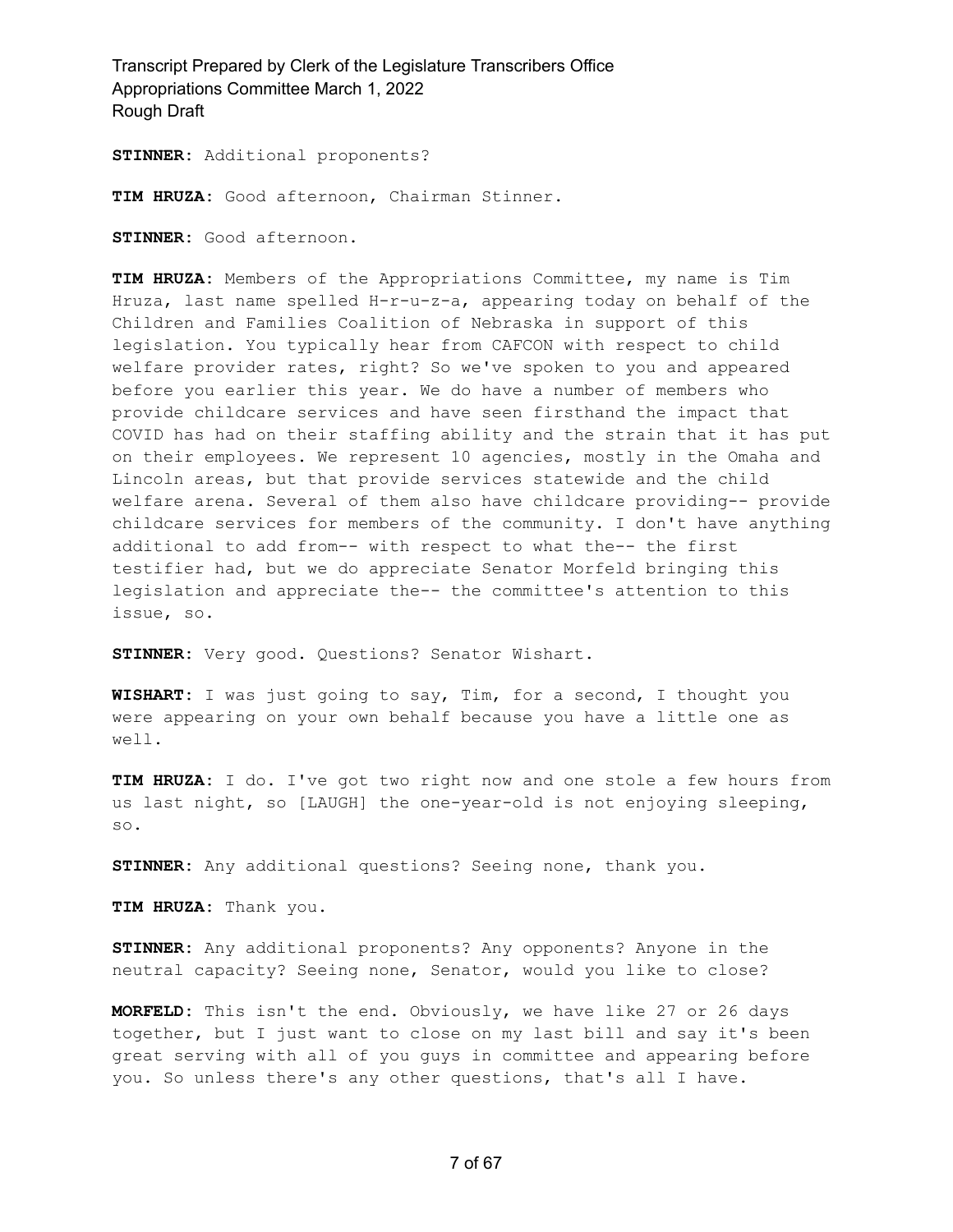**STINNER:** Additional proponents?

**TIM HRUZA:** Good afternoon, Chairman Stinner.

**STINNER:** Good afternoon.

**TIM HRUZA:** Members of the Appropriations Committee, my name is Tim Hruza, last name spelled H-r-u-z-a, appearing today on behalf of the Children and Families Coalition of Nebraska in support of this legislation. You typically hear from CAFCON with respect to child welfare provider rates, right? So we've spoken to you and appeared before you earlier this year. We do have a number of members who provide childcare services and have seen firsthand the impact that COVID has had on their staffing ability and the strain that it has put on their employees. We represent 10 agencies, mostly in the Omaha and Lincoln areas, but that provide services statewide and the child welfare arena. Several of them also have childcare providing-- provide childcare services for members of the community. I don't have anything additional to add from-- with respect to what the-- the first testifier had, but we do appreciate Senator Morfeld bringing this legislation and appreciate the-- the committee's attention to this issue, so.

**STINNER:** Very good. Questions? Senator Wishart.

**WISHART:** I was just going to say, Tim, for a second, I thought you were appearing on your own behalf because you have a little one as well.

**TIM HRUZA:** I do. I've got two right now and one stole a few hours from us last night, so [LAUGH] the one-year-old is not enjoying sleeping, so.

**STINNER:** Any additional questions? Seeing none, thank you.

**TIM HRUZA:** Thank you.

**STINNER:** Any additional proponents? Any opponents? Anyone in the neutral capacity? Seeing none, Senator, would you like to close?

**MORFELD:** This isn't the end. Obviously, we have like 27 or 26 days together, but I just want to close on my last bill and say it's been great serving with all of you guys in committee and appearing before you. So unless there's any other questions, that's all I have.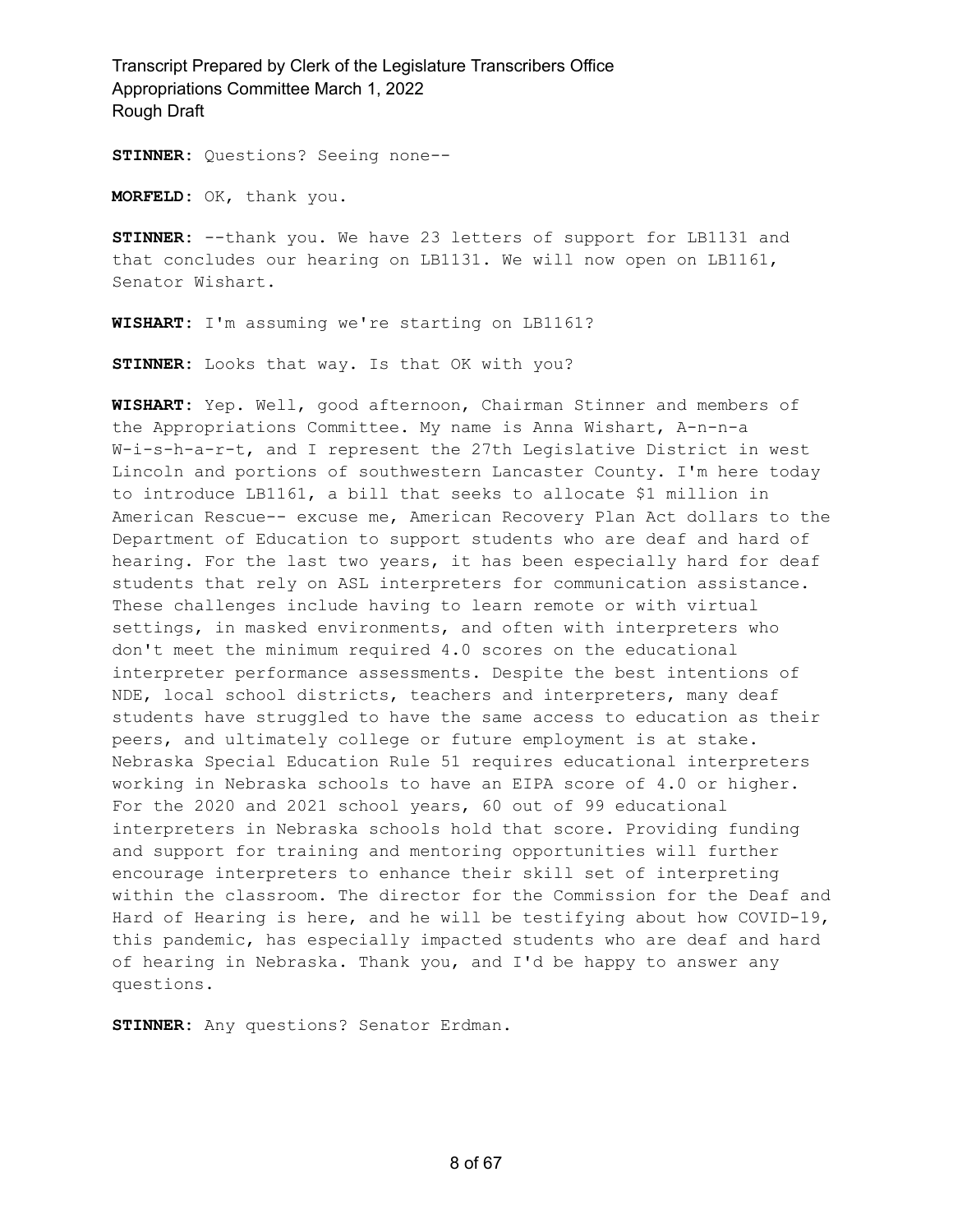**STINNER:** Questions? Seeing none--

**MORFELD:** OK, thank you.

**STINNER:** --thank you. We have 23 letters of support for LB1131 and that concludes our hearing on LB1131. We will now open on LB1161, Senator Wishart.

**WISHART:** I'm assuming we're starting on LB1161?

**STINNER:** Looks that way. Is that OK with you?

**WISHART:** Yep. Well, good afternoon, Chairman Stinner and members of the Appropriations Committee. My name is Anna Wishart, A-n-n-a W-i-s-h-a-r-t, and I represent the 27th Legislative District in west Lincoln and portions of southwestern Lancaster County. I'm here today to introduce LB1161, a bill that seeks to allocate $1 million in American Rescue-- excuse me, American Recovery Plan Act dollars to the Department of Education to support students who are deaf and hard of hearing. For the last two years, it has been especially hard for deaf students that rely on ASL interpreters for communication assistance. These challenges include having to learn remote or with virtual settings, in masked environments, and often with interpreters who don't meet the minimum required 4.0 scores on the educational interpreter performance assessments. Despite the best intentions of NDE, local school districts, teachers and interpreters, many deaf students have struggled to have the same access to education as their peers, and ultimately college or future employment is at stake. Nebraska Special Education Rule 51 requires educational interpreters working in Nebraska schools to have an EIPA score of 4.0 or higher. For the 2020 and 2021 school years, 60 out of 99 educational interpreters in Nebraska schools hold that score. Providing funding and support for training and mentoring opportunities will further encourage interpreters to enhance their skill set of interpreting within the classroom. The director for the Commission for the Deaf and Hard of Hearing is here, and he will be testifying about how COVID-19, this pandemic, has especially impacted students who are deaf and hard of hearing in Nebraska. Thank you, and I'd be happy to answer any questions.

**STINNER:** Any questions? Senator Erdman.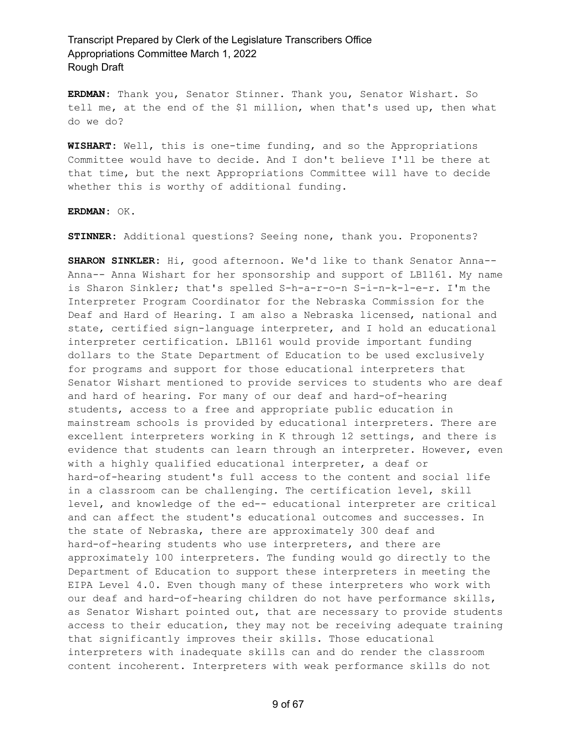**ERDMAN:** Thank you, Senator Stinner. Thank you, Senator Wishart. So tell me, at the end of the $1 million, when that's used up, then what do we do?

**WISHART:** Well, this is one-time funding, and so the Appropriations Committee would have to decide. And I don't believe I'll be there at that time, but the next Appropriations Committee will have to decide whether this is worthy of additional funding.

**ERDMAN:** OK.

**STINNER:** Additional questions? Seeing none, thank you. Proponents?

**SHARON SINKLER:** Hi, good afternoon. We'd like to thank Senator Anna-- Anna-- Anna Wishart for her sponsorship and support of LB1161. My name is Sharon Sinkler; that's spelled S-h-a-r-o-n S-i-n-k-l-e-r. I'm the Interpreter Program Coordinator for the Nebraska Commission for the Deaf and Hard of Hearing. I am also a Nebraska licensed, national and state, certified sign-language interpreter, and I hold an educational interpreter certification. LB1161 would provide important funding dollars to the State Department of Education to be used exclusively for programs and support for those educational interpreters that Senator Wishart mentioned to provide services to students who are deaf and hard of hearing. For many of our deaf and hard-of-hearing students, access to a free and appropriate public education in mainstream schools is provided by educational interpreters. There are excellent interpreters working in K through 12 settings, and there is evidence that students can learn through an interpreter. However, even with a highly qualified educational interpreter, a deaf or hard-of-hearing student's full access to the content and social life in a classroom can be challenging. The certification level, skill level, and knowledge of the ed-- educational interpreter are critical and can affect the student's educational outcomes and successes. In the state of Nebraska, there are approximately 300 deaf and hard-of-hearing students who use interpreters, and there are approximately 100 interpreters. The funding would go directly to the Department of Education to support these interpreters in meeting the EIPA Level 4.0. Even though many of these interpreters who work with our deaf and hard-of-hearing children do not have performance skills, as Senator Wishart pointed out, that are necessary to provide students access to their education, they may not be receiving adequate training that significantly improves their skills. Those educational interpreters with inadequate skills can and do render the classroom content incoherent. Interpreters with weak performance skills do not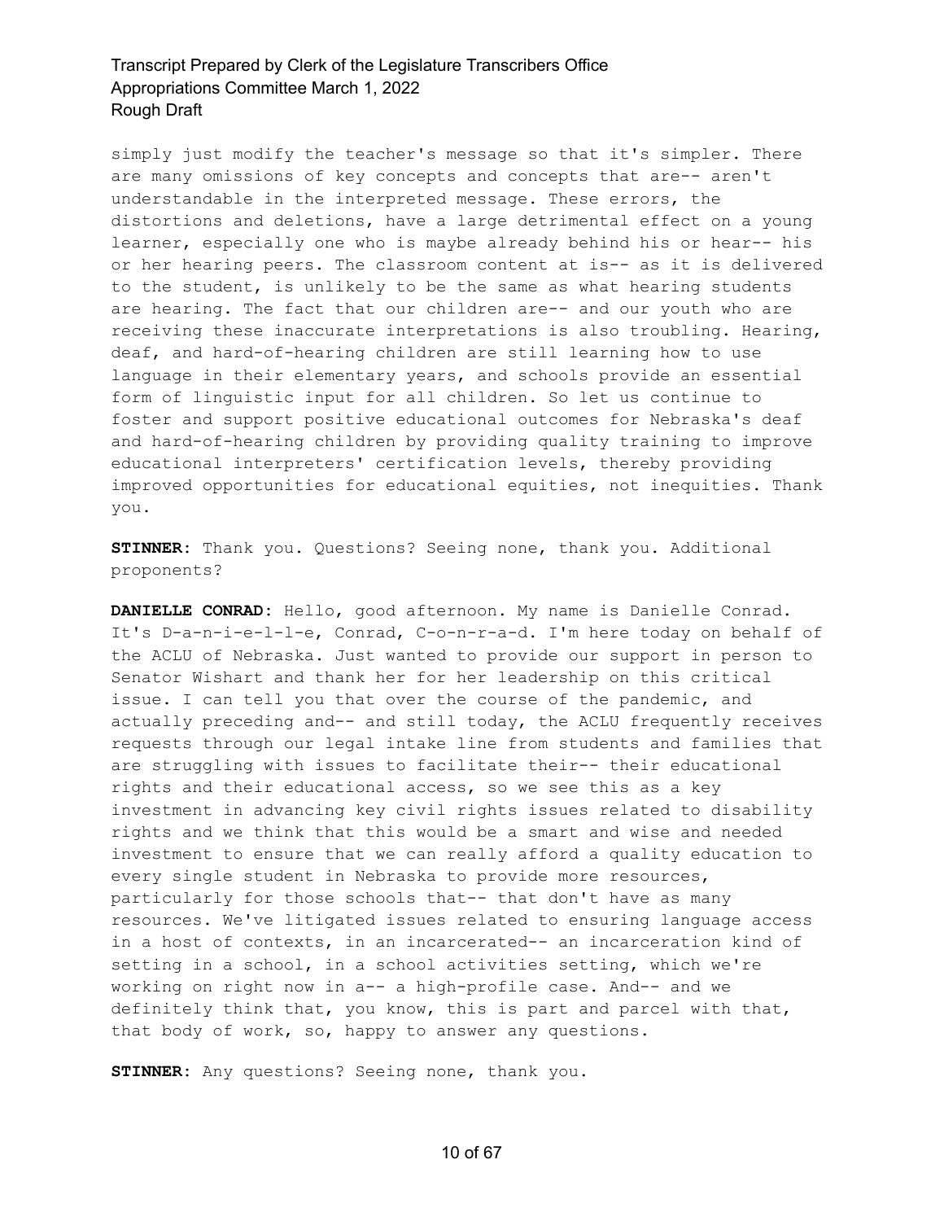simply just modify the teacher's message so that it's simpler. There are many omissions of key concepts and concepts that are-- aren't understandable in the interpreted message. These errors, the distortions and deletions, have a large detrimental effect on a young learner, especially one who is maybe already behind his or hear-- his or her hearing peers. The classroom content at is-- as it is delivered to the student, is unlikely to be the same as what hearing students are hearing. The fact that our children are-- and our youth who are receiving these inaccurate interpretations is also troubling. Hearing, deaf, and hard-of-hearing children are still learning how to use language in their elementary years, and schools provide an essential form of linguistic input for all children. So let us continue to foster and support positive educational outcomes for Nebraska's deaf and hard-of-hearing children by providing quality training to improve educational interpreters' certification levels, thereby providing improved opportunities for educational equities, not inequities. Thank you.

**STINNER:** Thank you. Questions? Seeing none, thank you. Additional proponents?

**DANIELLE CONRAD:** Hello, good afternoon. My name is Danielle Conrad. It's D-a-n-i-e-l-l-e, Conrad, C-o-n-r-a-d. I'm here today on behalf of the ACLU of Nebraska. Just wanted to provide our support in person to Senator Wishart and thank her for her leadership on this critical issue. I can tell you that over the course of the pandemic, and actually preceding and-- and still today, the ACLU frequently receives requests through our legal intake line from students and families that are struggling with issues to facilitate their-- their educational rights and their educational access, so we see this as a key investment in advancing key civil rights issues related to disability rights and we think that this would be a smart and wise and needed investment to ensure that we can really afford a quality education to every single student in Nebraska to provide more resources, particularly for those schools that-- that don't have as many resources. We've litigated issues related to ensuring language access in a host of contexts, in an incarcerated-- an incarceration kind of setting in a school, in a school activities setting, which we're working on right now in a-- a high-profile case. And-- and we definitely think that, you know, this is part and parcel with that, that body of work, so, happy to answer any questions.

**STINNER:** Any questions? Seeing none, thank you.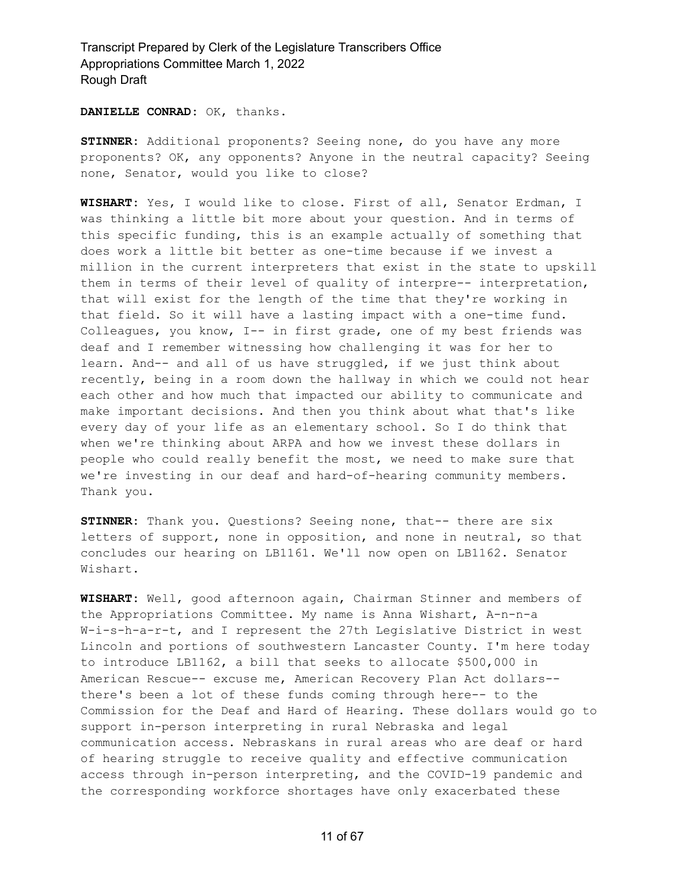**DANIELLE CONRAD:** OK, thanks.

**STINNER:** Additional proponents? Seeing none, do you have any more proponents? OK, any opponents? Anyone in the neutral capacity? Seeing none, Senator, would you like to close?

**WISHART:** Yes, I would like to close. First of all, Senator Erdman, I was thinking a little bit more about your question. And in terms of this specific funding, this is an example actually of something that does work a little bit better as one-time because if we invest a million in the current interpreters that exist in the state to upskill them in terms of their level of quality of interpre-- interpretation, that will exist for the length of the time that they're working in that field. So it will have a lasting impact with a one-time fund. Colleagues, you know, I-- in first grade, one of my best friends was deaf and I remember witnessing how challenging it was for her to learn. And-- and all of us have struggled, if we just think about recently, being in a room down the hallway in which we could not hear each other and how much that impacted our ability to communicate and make important decisions. And then you think about what that's like every day of your life as an elementary school. So I do think that when we're thinking about ARPA and how we invest these dollars in people who could really benefit the most, we need to make sure that we're investing in our deaf and hard-of-hearing community members. Thank you.

**STINNER:** Thank you. Questions? Seeing none, that-- there are six letters of support, none in opposition, and none in neutral, so that concludes our hearing on LB1161. We'll now open on LB1162. Senator Wishart.

**WISHART:** Well, good afternoon again, Chairman Stinner and members of the Appropriations Committee. My name is Anna Wishart, A-n-n-a W-i-s-h-a-r-t, and I represent the 27th Legislative District in west Lincoln and portions of southwestern Lancaster County. I'm here today to introduce LB1162, a bill that seeks to allocate $500,000 in American Rescue-- excuse me, American Recovery Plan Act dollars-- there's been a lot of these funds coming through here-- to the Commission for the Deaf and Hard of Hearing. These dollars would go to support in-person interpreting in rural Nebraska and legal communication access. Nebraskans in rural areas who are deaf or hard of hearing struggle to receive quality and effective communication access through in-person interpreting, and the COVID-19 pandemic and the corresponding workforce shortages have only exacerbated these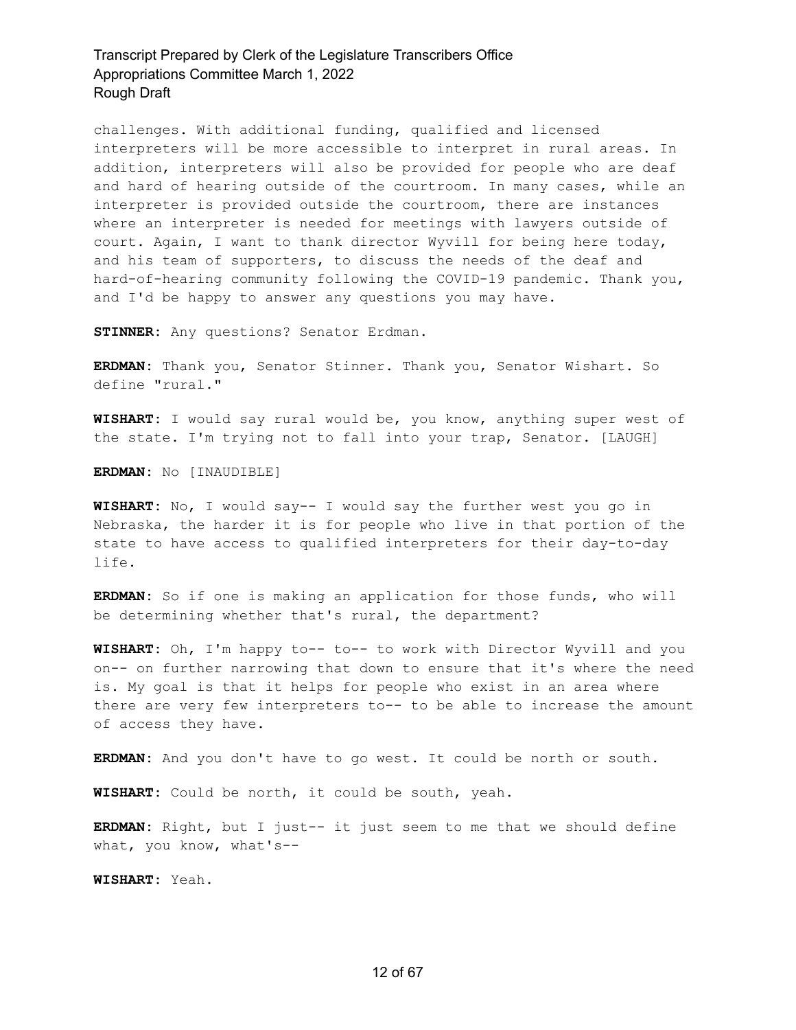challenges. With additional funding, qualified and licensed interpreters will be more accessible to interpret in rural areas. In addition, interpreters will also be provided for people who are deaf and hard of hearing outside of the courtroom. In many cases, while an interpreter is provided outside the courtroom, there are instances where an interpreter is needed for meetings with lawyers outside of court. Again, I want to thank director Wyvill for being here today, and his team of supporters, to discuss the needs of the deaf and hard-of-hearing community following the COVID-19 pandemic. Thank you, and I'd be happy to answer any questions you may have.

**STINNER:** Any questions? Senator Erdman.

**ERDMAN:** Thank you, Senator Stinner. Thank you, Senator Wishart. So define "rural."

**WISHART:** I would say rural would be, you know, anything super west of the state. I'm trying not to fall into your trap, Senator. [LAUGH]

**ERDMAN:** No [INAUDIBLE]

**WISHART:** No, I would say-- I would say the further west you go in Nebraska, the harder it is for people who live in that portion of the state to have access to qualified interpreters for their day-to-day life.

**ERDMAN:** So if one is making an application for those funds, who will be determining whether that's rural, the department?

**WISHART:** Oh, I'm happy to-- to-- to work with Director Wyvill and you on-- on further narrowing that down to ensure that it's where the need is. My goal is that it helps for people who exist in an area where there are very few interpreters to-- to be able to increase the amount of access they have.

**ERDMAN:** And you don't have to go west. It could be north or south.

**WISHART:** Could be north, it could be south, yeah.

**ERDMAN:** Right, but I just-- it just seem to me that we should define what, you know, what's--

**WISHART:** Yeah.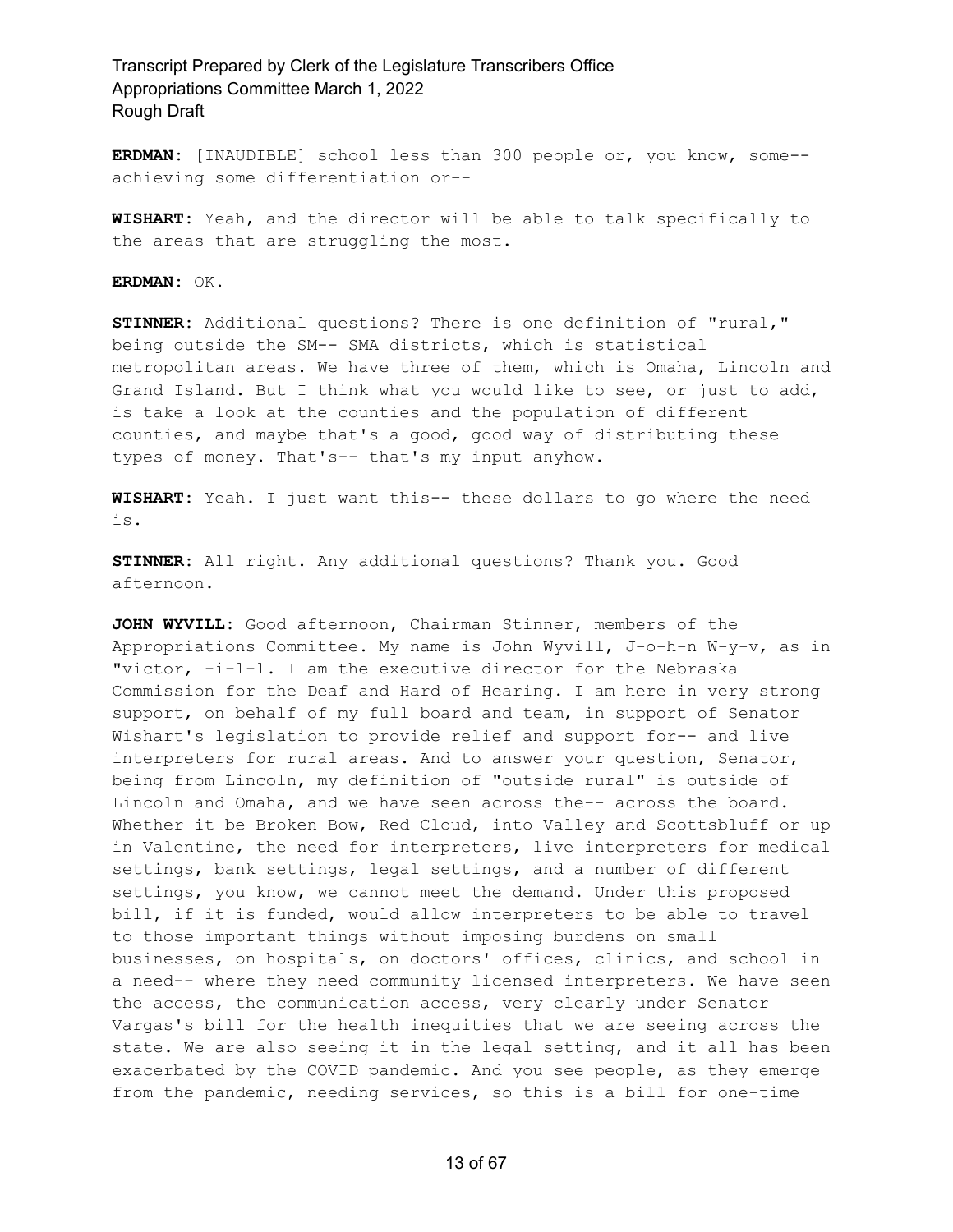**ERDMAN:** [INAUDIBLE] school less than 300 people or, you know, some-- achieving some differentiation or--

**WISHART:** Yeah, and the director will be able to talk specifically to the areas that are struggling the most.

**ERDMAN:** OK.

**STINNER:** Additional questions? There is one definition of "rural," being outside the SM-- SMA districts, which is statistical metropolitan areas. We have three of them, which is Omaha, Lincoln and Grand Island. But I think what you would like to see, or just to add, is take a look at the counties and the population of different counties, and maybe that's a good, good way of distributing these types of money. That's-- that's my input anyhow.

**WISHART:** Yeah. I just want this-- these dollars to go where the need is.

**STINNER:** All right. Any additional questions? Thank you. Good afternoon.

**JOHN WYVILL:** Good afternoon, Chairman Stinner, members of the Appropriations Committee. My name is John Wyvill, J-o-h-n W-y-v, as in "victor, -i-l-l. I am the executive director for the Nebraska Commission for the Deaf and Hard of Hearing. I am here in very strong support, on behalf of my full board and team, in support of Senator Wishart's legislation to provide relief and support for-- and live interpreters for rural areas. And to answer your question, Senator, being from Lincoln, my definition of "outside rural" is outside of Lincoln and Omaha, and we have seen across the-- across the board. Whether it be Broken Bow, Red Cloud, into Valley and Scottsbluff or up in Valentine, the need for interpreters, live interpreters for medical settings, bank settings, legal settings, and a number of different settings, you know, we cannot meet the demand. Under this proposed bill, if it is funded, would allow interpreters to be able to travel to those important things without imposing burdens on small businesses, on hospitals, on doctors' offices, clinics, and school in a need-- where they need community licensed interpreters. We have seen the access, the communication access, very clearly under Senator Vargas's bill for the health inequities that we are seeing across the state. We are also seeing it in the legal setting, and it all has been exacerbated by the COVID pandemic. And you see people, as they emerge from the pandemic, needing services, so this is a bill for one-time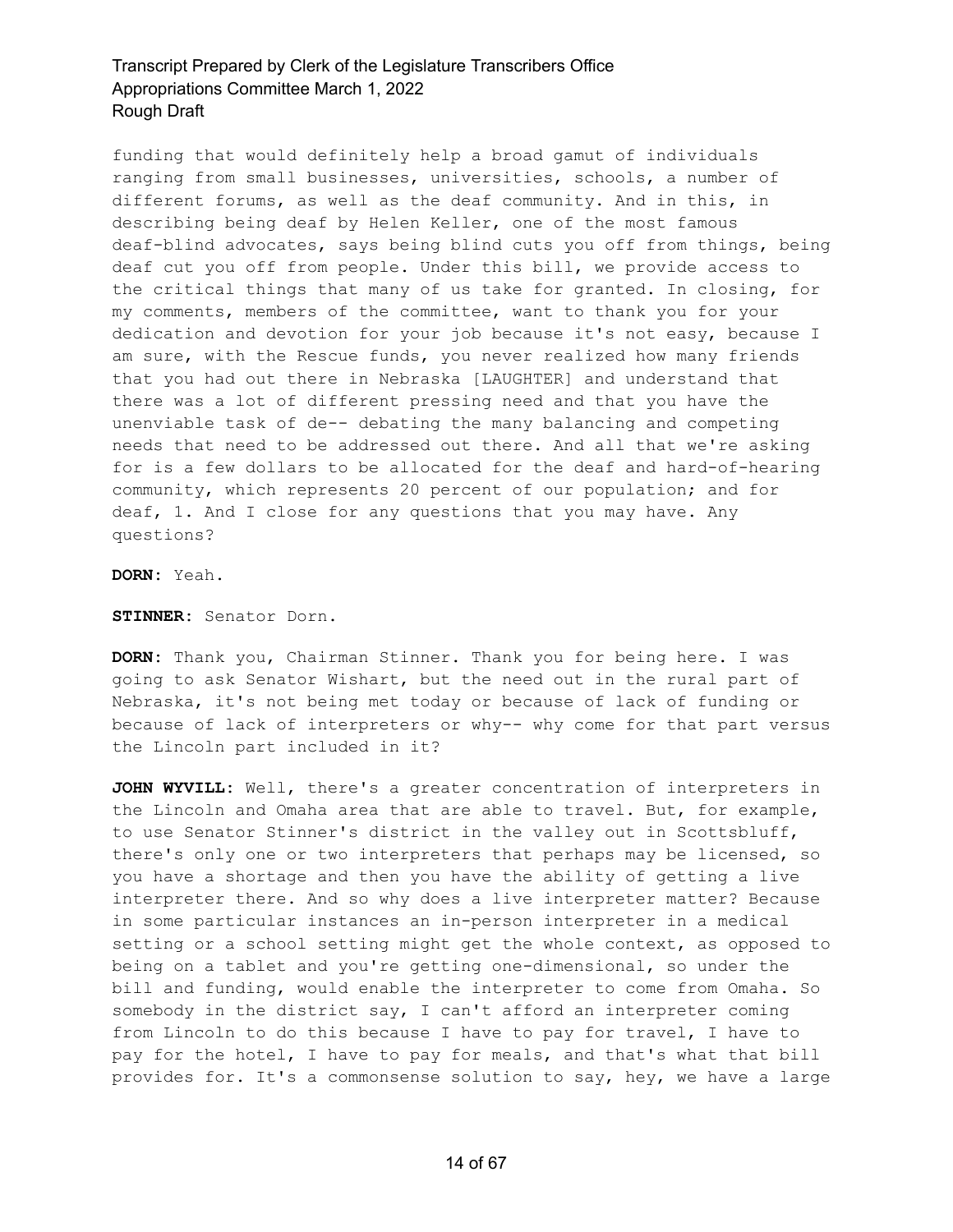funding that would definitely help a broad gamut of individuals ranging from small businesses, universities, schools, a number of different forums, as well as the deaf community. And in this, in describing being deaf by Helen Keller, one of the most famous deaf-blind advocates, says being blind cuts you off from things, being deaf cut you off from people. Under this bill, we provide access to the critical things that many of us take for granted. In closing, for my comments, members of the committee, want to thank you for your dedication and devotion for your job because it's not easy, because I am sure, with the Rescue funds, you never realized how many friends that you had out there in Nebraska [LAUGHTER] and understand that there was a lot of different pressing need and that you have the unenviable task of de-- debating the many balancing and competing needs that need to be addressed out there. And all that we're asking for is a few dollars to be allocated for the deaf and hard-of-hearing community, which represents 20 percent of our population; and for deaf, 1. And I close for any questions that you may have. Any questions?

**DORN:** Yeah.

**STINNER:** Senator Dorn.

**DORN:** Thank you, Chairman Stinner. Thank you for being here. I was going to ask Senator Wishart, but the need out in the rural part of Nebraska, it's not being met today or because of lack of funding or because of lack of interpreters or why-- why come for that part versus the Lincoln part included in it?

**JOHN WYVILL:** Well, there's a greater concentration of interpreters in the Lincoln and Omaha area that are able to travel. But, for example, to use Senator Stinner's district in the valley out in Scottsbluff, there's only one or two interpreters that perhaps may be licensed, so you have a shortage and then you have the ability of getting a live interpreter there. And so why does a live interpreter matter? Because in some particular instances an in-person interpreter in a medical setting or a school setting might get the whole context, as opposed to being on a tablet and you're getting one-dimensional, so under the bill and funding, would enable the interpreter to come from Omaha. So somebody in the district say, I can't afford an interpreter coming from Lincoln to do this because I have to pay for travel, I have to pay for the hotel, I have to pay for meals, and that's what that bill provides for. It's a commonsense solution to say, hey, we have a large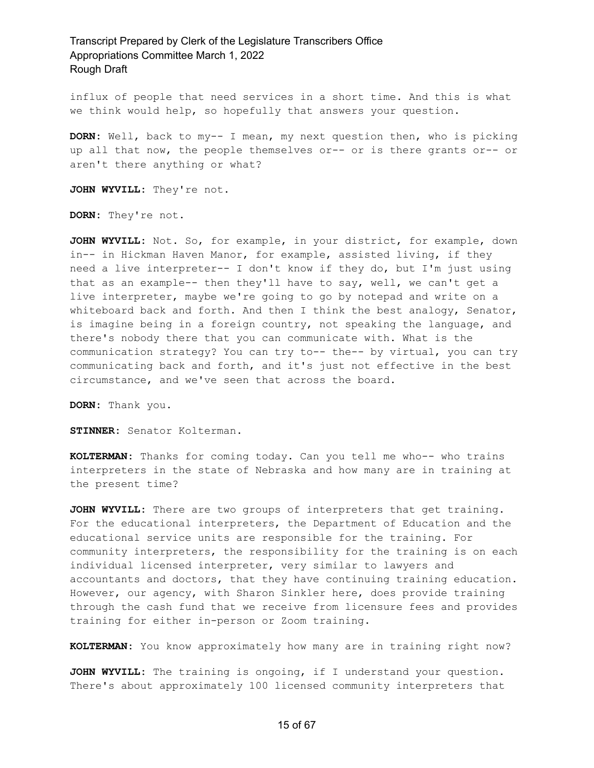influx of people that need services in a short time. And this is what we think would help, so hopefully that answers your question.

**DORN:** Well, back to my-- I mean, my next question then, who is picking up all that now, the people themselves or-- or is there grants or-- or aren't there anything or what?

**JOHN WYVILL:** They're not.

**DORN:** They're not.

**JOHN WYVILL:** Not. So, for example, in your district, for example, down in-- in Hickman Haven Manor, for example, assisted living, if they need a live interpreter-- I don't know if they do, but I'm just using that as an example-- then they'll have to say, well, we can't get a live interpreter, maybe we're going to go by notepad and write on a whiteboard back and forth. And then I think the best analogy, Senator, is imagine being in a foreign country, not speaking the language, and there's nobody there that you can communicate with. What is the communication strategy? You can try to-- the-- by virtual, you can try communicating back and forth, and it's just not effective in the best circumstance, and we've seen that across the board.

**DORN:** Thank you.

**STINNER:** Senator Kolterman.

**KOLTERMAN:** Thanks for coming today. Can you tell me who-- who trains interpreters in the state of Nebraska and how many are in training at the present time?

**JOHN WYVILL:** There are two groups of interpreters that get training. For the educational interpreters, the Department of Education and the educational service units are responsible for the training. For community interpreters, the responsibility for the training is on each individual licensed interpreter, very similar to lawyers and accountants and doctors, that they have continuing training education. However, our agency, with Sharon Sinkler here, does provide training through the cash fund that we receive from licensure fees and provides training for either in-person or Zoom training.

**KOLTERMAN:** You know approximately how many are in training right now?

**JOHN WYVILL:** The training is ongoing, if I understand your question. There's about approximately 100 licensed community interpreters that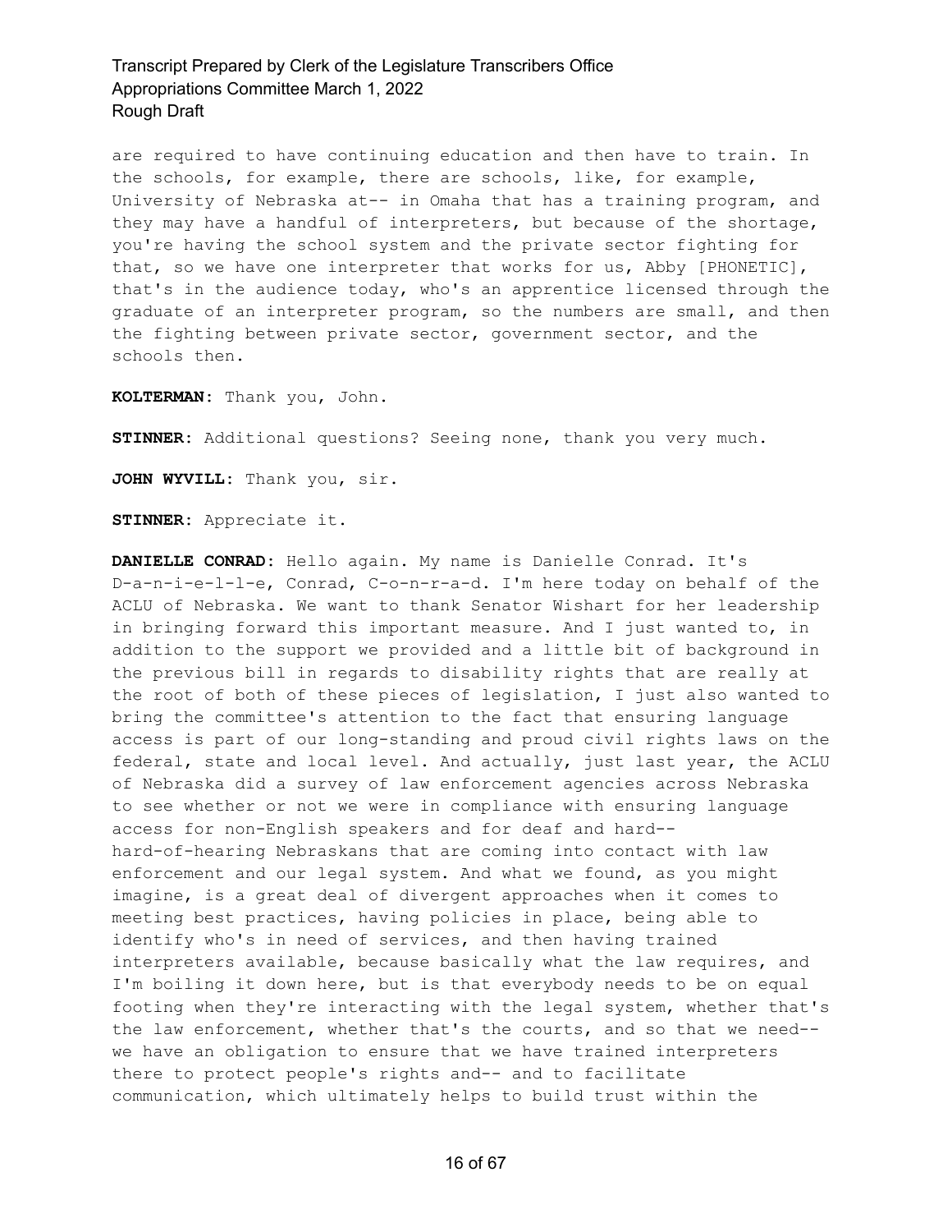are required to have continuing education and then have to train. In the schools, for example, there are schools, like, for example, University of Nebraska at-- in Omaha that has a training program, and they may have a handful of interpreters, but because of the shortage, you're having the school system and the private sector fighting for that, so we have one interpreter that works for us, Abby [PHONETIC], that's in the audience today, who's an apprentice licensed through the graduate of an interpreter program, so the numbers are small, and then the fighting between private sector, government sector, and the schools then.

**KOLTERMAN:** Thank you, John.

**STINNER:** Additional questions? Seeing none, thank you very much.

**JOHN WYVILL:** Thank you, sir.

**STINNER:** Appreciate it.

**DANIELLE CONRAD:** Hello again. My name is Danielle Conrad. It's D-a-n-i-e-l-l-e, Conrad, C-o-n-r-a-d. I'm here today on behalf of the ACLU of Nebraska. We want to thank Senator Wishart for her leadership in bringing forward this important measure. And I just wanted to, in addition to the support we provided and a little bit of background in the previous bill in regards to disability rights that are really at the root of both of these pieces of legislation, I just also wanted to bring the committee's attention to the fact that ensuring language access is part of our long-standing and proud civil rights laws on the federal, state and local level. And actually, just last year, the ACLU of Nebraska did a survey of law enforcement agencies across Nebraska to see whether or not we were in compliance with ensuring language access for non-English speakers and for deaf and hard-- hard-of-hearing Nebraskans that are coming into contact with law enforcement and our legal system. And what we found, as you might imagine, is a great deal of divergent approaches when it comes to meeting best practices, having policies in place, being able to identify who's in need of services, and then having trained interpreters available, because basically what the law requires, and I'm boiling it down here, but is that everybody needs to be on equal footing when they're interacting with the legal system, whether that's the law enforcement, whether that's the courts, and so that we need-- we have an obligation to ensure that we have trained interpreters there to protect people's rights and-- and to facilitate communication, which ultimately helps to build trust within the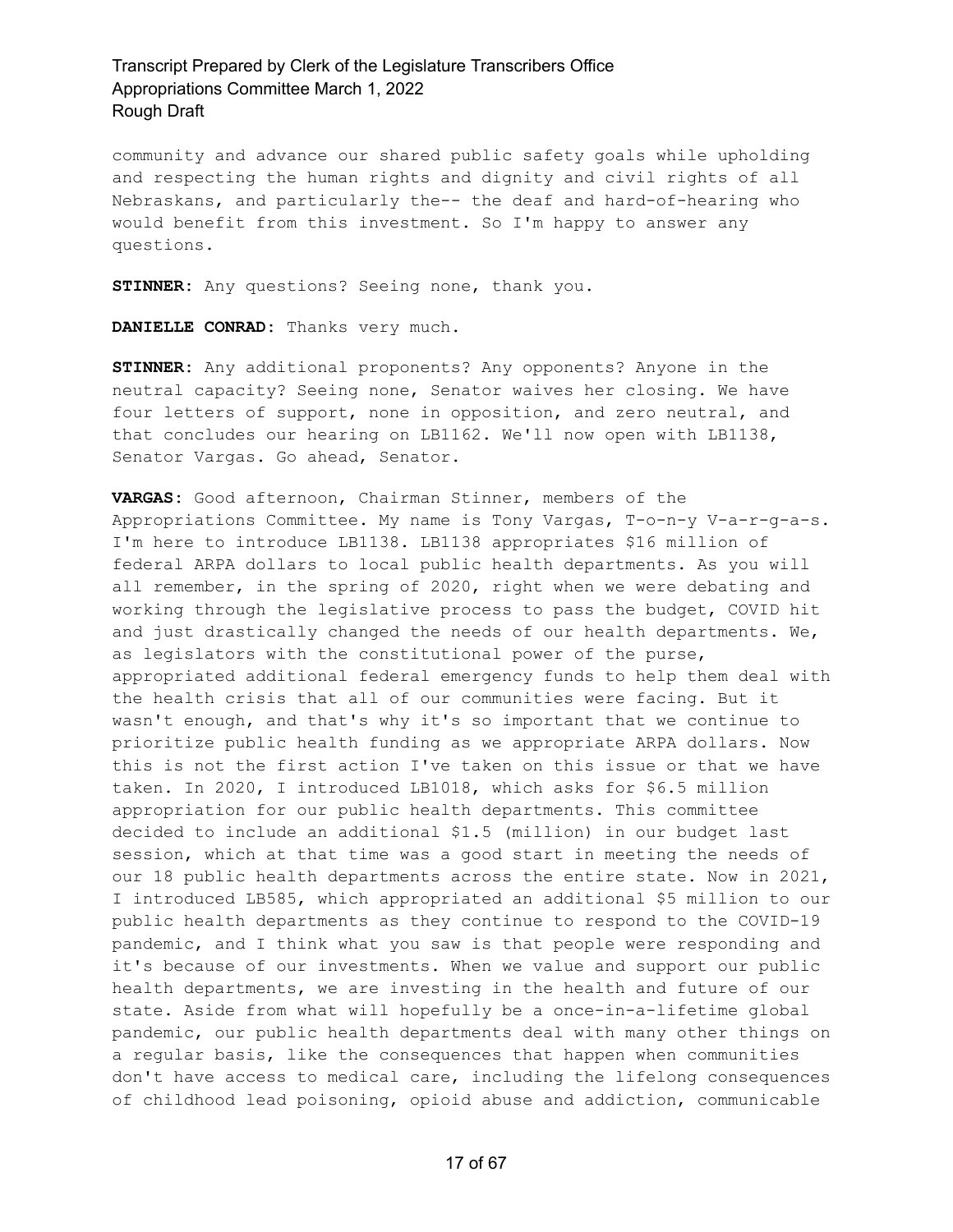community and advance our shared public safety goals while upholding and respecting the human rights and dignity and civil rights of all Nebraskans, and particularly the-- the deaf and hard-of-hearing who would benefit from this investment. So I'm happy to answer any questions.

**STINNER:** Any questions? Seeing none, thank you.

**DANIELLE CONRAD:** Thanks very much.

**STINNER:** Any additional proponents? Any opponents? Anyone in the neutral capacity? Seeing none, Senator waives her closing. We have four letters of support, none in opposition, and zero neutral, and that concludes our hearing on LB1162. We'll now open with LB1138, Senator Vargas. Go ahead, Senator.

**VARGAS:** Good afternoon, Chairman Stinner, members of the Appropriations Committee. My name is Tony Vargas, T-o-n-y V-a-r-g-a-s. I'm here to introduce LB1138. LB1138 appropriates $16 million of federal ARPA dollars to local public health departments. As you will all remember, in the spring of 2020, right when we were debating and working through the legislative process to pass the budget, COVID hit and just drastically changed the needs of our health departments. We, as legislators with the constitutional power of the purse, appropriated additional federal emergency funds to help them deal with the health crisis that all of our communities were facing. But it wasn't enough, and that's why it's so important that we continue to prioritize public health funding as we appropriate ARPA dollars. Now this is not the first action I've taken on this issue or that we have taken. In 2020, I introduced LB1018, which asks for $6.5 million appropriation for our public health departments. This committee decided to include an additional $1.5 (million) in our budget last session, which at that time was a good start in meeting the needs of our 18 public health departments across the entire state. Now in 2021, I introduced LB585, which appropriated an additional $5 million to our public health departments as they continue to respond to the COVID-19 pandemic, and I think what you saw is that people were responding and it's because of our investments. When we value and support our public health departments, we are investing in the health and future of our state. Aside from what will hopefully be a once-in-a-lifetime global pandemic, our public health departments deal with many other things on a regular basis, like the consequences that happen when communities don't have access to medical care, including the lifelong consequences of childhood lead poisoning, opioid abuse and addiction, communicable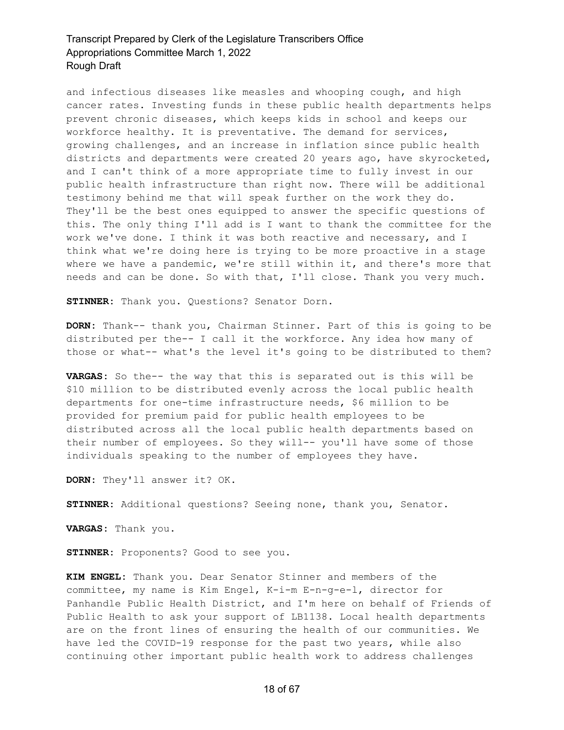and infectious diseases like measles and whooping cough, and high cancer rates. Investing funds in these public health departments helps prevent chronic diseases, which keeps kids in school and keeps our workforce healthy. It is preventative. The demand for services, growing challenges, and an increase in inflation since public health districts and departments were created 20 years ago, have skyrocketed, and I can't think of a more appropriate time to fully invest in our public health infrastructure than right now. There will be additional testimony behind me that will speak further on the work they do. They'll be the best ones equipped to answer the specific questions of this. The only thing I'll add is I want to thank the committee for the work we've done. I think it was both reactive and necessary, and I think what we're doing here is trying to be more proactive in a stage where we have a pandemic, we're still within it, and there's more that needs and can be done. So with that, I'll close. Thank you very much.

**STINNER:** Thank you. Questions? Senator Dorn.

**DORN:** Thank-- thank you, Chairman Stinner. Part of this is going to be distributed per the-- I call it the workforce. Any idea how many of those or what-- what's the level it's going to be distributed to them?

**VARGAS:** So the-- the way that this is separated out is this will be $10 million to be distributed evenly across the local public health departments for one-time infrastructure needs, $6 million to be provided for premium paid for public health employees to be distributed across all the local public health departments based on their number of employees. So they will-- you'll have some of those individuals speaking to the number of employees they have.

**DORN:** They'll answer it? OK.

**STINNER:** Additional questions? Seeing none, thank you, Senator.

**VARGAS:** Thank you.

**STINNER:** Proponents? Good to see you.

**KIM ENGEL:** Thank you. Dear Senator Stinner and members of the committee, my name is Kim Engel, K-i-m E-n-g-e-l, director for Panhandle Public Health District, and I'm here on behalf of Friends of Public Health to ask your support of LB1138. Local health departments are on the front lines of ensuring the health of our communities. We have led the COVID-19 response for the past two years, while also continuing other important public health work to address challenges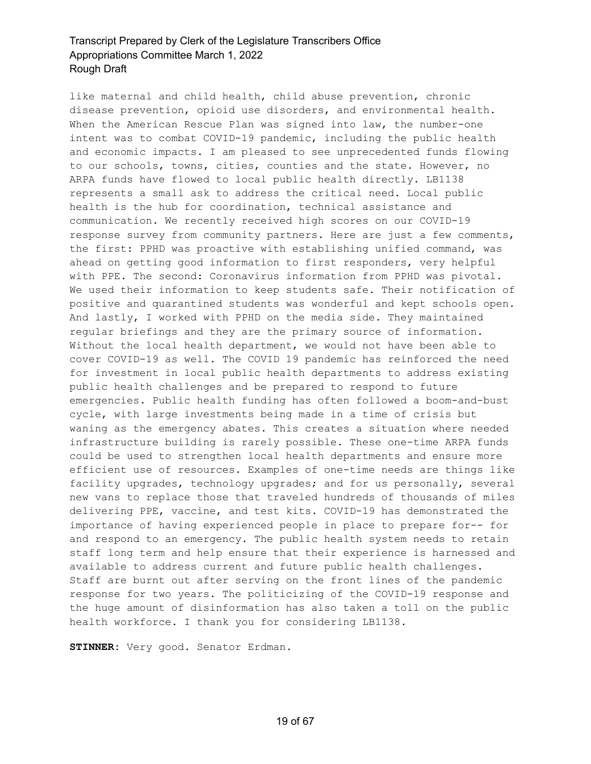like maternal and child health, child abuse prevention, chronic disease prevention, opioid use disorders, and environmental health. When the American Rescue Plan was signed into law, the number-one intent was to combat COVID-19 pandemic, including the public health and economic impacts. I am pleased to see unprecedented funds flowing to our schools, towns, cities, counties and the state. However, no ARPA funds have flowed to local public health directly. LB1138 represents a small ask to address the critical need. Local public health is the hub for coordination, technical assistance and communication. We recently received high scores on our COVID-19 response survey from community partners. Here are just a few comments, the first: PPHD was proactive with establishing unified command, was ahead on getting good information to first responders, very helpful with PPE. The second: Coronavirus information from PPHD was pivotal. We used their information to keep students safe. Their notification of positive and quarantined students was wonderful and kept schools open. And lastly, I worked with PPHD on the media side. They maintained regular briefings and they are the primary source of information. Without the local health department, we would not have been able to cover COVID-19 as well. The COVID 19 pandemic has reinforced the need for investment in local public health departments to address existing public health challenges and be prepared to respond to future emergencies. Public health funding has often followed a boom-and-bust cycle, with large investments being made in a time of crisis but waning as the emergency abates. This creates a situation where needed infrastructure building is rarely possible. These one-time ARPA funds could be used to strengthen local health departments and ensure more efficient use of resources. Examples of one-time needs are things like facility upgrades, technology upgrades; and for us personally, several new vans to replace those that traveled hundreds of thousands of miles delivering PPE, vaccine, and test kits. COVID-19 has demonstrated the importance of having experienced people in place to prepare for-- for and respond to an emergency. The public health system needs to retain staff long term and help ensure that their experience is harnessed and available to address current and future public health challenges. Staff are burnt out after serving on the front lines of the pandemic response for two years. The politicizing of the COVID-19 response and the huge amount of disinformation has also taken a toll on the public health workforce. I thank you for considering LB1138.

**STINNER:** Very good. Senator Erdman.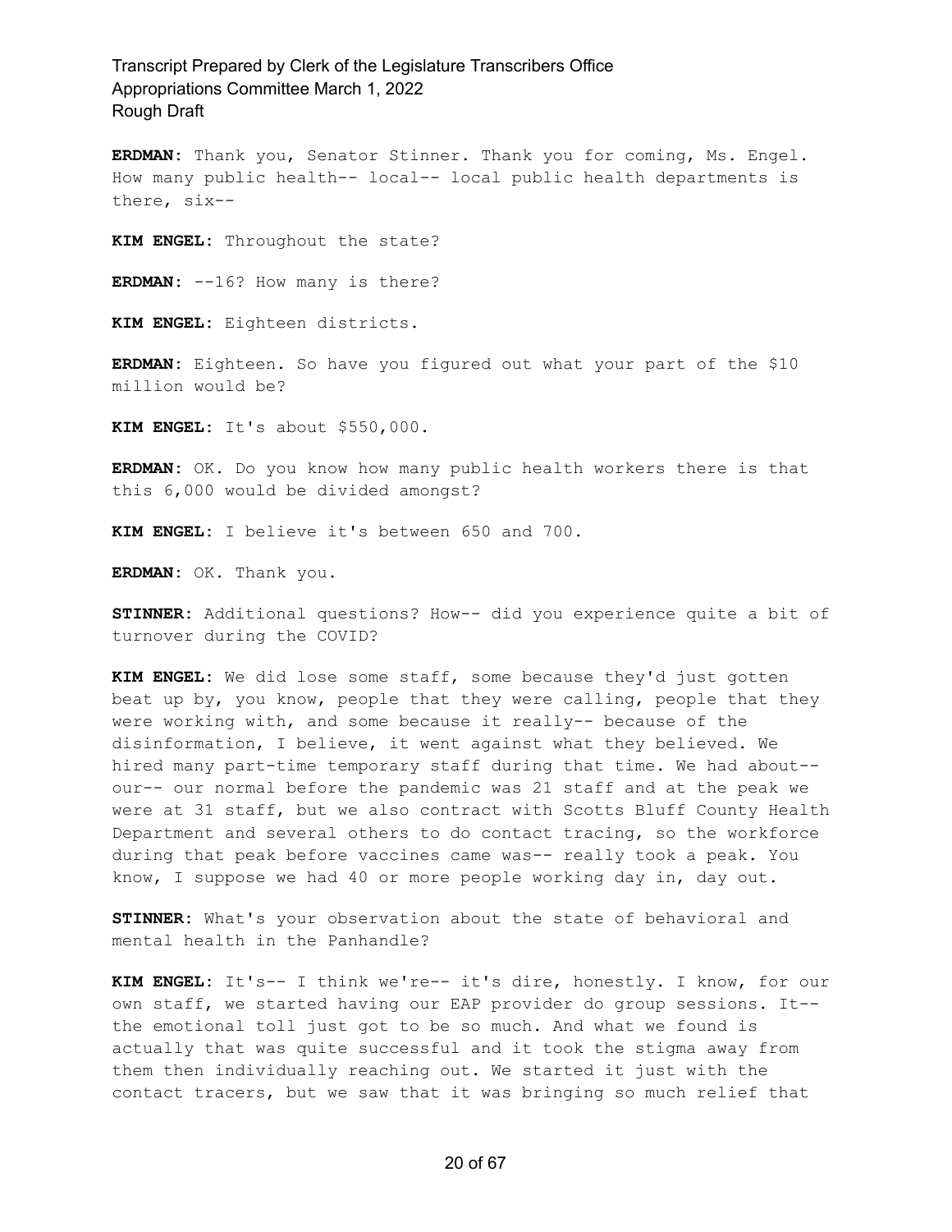**ERDMAN:** Thank you, Senator Stinner. Thank you for coming, Ms. Engel. How many public health-- local-- local public health departments is there, six--

**KIM ENGEL:** Throughout the state?

**ERDMAN:** --16? How many is there?

**KIM ENGEL:** Eighteen districts.

**ERDMAN:** Eighteen. So have you figured out what your part of the $10 million would be?

**KIM ENGEL:** It's about $550,000.

**ERDMAN:** OK. Do you know how many public health workers there is that this 6,000 would be divided amongst?

**KIM ENGEL:** I believe it's between 650 and 700.

**ERDMAN:** OK. Thank you.

**STINNER:** Additional questions? How-- did you experience quite a bit of turnover during the COVID?

**KIM ENGEL:** We did lose some staff, some because they'd just gotten beat up by, you know, people that they were calling, people that they were working with, and some because it really-- because of the disinformation, I believe, it went against what they believed. We hired many part-time temporary staff during that time. We had about-- our-- our normal before the pandemic was 21 staff and at the peak we were at 31 staff, but we also contract with Scotts Bluff County Health Department and several others to do contact tracing, so the workforce during that peak before vaccines came was-- really took a peak. You know, I suppose we had 40 or more people working day in, day out.

**STINNER:** What's your observation about the state of behavioral and mental health in the Panhandle?

**KIM ENGEL:** It's-- I think we're-- it's dire, honestly. I know, for our own staff, we started having our EAP provider do group sessions. It-- the emotional toll just got to be so much. And what we found is actually that was quite successful and it took the stigma away from them then individually reaching out. We started it just with the contact tracers, but we saw that it was bringing so much relief that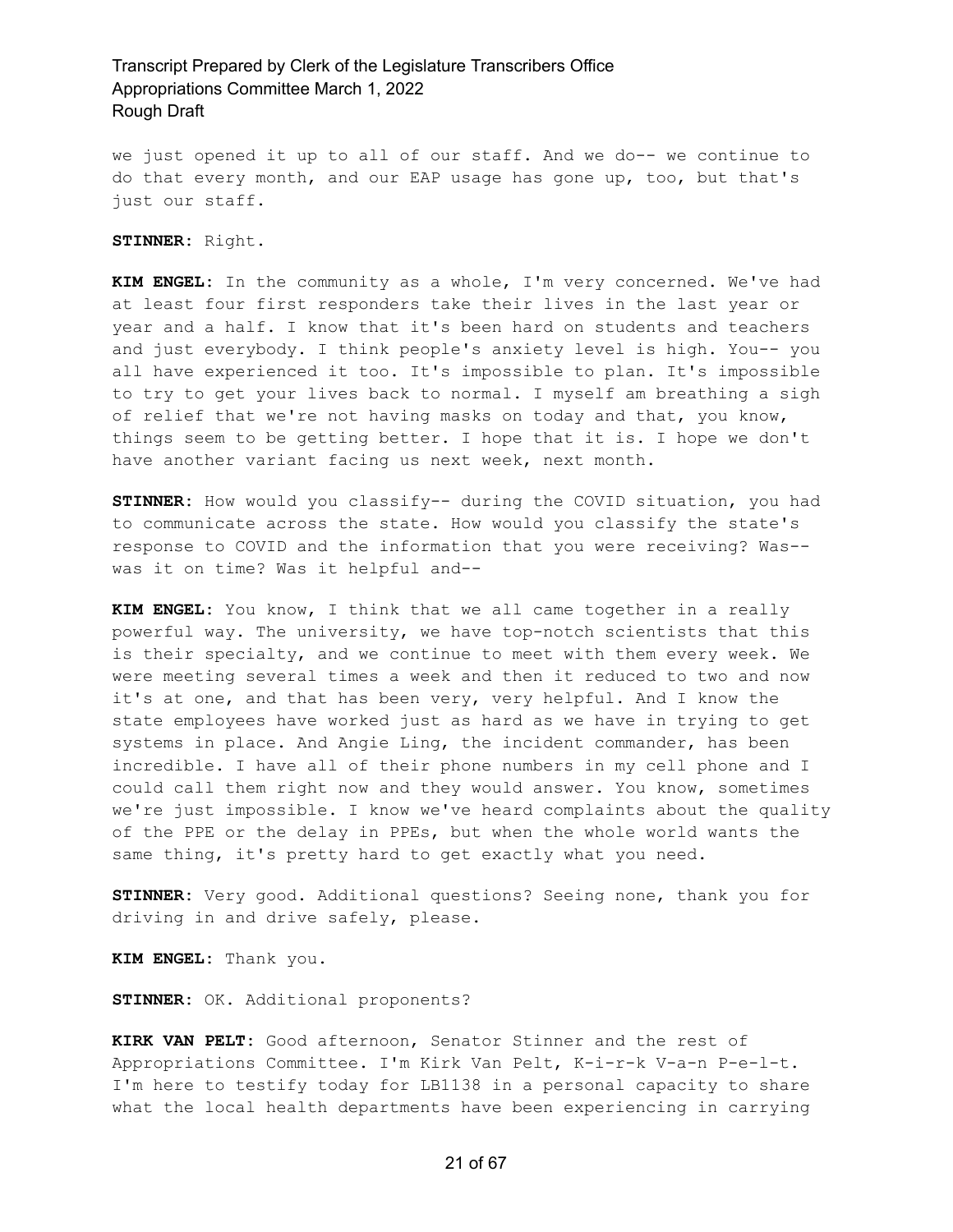we just opened it up to all of our staff. And we do-- we continue to do that every month, and our EAP usage has gone up, too, but that's just our staff.

**STINNER:** Right.

**KIM ENGEL:** In the community as a whole, I'm very concerned. We've had at least four first responders take their lives in the last year or year and a half. I know that it's been hard on students and teachers and just everybody. I think people's anxiety level is high. You-- you all have experienced it too. It's impossible to plan. It's impossible to try to get your lives back to normal. I myself am breathing a sigh of relief that we're not having masks on today and that, you know, things seem to be getting better. I hope that it is. I hope we don't have another variant facing us next week, next month.

**STINNER:** How would you classify-- during the COVID situation, you had to communicate across the state. How would you classify the state's response to COVID and the information that you were receiving? Was-- was it on time? Was it helpful and--

**KIM ENGEL:** You know, I think that we all came together in a really powerful way. The university, we have top-notch scientists that this is their specialty, and we continue to meet with them every week. We were meeting several times a week and then it reduced to two and now it's at one, and that has been very, very helpful. And I know the state employees have worked just as hard as we have in trying to get systems in place. And Angie Ling, the incident commander, has been incredible. I have all of their phone numbers in my cell phone and I could call them right now and they would answer. You know, sometimes we're just impossible. I know we've heard complaints about the quality of the PPE or the delay in PPEs, but when the whole world wants the same thing, it's pretty hard to get exactly what you need.

**STINNER:** Very good. Additional questions? Seeing none, thank you for driving in and drive safely, please.

**KIM ENGEL:** Thank you.

**STINNER:** OK. Additional proponents?

**KIRK VAN PELT:** Good afternoon, Senator Stinner and the rest of Appropriations Committee. I'm Kirk Van Pelt, K-i-r-k V-a-n P-e-l-t. I'm here to testify today for LB1138 in a personal capacity to share what the local health departments have been experiencing in carrying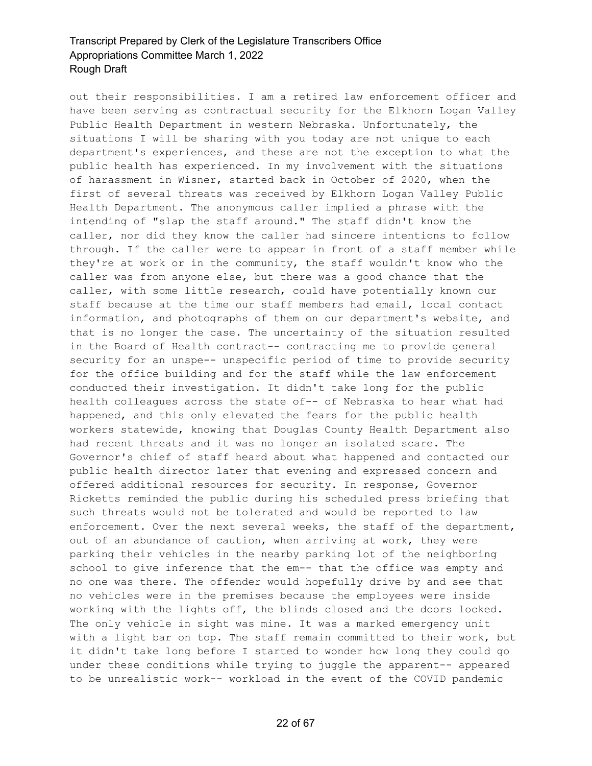out their responsibilities. I am a retired law enforcement officer and have been serving as contractual security for the Elkhorn Logan Valley Public Health Department in western Nebraska. Unfortunately, the situations I will be sharing with you today are not unique to each department's experiences, and these are not the exception to what the public health has experienced. In my involvement with the situations of harassment in Wisner, started back in October of 2020, when the first of several threats was received by Elkhorn Logan Valley Public Health Department. The anonymous caller implied a phrase with the intending of "slap the staff around." The staff didn't know the caller, nor did they know the caller had sincere intentions to follow through. If the caller were to appear in front of a staff member while they're at work or in the community, the staff wouldn't know who the caller was from anyone else, but there was a good chance that the caller, with some little research, could have potentially known our staff because at the time our staff members had email, local contact information, and photographs of them on our department's website, and that is no longer the case. The uncertainty of the situation resulted in the Board of Health contract-- contracting me to provide general security for an unspe-- unspecific period of time to provide security for the office building and for the staff while the law enforcement conducted their investigation. It didn't take long for the public health colleagues across the state of-- of Nebraska to hear what had happened, and this only elevated the fears for the public health workers statewide, knowing that Douglas County Health Department also had recent threats and it was no longer an isolated scare. The Governor's chief of staff heard about what happened and contacted our public health director later that evening and expressed concern and offered additional resources for security. In response, Governor Ricketts reminded the public during his scheduled press briefing that such threats would not be tolerated and would be reported to law enforcement. Over the next several weeks, the staff of the department, out of an abundance of caution, when arriving at work, they were parking their vehicles in the nearby parking lot of the neighboring school to give inference that the em-- that the office was empty and no one was there. The offender would hopefully drive by and see that no vehicles were in the premises because the employees were inside working with the lights off, the blinds closed and the doors locked. The only vehicle in sight was mine. It was a marked emergency unit with a light bar on top. The staff remain committed to their work, but it didn't take long before I started to wonder how long they could go under these conditions while trying to juggle the apparent-- appeared to be unrealistic work-- workload in the event of the COVID pandemic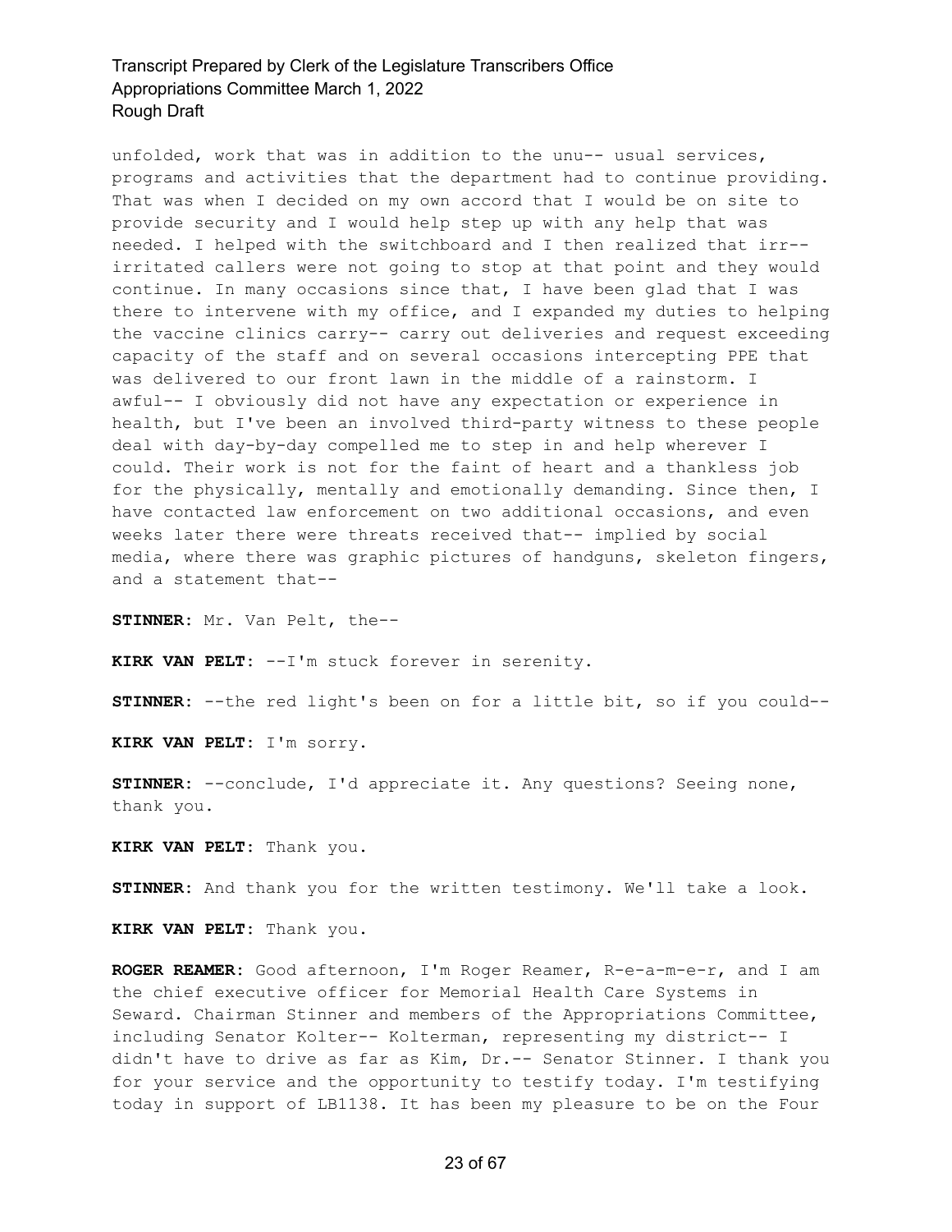unfolded, work that was in addition to the unu-- usual services, programs and activities that the department had to continue providing. That was when I decided on my own accord that I would be on site to provide security and I would help step up with any help that was needed. I helped with the switchboard and I then realized that irr-- irritated callers were not going to stop at that point and they would continue. In many occasions since that, I have been glad that I was there to intervene with my office, and I expanded my duties to helping the vaccine clinics carry-- carry out deliveries and request exceeding capacity of the staff and on several occasions intercepting PPE that was delivered to our front lawn in the middle of a rainstorm. I awful-- I obviously did not have any expectation or experience in health, but I've been an involved third-party witness to these people deal with day-by-day compelled me to step in and help wherever I could. Their work is not for the faint of heart and a thankless job for the physically, mentally and emotionally demanding. Since then, I have contacted law enforcement on two additional occasions, and even weeks later there were threats received that-- implied by social media, where there was graphic pictures of handguns, skeleton fingers, and a statement that--

**STINNER:** Mr. Van Pelt, the--

**KIRK VAN PELT:** --I'm stuck forever in serenity.

**STINNER:** --the red light's been on for a little bit, so if you could--

**KIRK VAN PELT:** I'm sorry.

**STINNER:** --conclude, I'd appreciate it. Any questions? Seeing none, thank you.

**KIRK VAN PELT:** Thank you.

**STINNER:** And thank you for the written testimony. We'll take a look.

**KIRK VAN PELT:** Thank you.

**ROGER REAMER:** Good afternoon, I'm Roger Reamer, R-e-a-m-e-r, and I am the chief executive officer for Memorial Health Care Systems in Seward. Chairman Stinner and members of the Appropriations Committee, including Senator Kolter-- Kolterman, representing my district-- I didn't have to drive as far as Kim, Dr.-- Senator Stinner. I thank you for your service and the opportunity to testify today. I'm testifying today in support of LB1138. It has been my pleasure to be on the Four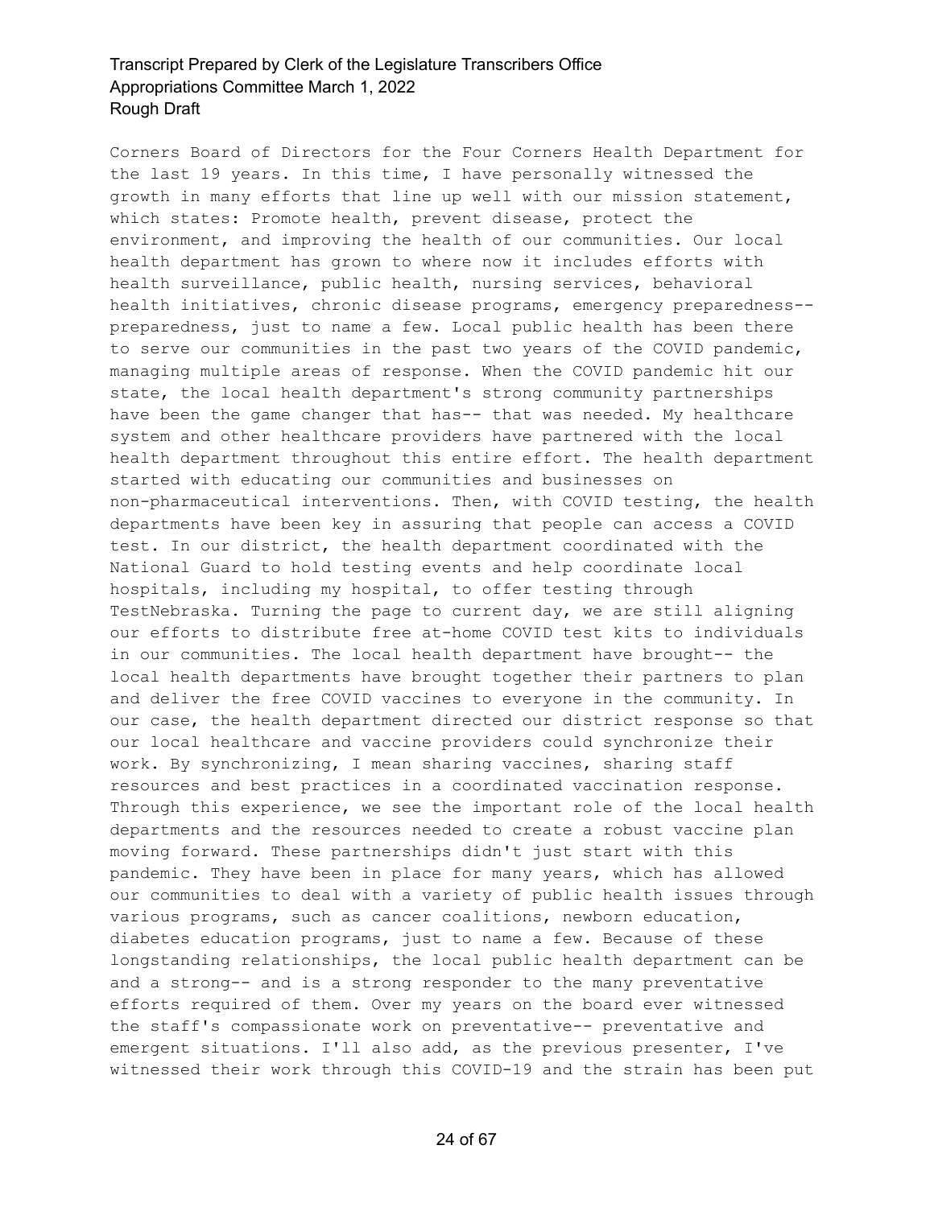Corners Board of Directors for the Four Corners Health Department for the last 19 years. In this time, I have personally witnessed the growth in many efforts that line up well with our mission statement, which states: Promote health, prevent disease, protect the environment, and improving the health of our communities. Our local health department has grown to where now it includes efforts with health surveillance, public health, nursing services, behavioral health initiatives, chronic disease programs, emergency preparedness-- preparedness, just to name a few. Local public health has been there to serve our communities in the past two years of the COVID pandemic, managing multiple areas of response. When the COVID pandemic hit our state, the local health department's strong community partnerships have been the game changer that has-- that was needed. My healthcare system and other healthcare providers have partnered with the local health department throughout this entire effort. The health department started with educating our communities and businesses on non-pharmaceutical interventions. Then, with COVID testing, the health departments have been key in assuring that people can access a COVID test. In our district, the health department coordinated with the National Guard to hold testing events and help coordinate local hospitals, including my hospital, to offer testing through TestNebraska. Turning the page to current day, we are still aligning our efforts to distribute free at-home COVID test kits to individuals in our communities. The local health department have brought-- the local health departments have brought together their partners to plan and deliver the free COVID vaccines to everyone in the community. In our case, the health department directed our district response so that our local healthcare and vaccine providers could synchronize their work. By synchronizing, I mean sharing vaccines, sharing staff resources and best practices in a coordinated vaccination response. Through this experience, we see the important role of the local health departments and the resources needed to create a robust vaccine plan moving forward. These partnerships didn't just start with this pandemic. They have been in place for many years, which has allowed our communities to deal with a variety of public health issues through various programs, such as cancer coalitions, newborn education, diabetes education programs, just to name a few. Because of these longstanding relationships, the local public health department can be and a strong-- and is a strong responder to the many preventative efforts required of them. Over my years on the board ever witnessed the staff's compassionate work on preventative-- preventative and emergent situations. I'll also add, as the previous presenter, I've witnessed their work through this COVID-19 and the strain has been put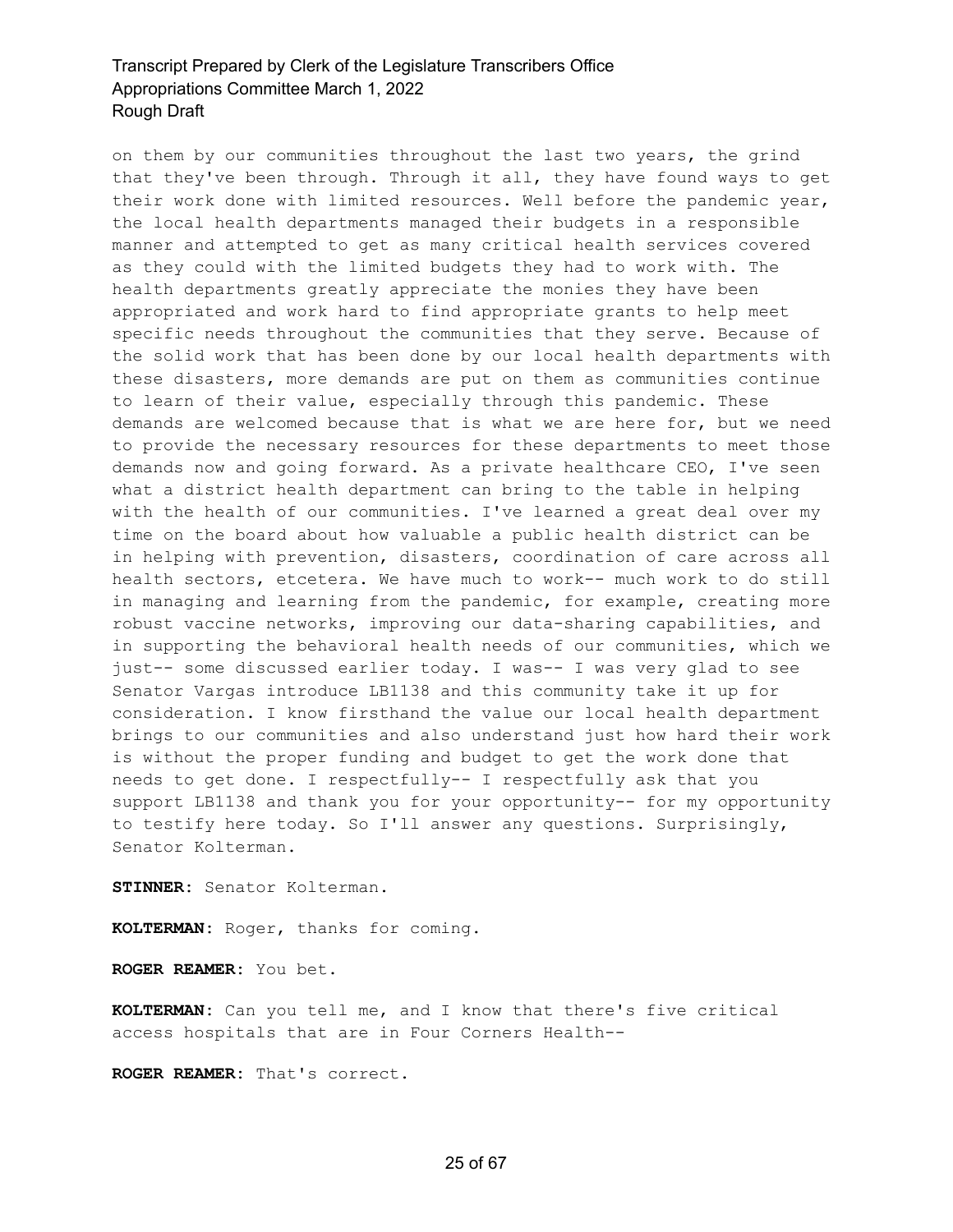on them by our communities throughout the last two years, the grind that they've been through. Through it all, they have found ways to get their work done with limited resources. Well before the pandemic year, the local health departments managed their budgets in a responsible manner and attempted to get as many critical health services covered as they could with the limited budgets they had to work with. The health departments greatly appreciate the monies they have been appropriated and work hard to find appropriate grants to help meet specific needs throughout the communities that they serve. Because of the solid work that has been done by our local health departments with these disasters, more demands are put on them as communities continue to learn of their value, especially through this pandemic. These demands are welcomed because that is what we are here for, but we need to provide the necessary resources for these departments to meet those demands now and going forward. As a private healthcare CEO, I've seen what a district health department can bring to the table in helping with the health of our communities. I've learned a great deal over my time on the board about how valuable a public health district can be in helping with prevention, disasters, coordination of care across all health sectors, etcetera. We have much to work-- much work to do still in managing and learning from the pandemic, for example, creating more robust vaccine networks, improving our data-sharing capabilities, and in supporting the behavioral health needs of our communities, which we just-- some discussed earlier today. I was-- I was very glad to see Senator Vargas introduce LB1138 and this community take it up for consideration. I know firsthand the value our local health department brings to our communities and also understand just how hard their work is without the proper funding and budget to get the work done that needs to get done. I respectfully-- I respectfully ask that you support LB1138 and thank you for your opportunity-- for my opportunity to testify here today. So I'll answer any questions. Surprisingly, Senator Kolterman.

**STINNER:** Senator Kolterman.

**KOLTERMAN:** Roger, thanks for coming.

**ROGER REAMER:** You bet.

**KOLTERMAN:** Can you tell me, and I know that there's five critical access hospitals that are in Four Corners Health--

**ROGER REAMER:** That's correct.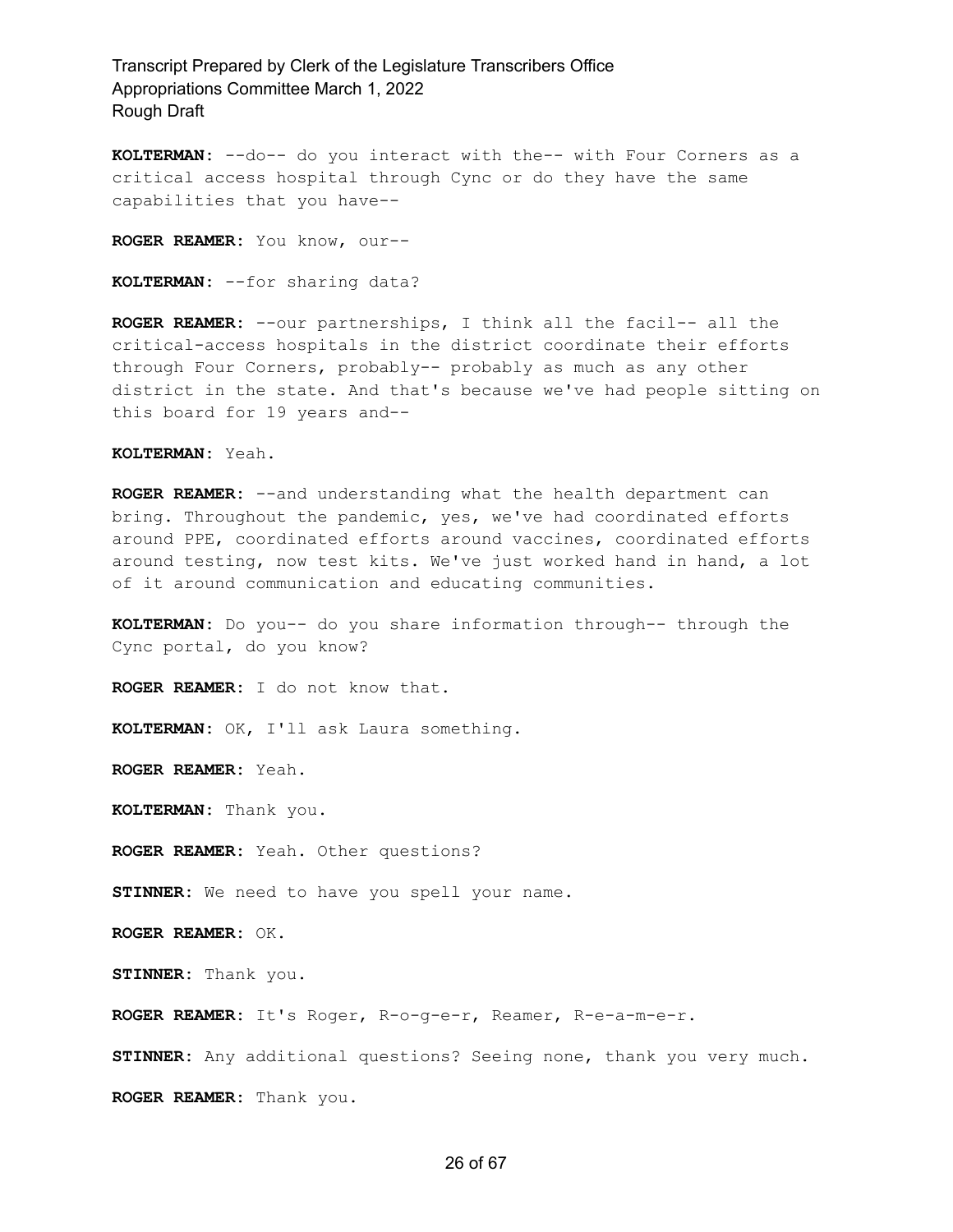**KOLTERMAN:** --do-- do you interact with the-- with Four Corners as a critical access hospital through Cync or do they have the same capabilities that you have--

**ROGER REAMER:** You know, our--

**KOLTERMAN:** --for sharing data?

**ROGER REAMER:** --our partnerships, I think all the facil-- all the critical-access hospitals in the district coordinate their efforts through Four Corners, probably-- probably as much as any other district in the state. And that's because we've had people sitting on this board for 19 years and--

**KOLTERMAN:** Yeah.

**ROGER REAMER:** --and understanding what the health department can bring. Throughout the pandemic, yes, we've had coordinated efforts around PPE, coordinated efforts around vaccines, coordinated efforts around testing, now test kits. We've just worked hand in hand, a lot of it around communication and educating communities.

**KOLTERMAN:** Do you-- do you share information through-- through the Cync portal, do you know?

**ROGER REAMER:** I do not know that.

**KOLTERMAN:** OK, I'll ask Laura something.

**ROGER REAMER:** Yeah.

**KOLTERMAN:** Thank you.

**ROGER REAMER:** Yeah. Other questions?

**STINNER:** We need to have you spell your name.

**ROGER REAMER:** OK.

**STINNER:** Thank you.

**ROGER REAMER:** It's Roger, R-o-g-e-r, Reamer, R-e-a-m-e-r.

**STINNER:** Any additional questions? Seeing none, thank you very much.

**ROGER REAMER:** Thank you.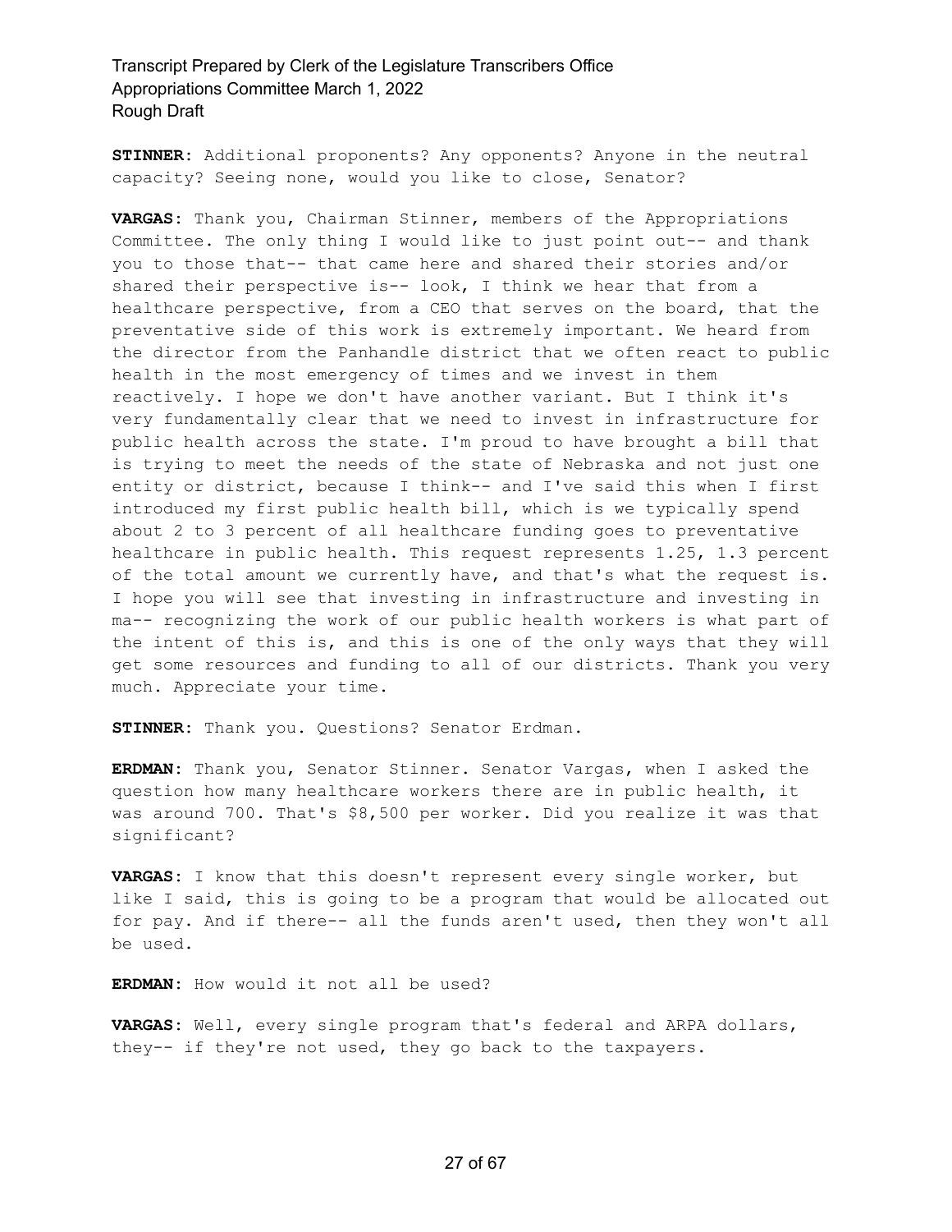**STINNER:** Additional proponents? Any opponents? Anyone in the neutral capacity? Seeing none, would you like to close, Senator?

**VARGAS:** Thank you, Chairman Stinner, members of the Appropriations Committee. The only thing I would like to just point out-- and thank you to those that-- that came here and shared their stories and/or shared their perspective is-- look, I think we hear that from a healthcare perspective, from a CEO that serves on the board, that the preventative side of this work is extremely important. We heard from the director from the Panhandle district that we often react to public health in the most emergency of times and we invest in them reactively. I hope we don't have another variant. But I think it's very fundamentally clear that we need to invest in infrastructure for public health across the state. I'm proud to have brought a bill that is trying to meet the needs of the state of Nebraska and not just one entity or district, because I think-- and I've said this when I first introduced my first public health bill, which is we typically spend about 2 to 3 percent of all healthcare funding goes to preventative healthcare in public health. This request represents 1.25, 1.3 percent of the total amount we currently have, and that's what the request is. I hope you will see that investing in infrastructure and investing in ma-- recognizing the work of our public health workers is what part of the intent of this is, and this is one of the only ways that they will get some resources and funding to all of our districts. Thank you very much. Appreciate your time.

**STINNER:** Thank you. Questions? Senator Erdman.

**ERDMAN:** Thank you, Senator Stinner. Senator Vargas, when I asked the question how many healthcare workers there are in public health, it was around 700. That's $8,500 per worker. Did you realize it was that significant?

**VARGAS:** I know that this doesn't represent every single worker, but like I said, this is going to be a program that would be allocated out for pay. And if there-- all the funds aren't used, then they won't all be used.

**ERDMAN:** How would it not all be used?

**VARGAS:** Well, every single program that's federal and ARPA dollars, they-- if they're not used, they go back to the taxpayers.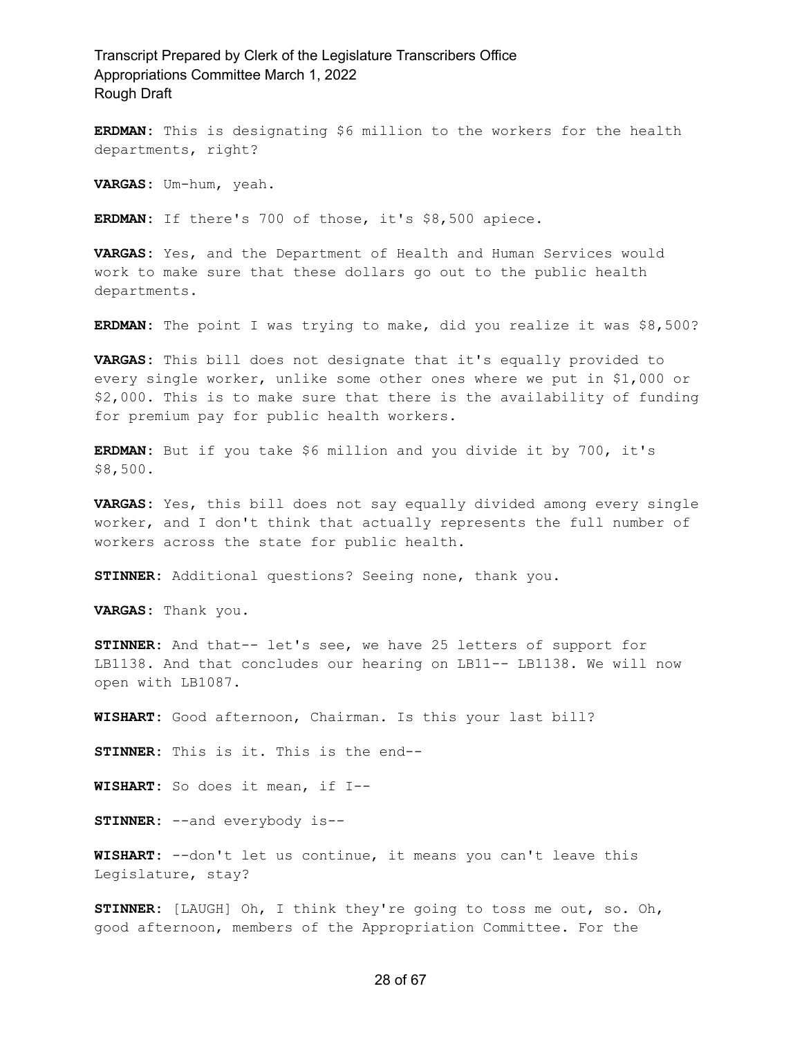**ERDMAN:** This is designating $6 million to the workers for the health departments, right?

**VARGAS:** Um-hum, yeah.

**ERDMAN:** If there's 700 of those, it's $8,500 apiece.

**VARGAS:** Yes, and the Department of Health and Human Services would work to make sure that these dollars go out to the public health departments.

**ERDMAN:** The point I was trying to make, did you realize it was $8,500?

**VARGAS:** This bill does not designate that it's equally provided to every single worker, unlike some other ones where we put in $1,000 or $2,000. This is to make sure that there is the availability of funding for premium pay for public health workers.

**ERDMAN:** But if you take $6 million and you divide it by 700, it's $8,500.

**VARGAS:** Yes, this bill does not say equally divided among every single worker, and I don't think that actually represents the full number of workers across the state for public health.

**STINNER:** Additional questions? Seeing none, thank you.

**VARGAS:** Thank you.

**STINNER:** And that-- let's see, we have 25 letters of support for LB1138. And that concludes our hearing on LB11-- LB1138. We will now open with LB1087.

**WISHART:** Good afternoon, Chairman. Is this your last bill?

**STINNER:** This is it. This is the end--

**WISHART:** So does it mean, if I--

**STINNER:** --and everybody is--

**WISHART:** --don't let us continue, it means you can't leave this Legislature, stay?

**STINNER:** [LAUGH] Oh, I think they're going to toss me out, so. Oh, good afternoon, members of the Appropriation Committee. For the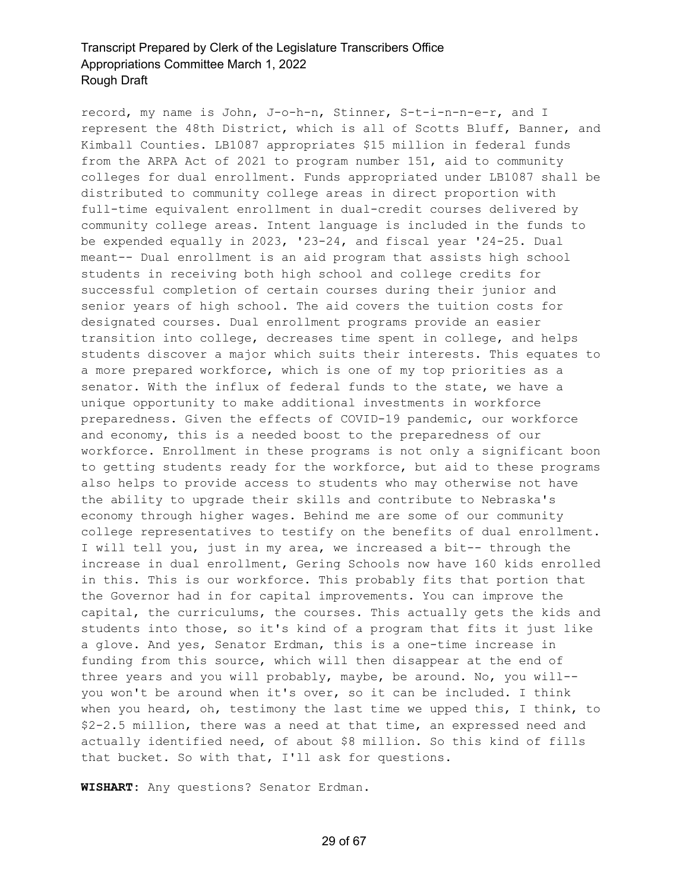record, my name is John, J-o-h-n, Stinner, S-t-i-n-n-e-r, and I represent the 48th District, which is all of Scotts Bluff, Banner, and Kimball Counties. LB1087 appropriates $15 million in federal funds from the ARPA Act of 2021 to program number 151, aid to community colleges for dual enrollment. Funds appropriated under LB1087 shall be distributed to community college areas in direct proportion with full-time equivalent enrollment in dual-credit courses delivered by community college areas. Intent language is included in the funds to be expended equally in 2023, '23-24, and fiscal year '24-25. Dual meant-- Dual enrollment is an aid program that assists high school students in receiving both high school and college credits for successful completion of certain courses during their junior and senior years of high school. The aid covers the tuition costs for designated courses. Dual enrollment programs provide an easier transition into college, decreases time spent in college, and helps students discover a major which suits their interests. This equates to a more prepared workforce, which is one of my top priorities as a senator. With the influx of federal funds to the state, we have a unique opportunity to make additional investments in workforce preparedness. Given the effects of COVID-19 pandemic, our workforce and economy, this is a needed boost to the preparedness of our workforce. Enrollment in these programs is not only a significant boon to getting students ready for the workforce, but aid to these programs also helps to provide access to students who may otherwise not have the ability to upgrade their skills and contribute to Nebraska's economy through higher wages. Behind me are some of our community college representatives to testify on the benefits of dual enrollment. I will tell you, just in my area, we increased a bit-- through the increase in dual enrollment, Gering Schools now have 160 kids enrolled in this. This is our workforce. This probably fits that portion that the Governor had in for capital improvements. You can improve the capital, the curriculums, the courses. This actually gets the kids and students into those, so it's kind of a program that fits it just like a glove. And yes, Senator Erdman, this is a one-time increase in funding from this source, which will then disappear at the end of three years and you will probably, maybe, be around. No, you will-- you won't be around when it's over, so it can be included. I think when you heard, oh, testimony the last time we upped this, I think, to $2-2.5 million, there was a need at that time, an expressed need and actually identified need, of about $8 million. So this kind of fills that bucket. So with that, I'll ask for questions.

**WISHART:** Any questions? Senator Erdman.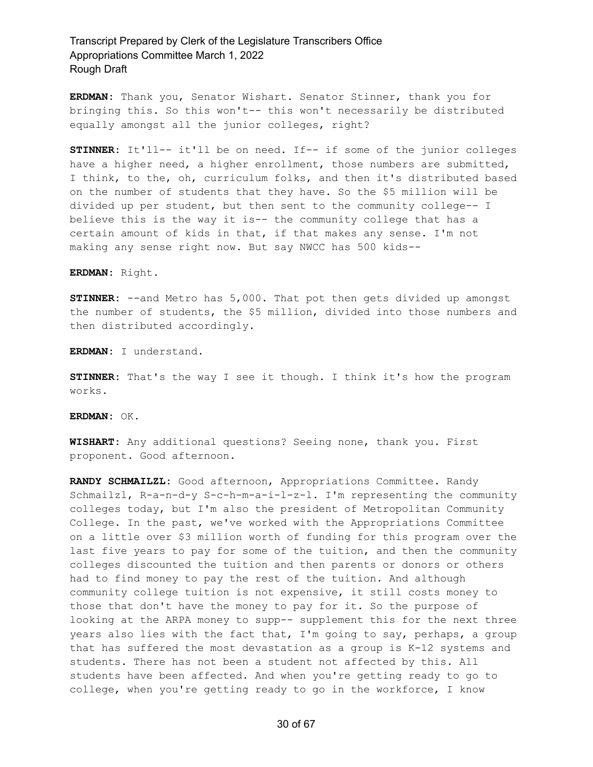**ERDMAN:** Thank you, Senator Wishart. Senator Stinner, thank you for bringing this. So this won't-- this won't necessarily be distributed equally amongst all the junior colleges, right?

**STINNER:** It'll-- it'll be on need. If-- if some of the junior colleges have a higher need, a higher enrollment, those numbers are submitted, I think, to the, oh, curriculum folks, and then it's distributed based on the number of students that they have. So the $5 million will be divided up per student, but then sent to the community college-- I believe this is the way it is-- the community college that has a certain amount of kids in that, if that makes any sense. I'm not making any sense right now. But say NWCC has 500 kids--

**ERDMAN:** Right.

**STINNER:** --and Metro has 5,000. That pot then gets divided up amongst the number of students, the $5 million, divided into those numbers and then distributed accordingly.

**ERDMAN:** I understand.

**STINNER:** That's the way I see it though. I think it's how the program works.

**ERDMAN:** OK.

**WISHART:** Any additional questions? Seeing none, thank you. First proponent. Good afternoon.

**RANDY SCHMAILZL:** Good afternoon, Appropriations Committee. Randy Schmailzl, R-a-n-d-y S-c-h-m-a-i-l-z-l. I'm representing the community colleges today, but I'm also the president of Metropolitan Community College. In the past, we've worked with the Appropriations Committee on a little over $3 million worth of funding for this program over the last five years to pay for some of the tuition, and then the community colleges discounted the tuition and then parents or donors or others had to find money to pay the rest of the tuition. And although community college tuition is not expensive, it still costs money to those that don't have the money to pay for it. So the purpose of looking at the ARPA money to supp-- supplement this for the next three years also lies with the fact that, I'm going to say, perhaps, a group that has suffered the most devastation as a group is K-12 systems and students. There has not been a student not affected by this. All students have been affected. And when you're getting ready to go to college, when you're getting ready to go in the workforce, I know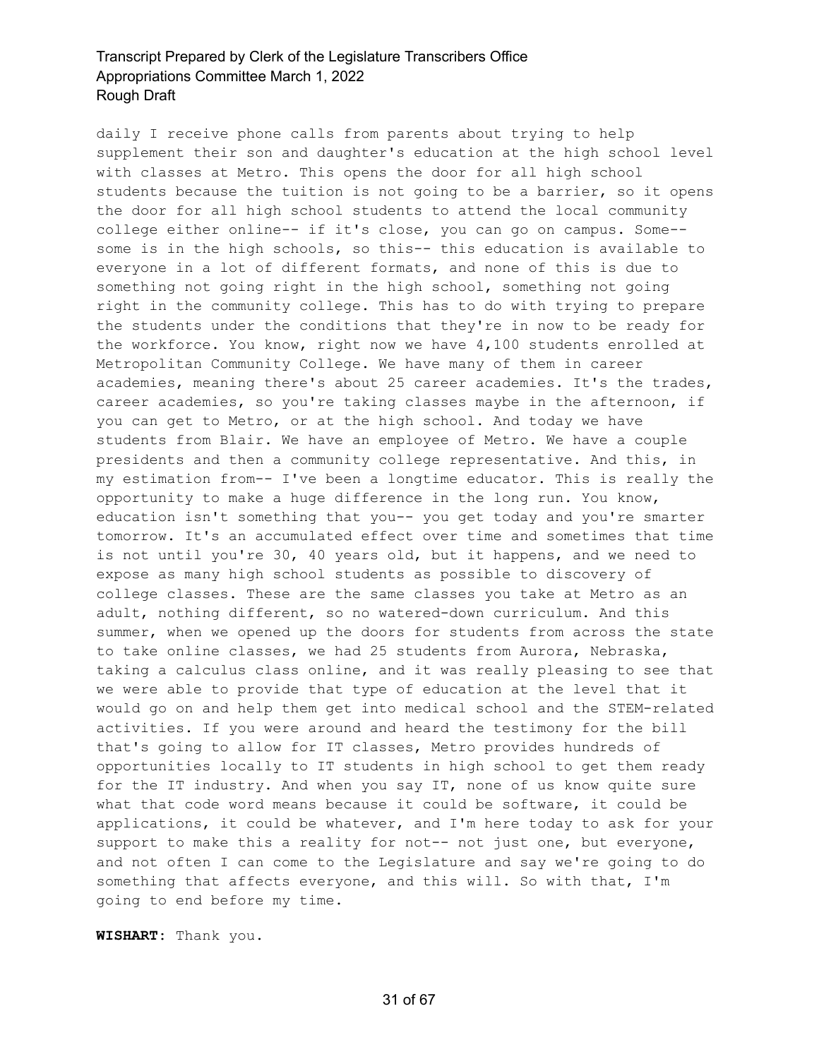daily I receive phone calls from parents about trying to help supplement their son and daughter's education at the high school level with classes at Metro. This opens the door for all high school students because the tuition is not going to be a barrier, so it opens the door for all high school students to attend the local community college either online-- if it's close, you can go on campus. Some-- some is in the high schools, so this-- this education is available to everyone in a lot of different formats, and none of this is due to something not going right in the high school, something not going right in the community college. This has to do with trying to prepare the students under the conditions that they're in now to be ready for the workforce. You know, right now we have 4,100 students enrolled at Metropolitan Community College. We have many of them in career academies, meaning there's about 25 career academies. It's the trades, career academies, so you're taking classes maybe in the afternoon, if you can get to Metro, or at the high school. And today we have students from Blair. We have an employee of Metro. We have a couple presidents and then a community college representative. And this, in my estimation from-- I've been a longtime educator. This is really the opportunity to make a huge difference in the long run. You know, education isn't something that you-- you get today and you're smarter tomorrow. It's an accumulated effect over time and sometimes that time is not until you're 30, 40 years old, but it happens, and we need to expose as many high school students as possible to discovery of college classes. These are the same classes you take at Metro as an adult, nothing different, so no watered-down curriculum. And this summer, when we opened up the doors for students from across the state to take online classes, we had 25 students from Aurora, Nebraska, taking a calculus class online, and it was really pleasing to see that we were able to provide that type of education at the level that it would go on and help them get into medical school and the STEM-related activities. If you were around and heard the testimony for the bill that's going to allow for IT classes, Metro provides hundreds of opportunities locally to IT students in high school to get them ready for the IT industry. And when you say IT, none of us know quite sure what that code word means because it could be software, it could be applications, it could be whatever, and I'm here today to ask for your support to make this a reality for not-- not just one, but everyone, and not often I can come to the Legislature and say we're going to do something that affects everyone, and this will. So with that, I'm going to end before my time.

**WISHART:** Thank you.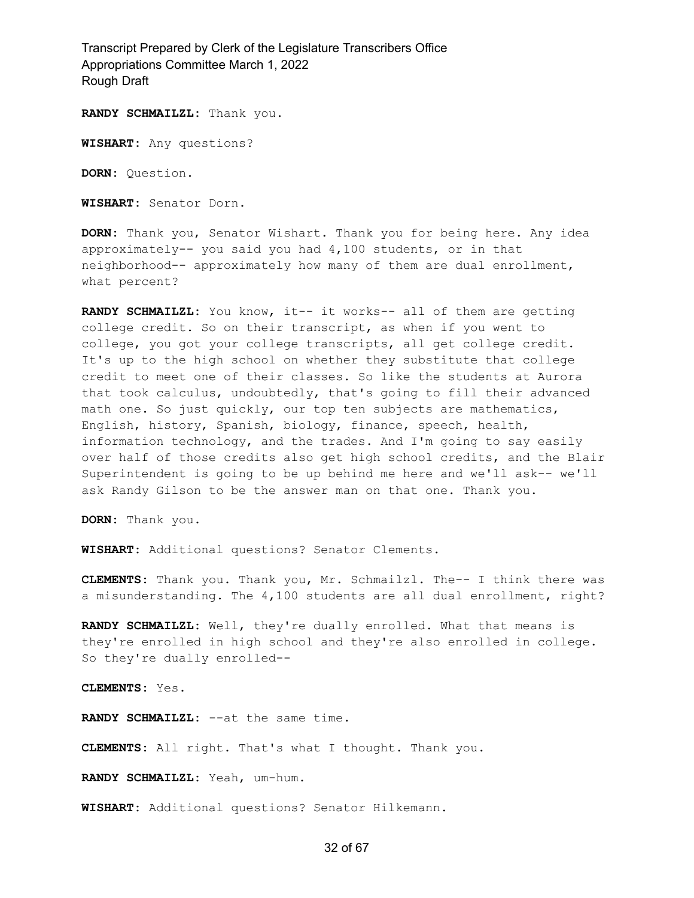**RANDY SCHMAILZL:** Thank you.

**WISHART:** Any questions?

**DORN:** Question.

**WISHART:** Senator Dorn.

**DORN:** Thank you, Senator Wishart. Thank you for being here. Any idea approximately-- you said you had 4,100 students, or in that neighborhood-- approximately how many of them are dual enrollment, what percent?

**RANDY SCHMAILZL:** You know, it-- it works-- all of them are getting college credit. So on their transcript, as when if you went to college, you got your college transcripts, all get college credit. It's up to the high school on whether they substitute that college credit to meet one of their classes. So like the students at Aurora that took calculus, undoubtedly, that's going to fill their advanced math one. So just quickly, our top ten subjects are mathematics, English, history, Spanish, biology, finance, speech, health, information technology, and the trades. And I'm going to say easily over half of those credits also get high school credits, and the Blair Superintendent is going to be up behind me here and we'll ask-- we'll ask Randy Gilson to be the answer man on that one. Thank you.

**DORN:** Thank you.

**WISHART:** Additional questions? Senator Clements.

**CLEMENTS:** Thank you. Thank you, Mr. Schmailzl. The-- I think there was a misunderstanding. The 4,100 students are all dual enrollment, right?

**RANDY SCHMAILZL:** Well, they're dually enrolled. What that means is they're enrolled in high school and they're also enrolled in college. So they're dually enrolled--

**CLEMENTS:** Yes.

**RANDY SCHMAILZL:** --at the same time.

**CLEMENTS:** All right. That's what I thought. Thank you.

**RANDY SCHMAILZL:** Yeah, um-hum.

**WISHART:** Additional questions? Senator Hilkemann.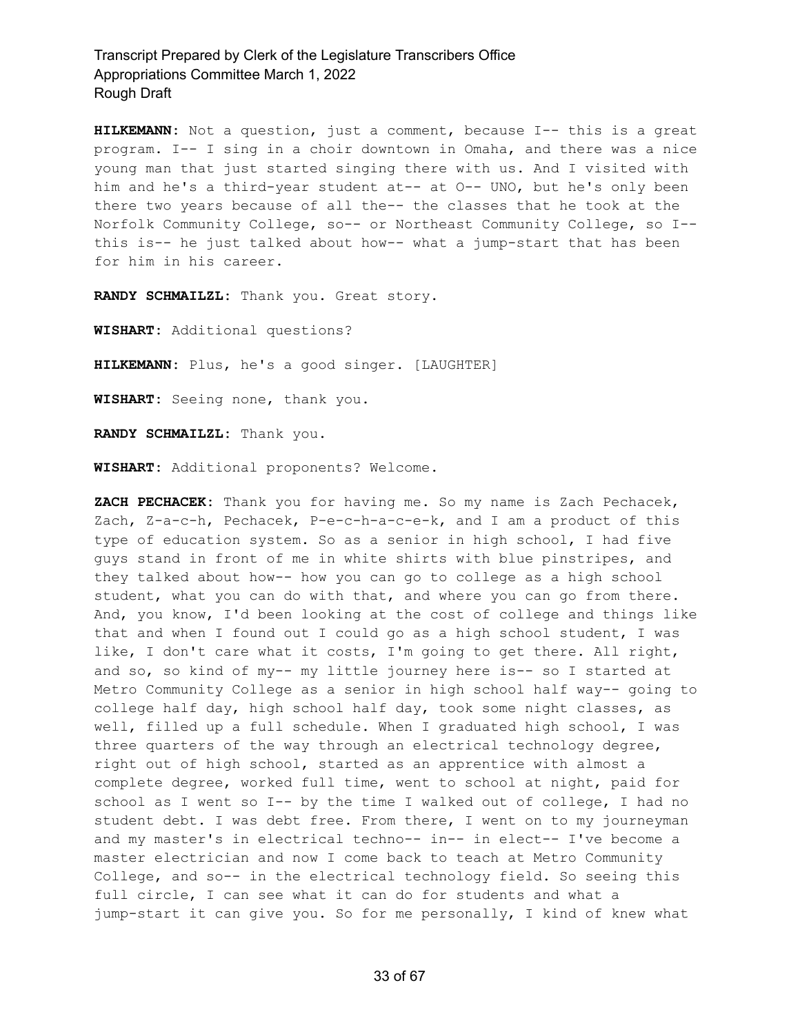**HILKEMANN:** Not a question, just a comment, because I-- this is a great program. I-- I sing in a choir downtown in Omaha, and there was a nice young man that just started singing there with us. And I visited with him and he's a third-year student at-- at O-- UNO, but he's only been there two years because of all the-- the classes that he took at the Norfolk Community College, so-- or Northeast Community College, so I-- this is-- he just talked about how-- what a jump-start that has been for him in his career.

**RANDY SCHMAILZL:** Thank you. Great story.

**WISHART:** Additional questions?

**HILKEMANN:** Plus, he's a good singer. [LAUGHTER]

**WISHART:** Seeing none, thank you.

**RANDY SCHMAILZL:** Thank you.

**WISHART:** Additional proponents? Welcome.

**ZACH PECHACEK:** Thank you for having me. So my name is Zach Pechacek, Zach, Z-a-c-h, Pechacek, P-e-c-h-a-c-e-k, and I am a product of this type of education system. So as a senior in high school, I had five guys stand in front of me in white shirts with blue pinstripes, and they talked about how-- how you can go to college as a high school student, what you can do with that, and where you can go from there. And, you know, I'd been looking at the cost of college and things like that and when I found out I could go as a high school student, I was like, I don't care what it costs, I'm going to get there. All right, and so, so kind of my-- my little journey here is-- so I started at Metro Community College as a senior in high school half way-- going to college half day, high school half day, took some night classes, as well, filled up a full schedule. When I graduated high school, I was three quarters of the way through an electrical technology degree, right out of high school, started as an apprentice with almost a complete degree, worked full time, went to school at night, paid for school as I went so I-- by the time I walked out of college, I had no student debt. I was debt free. From there, I went on to my journeyman and my master's in electrical techno-- in-- in elect-- I've become a master electrician and now I come back to teach at Metro Community College, and so-- in the electrical technology field. So seeing this full circle, I can see what it can do for students and what a jump-start it can give you. So for me personally, I kind of knew what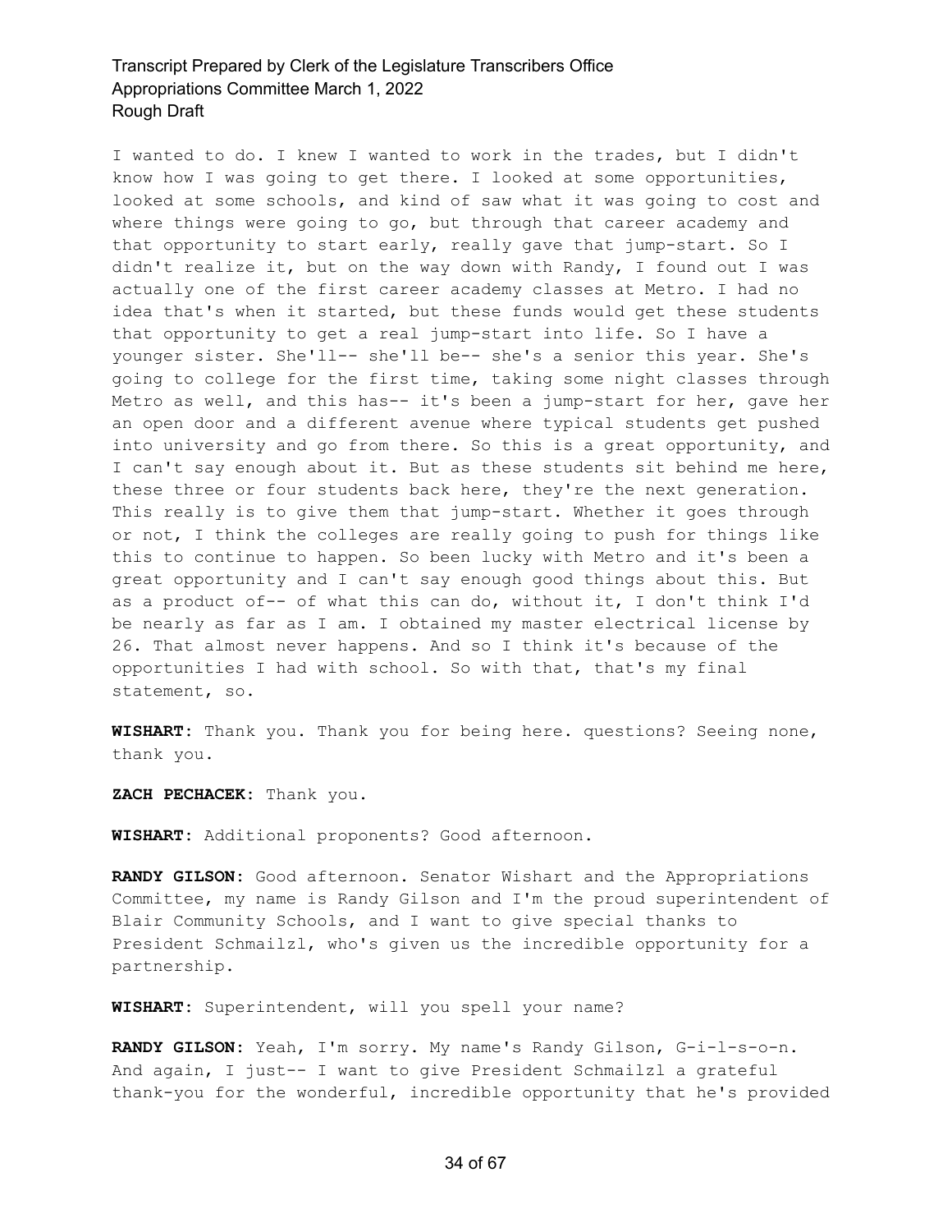I wanted to do. I knew I wanted to work in the trades, but I didn't know how I was going to get there. I looked at some opportunities, looked at some schools, and kind of saw what it was going to cost and where things were going to go, but through that career academy and that opportunity to start early, really gave that jump-start. So I didn't realize it, but on the way down with Randy, I found out I was actually one of the first career academy classes at Metro. I had no idea that's when it started, but these funds would get these students that opportunity to get a real jump-start into life. So I have a younger sister. She'll-- she'll be-- she's a senior this year. She's going to college for the first time, taking some night classes through Metro as well, and this has-- it's been a jump-start for her, gave her an open door and a different avenue where typical students get pushed into university and go from there. So this is a great opportunity, and I can't say enough about it. But as these students sit behind me here, these three or four students back here, they're the next generation. This really is to give them that jump-start. Whether it goes through or not, I think the colleges are really going to push for things like this to continue to happen. So been lucky with Metro and it's been a great opportunity and I can't say enough good things about this. But as a product of-- of what this can do, without it, I don't think I'd be nearly as far as I am. I obtained my master electrical license by 26. That almost never happens. And so I think it's because of the opportunities I had with school. So with that, that's my final statement, so.

**WISHART:** Thank you. Thank you for being here. questions? Seeing none, thank you.

**ZACH PECHACEK:** Thank you.

**WISHART:** Additional proponents? Good afternoon.

**RANDY GILSON:** Good afternoon. Senator Wishart and the Appropriations Committee, my name is Randy Gilson and I'm the proud superintendent of Blair Community Schools, and I want to give special thanks to President Schmailzl, who's given us the incredible opportunity for a partnership.

**WISHART:** Superintendent, will you spell your name?

**RANDY GILSON:** Yeah, I'm sorry. My name's Randy Gilson, G-i-l-s-o-n. And again, I just-- I want to give President Schmailzl a grateful thank-you for the wonderful, incredible opportunity that he's provided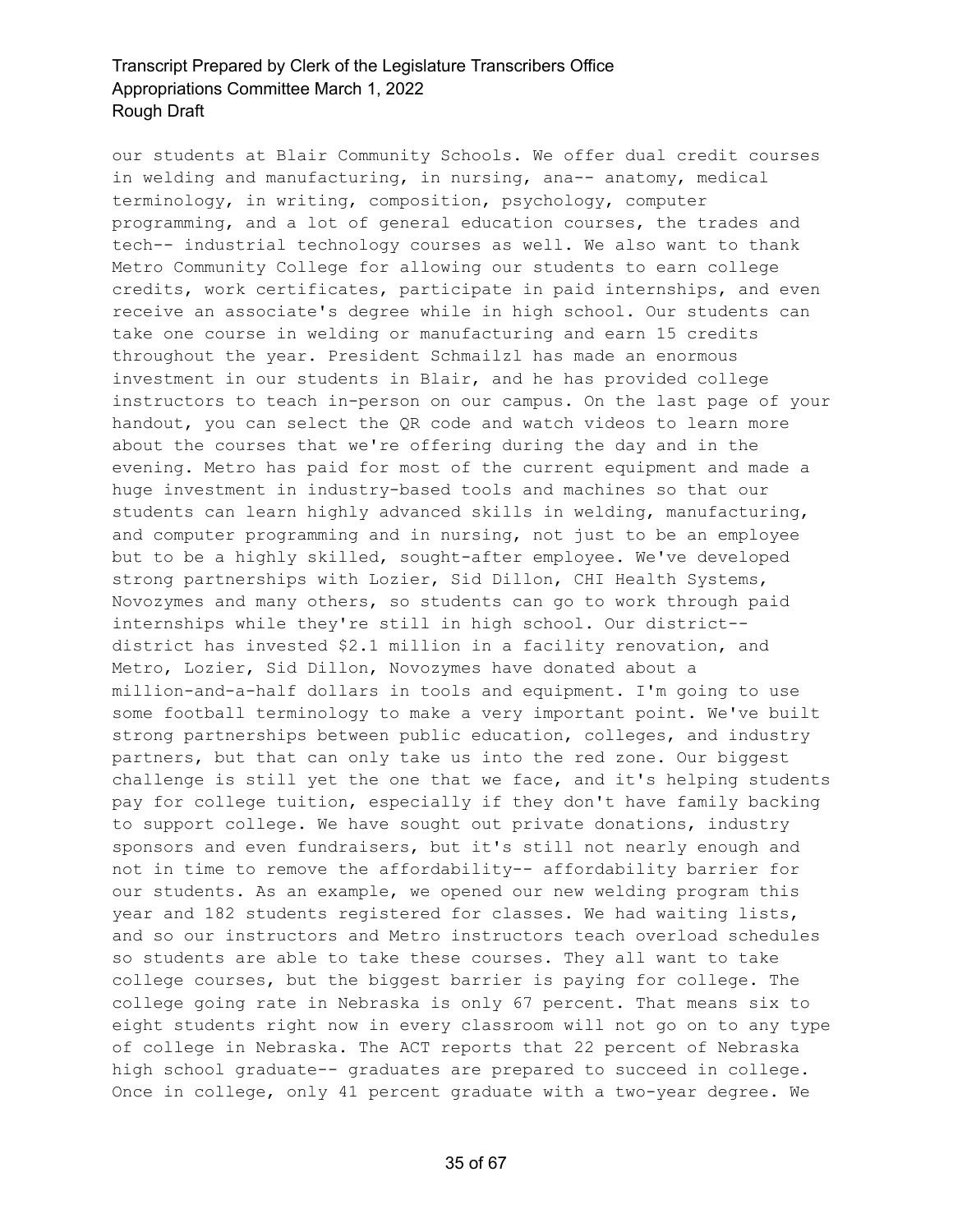our students at Blair Community Schools. We offer dual credit courses in welding and manufacturing, in nursing, ana-- anatomy, medical terminology, in writing, composition, psychology, computer programming, and a lot of general education courses, the trades and tech-- industrial technology courses as well. We also want to thank Metro Community College for allowing our students to earn college credits, work certificates, participate in paid internships, and even receive an associate's degree while in high school. Our students can take one course in welding or manufacturing and earn 15 credits throughout the year. President Schmailzl has made an enormous investment in our students in Blair, and he has provided college instructors to teach in-person on our campus. On the last page of your handout, you can select the QR code and watch videos to learn more about the courses that we're offering during the day and in the evening. Metro has paid for most of the current equipment and made a huge investment in industry-based tools and machines so that our students can learn highly advanced skills in welding, manufacturing, and computer programming and in nursing, not just to be an employee but to be a highly skilled, sought-after employee. We've developed strong partnerships with Lozier, Sid Dillon, CHI Health Systems, Novozymes and many others, so students can go to work through paid internships while they're still in high school. Our district-- district has invested $2.1 million in a facility renovation, and Metro, Lozier, Sid Dillon, Novozymes have donated about a million-and-a-half dollars in tools and equipment. I'm going to use some football terminology to make a very important point. We've built strong partnerships between public education, colleges, and industry partners, but that can only take us into the red zone. Our biggest challenge is still yet the one that we face, and it's helping students pay for college tuition, especially if they don't have family backing to support college. We have sought out private donations, industry sponsors and even fundraisers, but it's still not nearly enough and not in time to remove the affordability-- affordability barrier for our students. As an example, we opened our new welding program this year and 182 students registered for classes. We had waiting lists, and so our instructors and Metro instructors teach overload schedules so students are able to take these courses. They all want to take college courses, but the biggest barrier is paying for college. The college going rate in Nebraska is only 67 percent. That means six to eight students right now in every classroom will not go on to any type of college in Nebraska. The ACT reports that 22 percent of Nebraska high school graduate-- graduates are prepared to succeed in college. Once in college, only 41 percent graduate with a two-year degree. We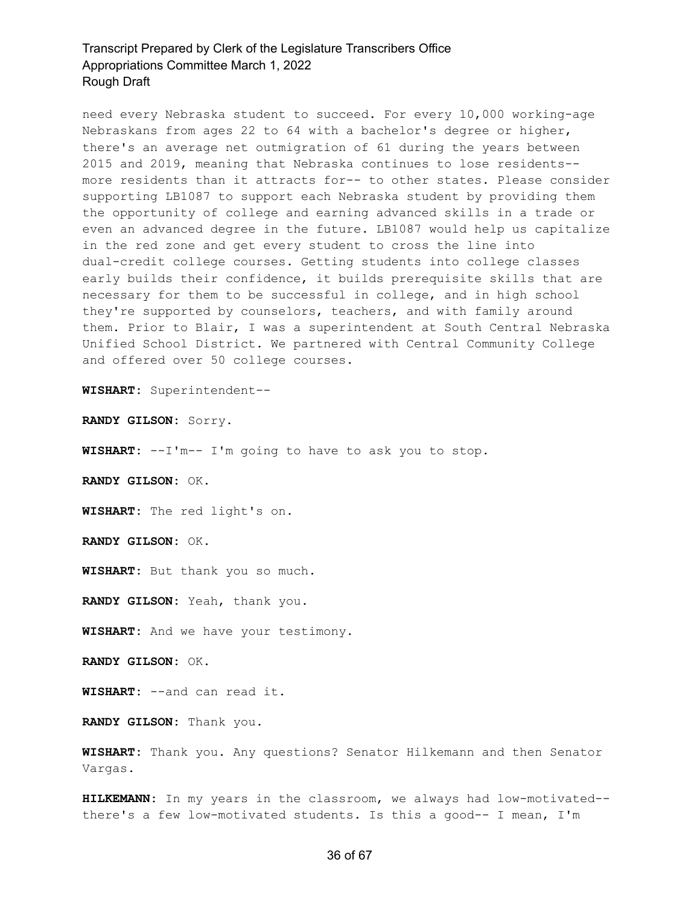need every Nebraska student to succeed. For every 10,000 working-age Nebraskans from ages 22 to 64 with a bachelor's degree or higher, there's an average net outmigration of 61 during the years between 2015 and 2019, meaning that Nebraska continues to lose residents-- more residents than it attracts for-- to other states. Please consider supporting LB1087 to support each Nebraska student by providing them the opportunity of college and earning advanced skills in a trade or even an advanced degree in the future. LB1087 would help us capitalize in the red zone and get every student to cross the line into dual-credit college courses. Getting students into college classes early builds their confidence, it builds prerequisite skills that are necessary for them to be successful in college, and in high school they're supported by counselors, teachers, and with family around them. Prior to Blair, I was a superintendent at South Central Nebraska Unified School District. We partnered with Central Community College and offered over 50 college courses.

**WISHART:** Superintendent--

**RANDY GILSON:** Sorry.

**WISHART:** --I'm-- I'm going to have to ask you to stop.

**RANDY GILSON:** OK.

**WISHART:** The red light's on.

**RANDY GILSON:** OK.

**WISHART:** But thank you so much.

**RANDY GILSON:** Yeah, thank you.

**WISHART:** And we have your testimony.

**RANDY GILSON:** OK.

**WISHART:** --and can read it.

**RANDY GILSON:** Thank you.

**WISHART:** Thank you. Any questions? Senator Hilkemann and then Senator Vargas.

**HILKEMANN:** In my years in the classroom, we always had low-motivated-- there's a few low-motivated students. Is this a good-- I mean, I'm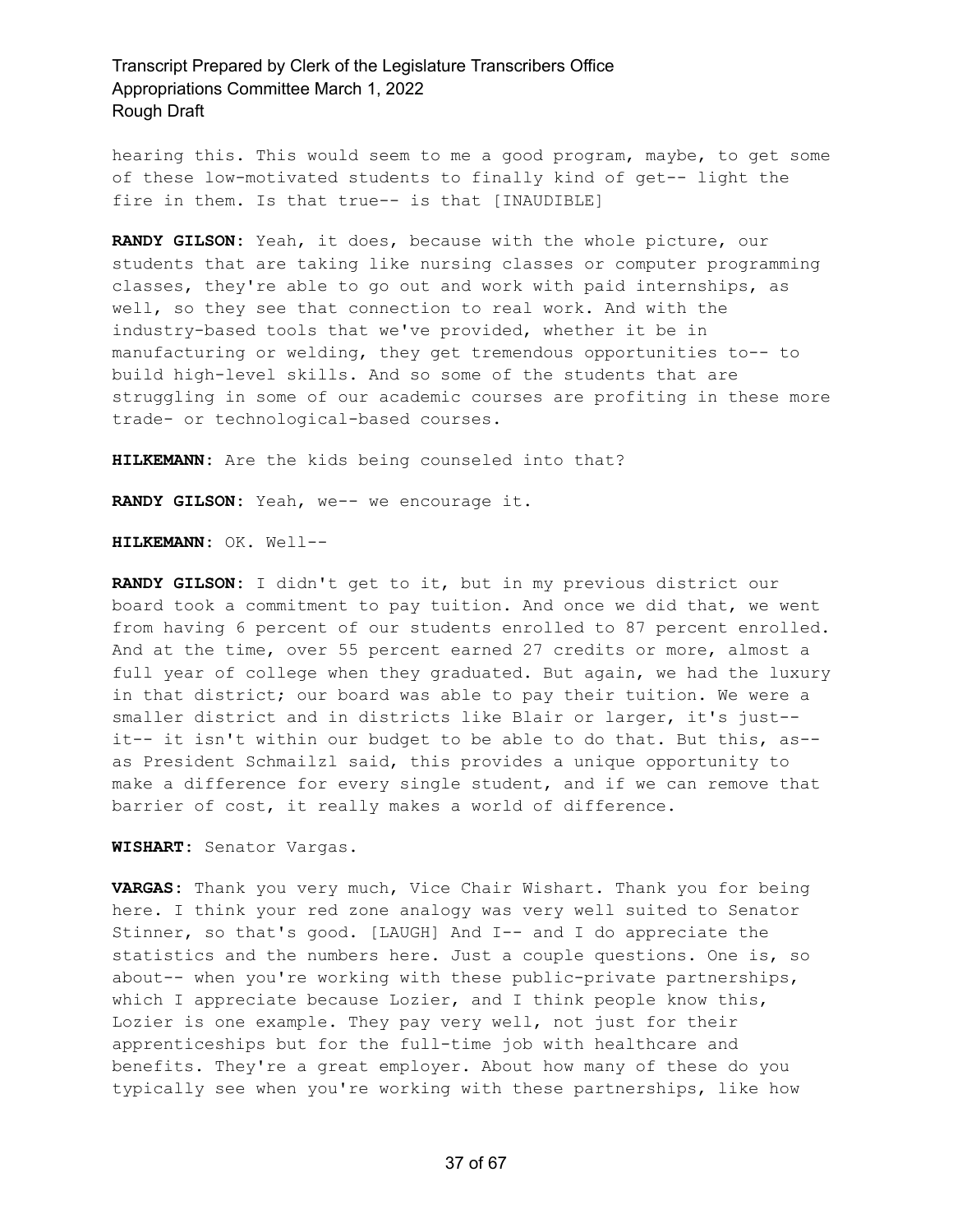hearing this. This would seem to me a good program, maybe, to get some of these low-motivated students to finally kind of get-- light the fire in them. Is that true-- is that [INAUDIBLE]

**RANDY GILSON:** Yeah, it does, because with the whole picture, our students that are taking like nursing classes or computer programming classes, they're able to go out and work with paid internships, as well, so they see that connection to real work. And with the industry-based tools that we've provided, whether it be in manufacturing or welding, they get tremendous opportunities to-- to build high-level skills. And so some of the students that are struggling in some of our academic courses are profiting in these more trade- or technological-based courses.

**HILKEMANN:** Are the kids being counseled into that?

**RANDY GILSON:** Yeah, we-- we encourage it.

**HILKEMANN:** OK. Well--

**RANDY GILSON:** I didn't get to it, but in my previous district our board took a commitment to pay tuition. And once we did that, we went from having 6 percent of our students enrolled to 87 percent enrolled. And at the time, over 55 percent earned 27 credits or more, almost a full year of college when they graduated. But again, we had the luxury in that district; our board was able to pay their tuition. We were a smaller district and in districts like Blair or larger, it's just-- it-- it isn't within our budget to be able to do that. But this, as-- as President Schmailzl said, this provides a unique opportunity to make a difference for every single student, and if we can remove that barrier of cost, it really makes a world of difference.

**WISHART:** Senator Vargas.

**VARGAS:** Thank you very much, Vice Chair Wishart. Thank you for being here. I think your red zone analogy was very well suited to Senator Stinner, so that's good. [LAUGH] And I-- and I do appreciate the statistics and the numbers here. Just a couple questions. One is, so about-- when you're working with these public-private partnerships, which I appreciate because Lozier, and I think people know this, Lozier is one example. They pay very well, not just for their apprenticeships but for the full-time job with healthcare and benefits. They're a great employer. About how many of these do you typically see when you're working with these partnerships, like how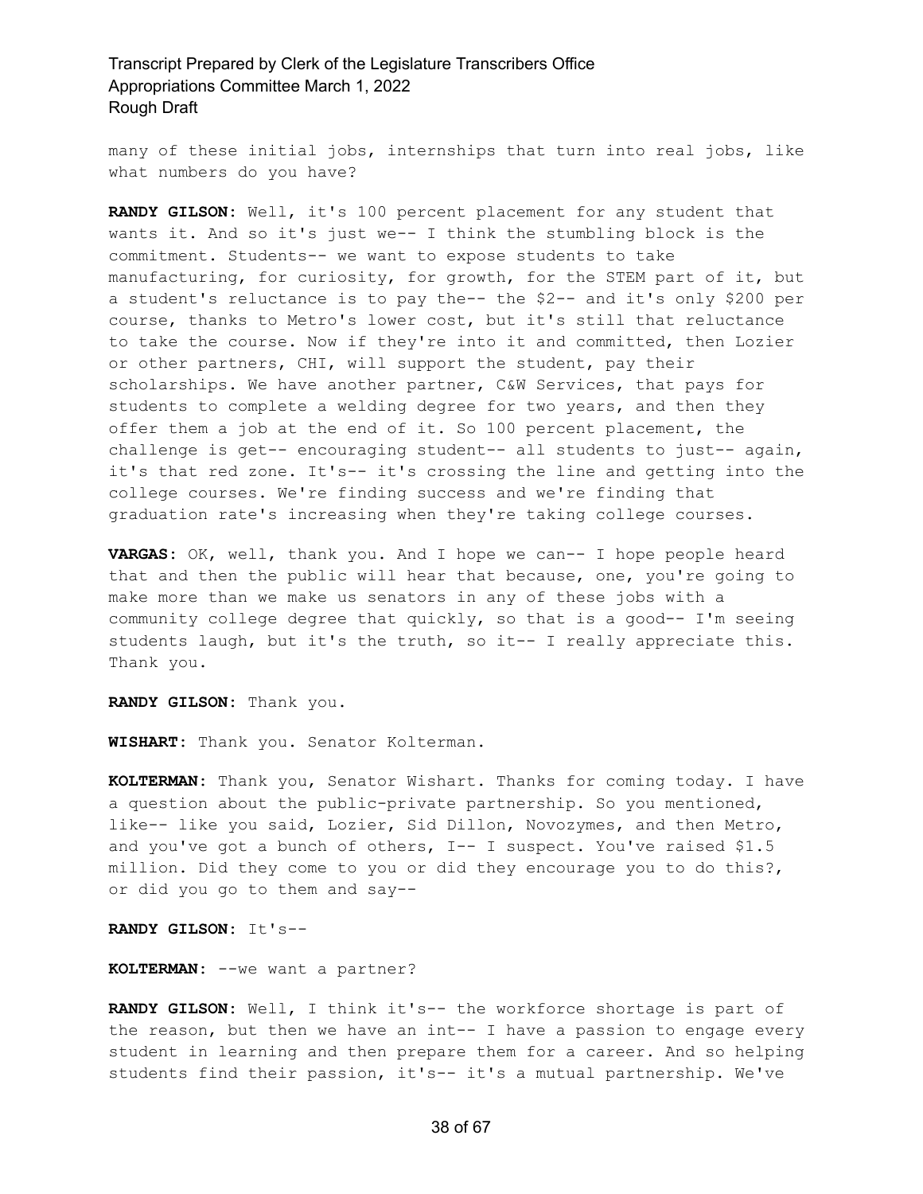many of these initial jobs, internships that turn into real jobs, like what numbers do you have?

**RANDY GILSON:** Well, it's 100 percent placement for any student that wants it. And so it's just we-- I think the stumbling block is the commitment. Students-- we want to expose students to take manufacturing, for curiosity, for growth, for the STEM part of it, but a student's reluctance is to pay the-- the $2-- and it's only $200 per course, thanks to Metro's lower cost, but it's still that reluctance to take the course. Now if they're into it and committed, then Lozier or other partners, CHI, will support the student, pay their scholarships. We have another partner, C&W Services, that pays for students to complete a welding degree for two years, and then they offer them a job at the end of it. So 100 percent placement, the challenge is get-- encouraging student-- all students to just-- again, it's that red zone. It's-- it's crossing the line and getting into the college courses. We're finding success and we're finding that graduation rate's increasing when they're taking college courses.

**VARGAS:** OK, well, thank you. And I hope we can-- I hope people heard that and then the public will hear that because, one, you're going to make more than we make us senators in any of these jobs with a community college degree that quickly, so that is a good-- I'm seeing students laugh, but it's the truth, so it-- I really appreciate this. Thank you.

**RANDY GILSON:** Thank you.

**WISHART:** Thank you. Senator Kolterman.

**KOLTERMAN:** Thank you, Senator Wishart. Thanks for coming today. I have a question about the public-private partnership. So you mentioned, like-- like you said, Lozier, Sid Dillon, Novozymes, and then Metro, and you've got a bunch of others, I-- I suspect. You've raised $1.5 million. Did they come to you or did they encourage you to do this?, or did you go to them and say--

**RANDY GILSON:** It's--

**KOLTERMAN:** --we want a partner?

**RANDY GILSON:** Well, I think it's-- the workforce shortage is part of the reason, but then we have an int-- I have a passion to engage every student in learning and then prepare them for a career. And so helping students find their passion, it's-- it's a mutual partnership. We've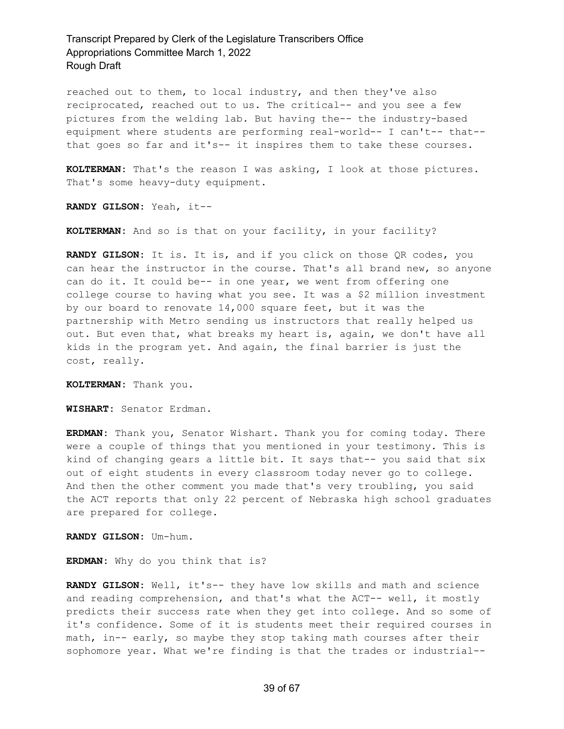reached out to them, to local industry, and then they've also reciprocated, reached out to us. The critical-- and you see a few pictures from the welding lab. But having the-- the industry-based equipment where students are performing real-world-- I can't-- that-- that goes so far and it's-- it inspires them to take these courses.

**KOLTERMAN:** That's the reason I was asking, I look at those pictures. That's some heavy-duty equipment.

**RANDY GILSON:** Yeah, it--

**KOLTERMAN:** And so is that on your facility, in your facility?

**RANDY GILSON:** It is. It is, and if you click on those QR codes, you can hear the instructor in the course. That's all brand new, so anyone can do it. It could be-- in one year, we went from offering one college course to having what you see. It was a $2 million investment by our board to renovate 14,000 square feet, but it was the partnership with Metro sending us instructors that really helped us out. But even that, what breaks my heart is, again, we don't have all kids in the program yet. And again, the final barrier is just the cost, really.

**KOLTERMAN:** Thank you.

**WISHART:** Senator Erdman.

**ERDMAN:** Thank you, Senator Wishart. Thank you for coming today. There were a couple of things that you mentioned in your testimony. This is kind of changing gears a little bit. It says that-- you said that six out of eight students in every classroom today never go to college. And then the other comment you made that's very troubling, you said the ACT reports that only 22 percent of Nebraska high school graduates are prepared for college.

**RANDY GILSON:** Um-hum.

**ERDMAN:** Why do you think that is?

**RANDY GILSON:** Well, it's-- they have low skills and math and science and reading comprehension, and that's what the ACT-- well, it mostly predicts their success rate when they get into college. And so some of it's confidence. Some of it is students meet their required courses in math, in-- early, so maybe they stop taking math courses after their sophomore year. What we're finding is that the trades or industrial--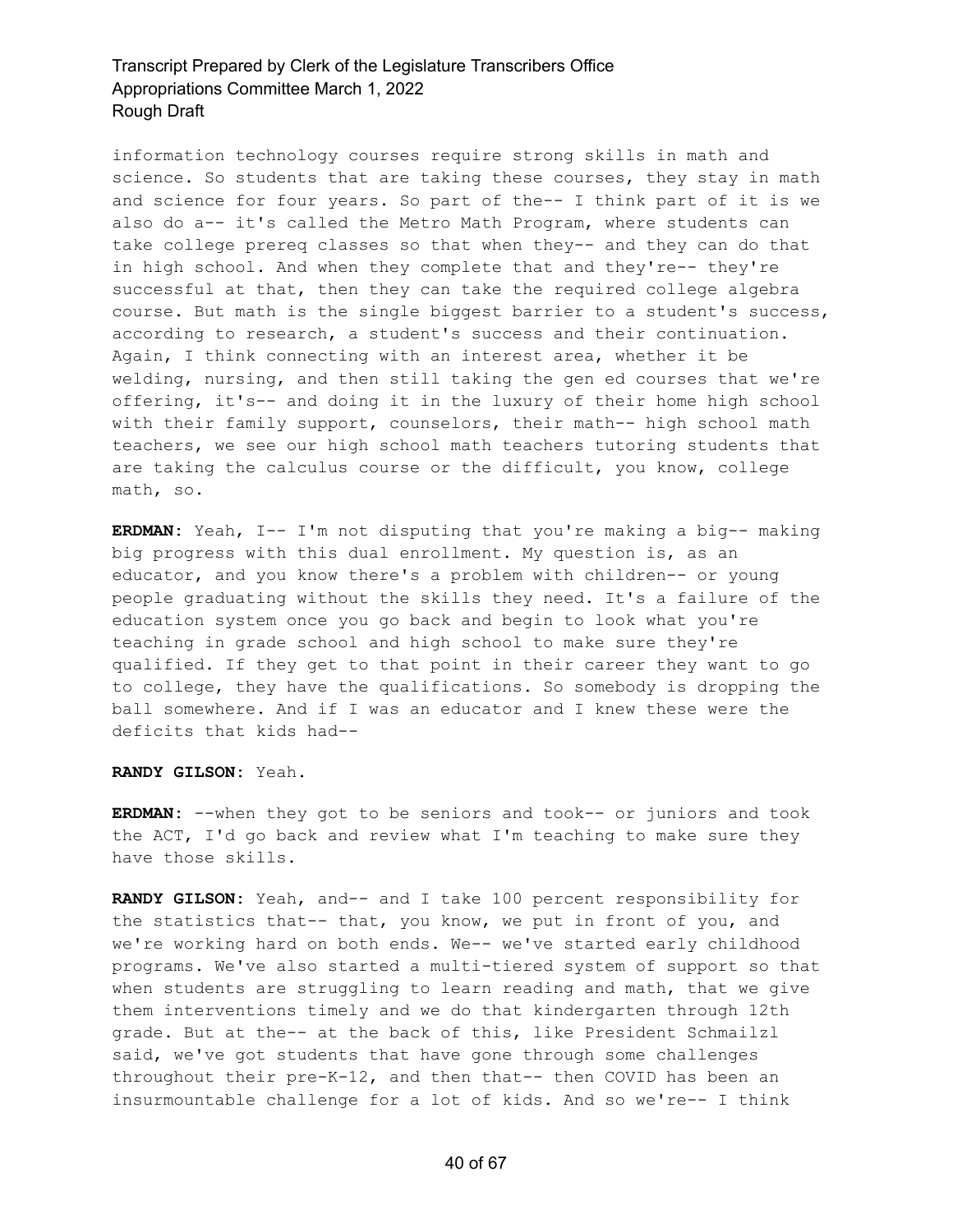information technology courses require strong skills in math and science. So students that are taking these courses, they stay in math and science for four years. So part of the-- I think part of it is we also do a-- it's called the Metro Math Program, where students can take college prereq classes so that when they-- and they can do that in high school. And when they complete that and they're-- they're successful at that, then they can take the required college algebra course. But math is the single biggest barrier to a student's success, according to research, a student's success and their continuation. Again, I think connecting with an interest area, whether it be welding, nursing, and then still taking the gen ed courses that we're offering, it's-- and doing it in the luxury of their home high school with their family support, counselors, their math-- high school math teachers, we see our high school math teachers tutoring students that are taking the calculus course or the difficult, you know, college math, so.

**ERDMAN:** Yeah, I-- I'm not disputing that you're making a big-- making big progress with this dual enrollment. My question is, as an educator, and you know there's a problem with children-- or young people graduating without the skills they need. It's a failure of the education system once you go back and begin to look what you're teaching in grade school and high school to make sure they're qualified. If they get to that point in their career they want to go to college, they have the qualifications. So somebody is dropping the ball somewhere. And if I was an educator and I knew these were the deficits that kids had--

**RANDY GILSON:** Yeah.

**ERDMAN:** --when they got to be seniors and took-- or juniors and took the ACT, I'd go back and review what I'm teaching to make sure they have those skills.

**RANDY GILSON:** Yeah, and-- and I take 100 percent responsibility for the statistics that-- that, you know, we put in front of you, and we're working hard on both ends. We-- we've started early childhood programs. We've also started a multi-tiered system of support so that when students are struggling to learn reading and math, that we give them interventions timely and we do that kindergarten through 12th grade. But at the-- at the back of this, like President Schmailzl said, we've got students that have gone through some challenges throughout their pre-K-12, and then that-- then COVID has been an insurmountable challenge for a lot of kids. And so we're-- I think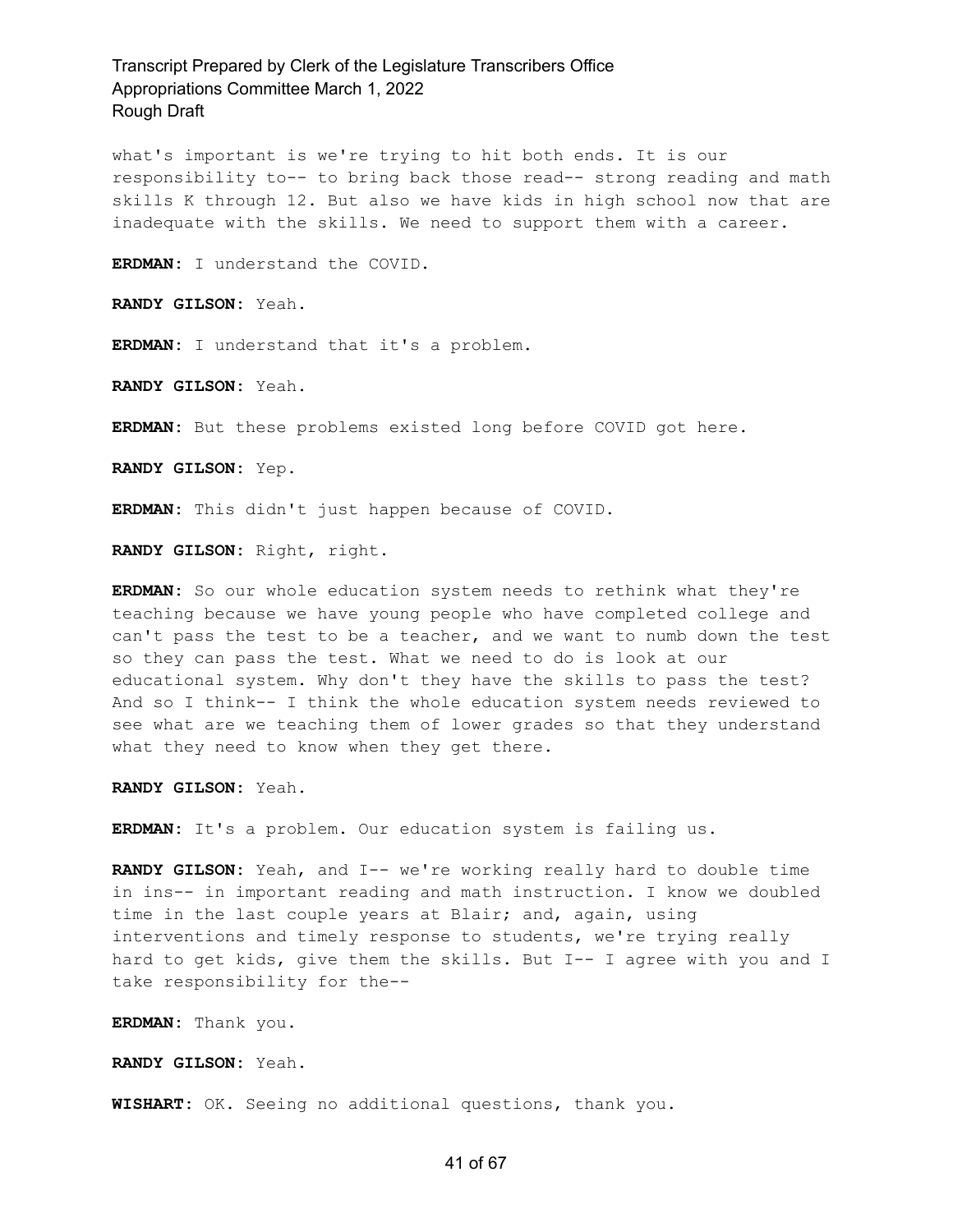what's important is we're trying to hit both ends. It is our responsibility to-- to bring back those read-- strong reading and math skills K through 12. But also we have kids in high school now that are inadequate with the skills. We need to support them with a career.

**ERDMAN:** I understand the COVID.

**RANDY GILSON:** Yeah.

**ERDMAN:** I understand that it's a problem.

**RANDY GILSON:** Yeah.

**ERDMAN:** But these problems existed long before COVID got here.

**RANDY GILSON:** Yep.

**ERDMAN:** This didn't just happen because of COVID.

**RANDY GILSON:** Right, right.

**ERDMAN:** So our whole education system needs to rethink what they're teaching because we have young people who have completed college and can't pass the test to be a teacher, and we want to numb down the test so they can pass the test. What we need to do is look at our educational system. Why don't they have the skills to pass the test? And so I think-- I think the whole education system needs reviewed to see what are we teaching them of lower grades so that they understand what they need to know when they get there.

**RANDY GILSON:** Yeah.

**ERDMAN:** It's a problem. Our education system is failing us.

**RANDY GILSON:** Yeah, and I-- we're working really hard to double time in ins-- in important reading and math instruction. I know we doubled time in the last couple years at Blair; and, again, using interventions and timely response to students, we're trying really hard to get kids, give them the skills. But I-- I agree with you and I take responsibility for the--

**ERDMAN:** Thank you.

**RANDY GILSON:** Yeah.

**WISHART:** OK. Seeing no additional questions, thank you.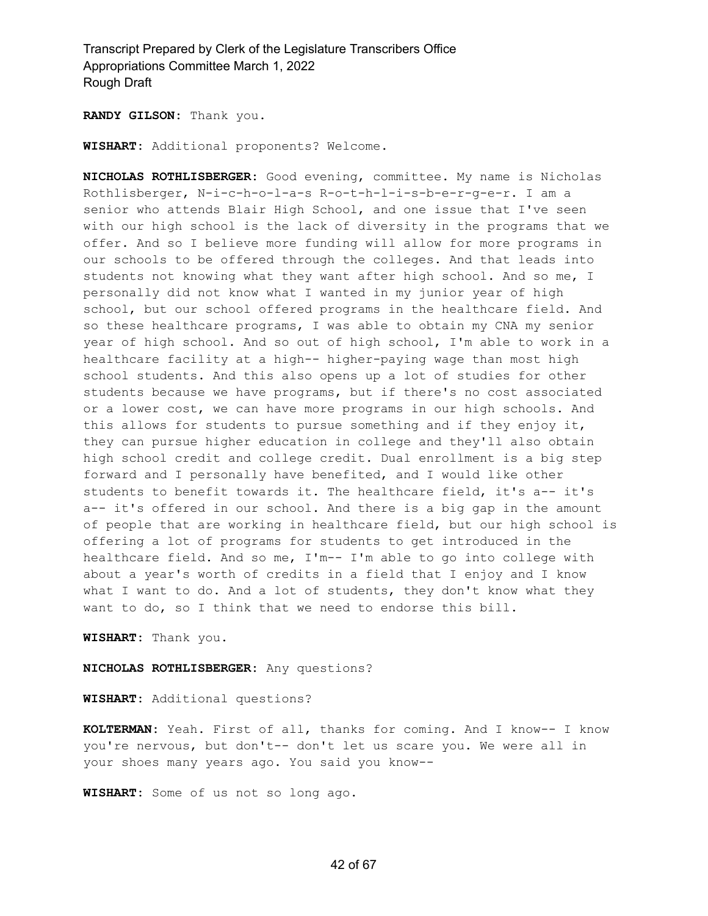**RANDY GILSON:** Thank you.

**WISHART:** Additional proponents? Welcome.

**NICHOLAS ROTHLISBERGER:** Good evening, committee. My name is Nicholas Rothlisberger, N-i-c-h-o-l-a-s R-o-t-h-l-i-s-b-e-r-g-e-r. I am a senior who attends Blair High School, and one issue that I've seen with our high school is the lack of diversity in the programs that we offer. And so I believe more funding will allow for more programs in our schools to be offered through the colleges. And that leads into students not knowing what they want after high school. And so me, I personally did not know what I wanted in my junior year of high school, but our school offered programs in the healthcare field. And so these healthcare programs, I was able to obtain my CNA my senior year of high school. And so out of high school, I'm able to work in a healthcare facility at a high-- higher-paying wage than most high school students. And this also opens up a lot of studies for other students because we have programs, but if there's no cost associated or a lower cost, we can have more programs in our high schools. And this allows for students to pursue something and if they enjoy it, they can pursue higher education in college and they'll also obtain high school credit and college credit. Dual enrollment is a big step forward and I personally have benefited, and I would like other students to benefit towards it. The healthcare field, it's a-- it's a-- it's offered in our school. And there is a big gap in the amount of people that are working in healthcare field, but our high school is offering a lot of programs for students to get introduced in the healthcare field. And so me, I'm-- I'm able to go into college with about a year's worth of credits in a field that I enjoy and I know what I want to do. And a lot of students, they don't know what they want to do, so I think that we need to endorse this bill.

**WISHART:** Thank you.

**NICHOLAS ROTHLISBERGER:** Any questions?

**WISHART:** Additional questions?

**KOLTERMAN:** Yeah. First of all, thanks for coming. And I know-- I know you're nervous, but don't-- don't let us scare you. We were all in your shoes many years ago. You said you know--

**WISHART:** Some of us not so long ago.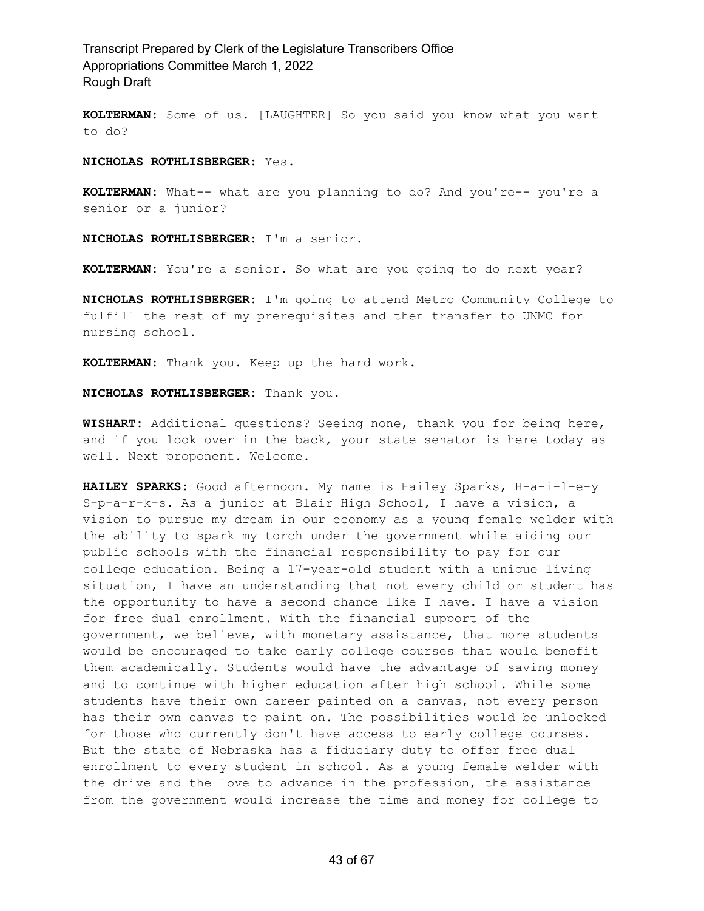**KOLTERMAN:** Some of us. [LAUGHTER] So you said you know what you want to do?

**NICHOLAS ROTHLISBERGER:** Yes.

**KOLTERMAN:** What-- what are you planning to do? And you're-- you're a senior or a junior?

**NICHOLAS ROTHLISBERGER:** I'm a senior.

**KOLTERMAN:** You're a senior. So what are you going to do next year?

**NICHOLAS ROTHLISBERGER:** I'm going to attend Metro Community College to fulfill the rest of my prerequisites and then transfer to UNMC for nursing school.

**KOLTERMAN:** Thank you. Keep up the hard work.

**NICHOLAS ROTHLISBERGER:** Thank you.

**WISHART:** Additional questions? Seeing none, thank you for being here, and if you look over in the back, your state senator is here today as well. Next proponent. Welcome.

**HAILEY SPARKS:** Good afternoon. My name is Hailey Sparks, H-a-i-l-e-y S-p-a-r-k-s. As a junior at Blair High School, I have a vision, a vision to pursue my dream in our economy as a young female welder with the ability to spark my torch under the government while aiding our public schools with the financial responsibility to pay for our college education. Being a 17-year-old student with a unique living situation, I have an understanding that not every child or student has the opportunity to have a second chance like I have. I have a vision for free dual enrollment. With the financial support of the government, we believe, with monetary assistance, that more students would be encouraged to take early college courses that would benefit them academically. Students would have the advantage of saving money and to continue with higher education after high school. While some students have their own career painted on a canvas, not every person has their own canvas to paint on. The possibilities would be unlocked for those who currently don't have access to early college courses. But the state of Nebraska has a fiduciary duty to offer free dual enrollment to every student in school. As a young female welder with the drive and the love to advance in the profession, the assistance from the government would increase the time and money for college to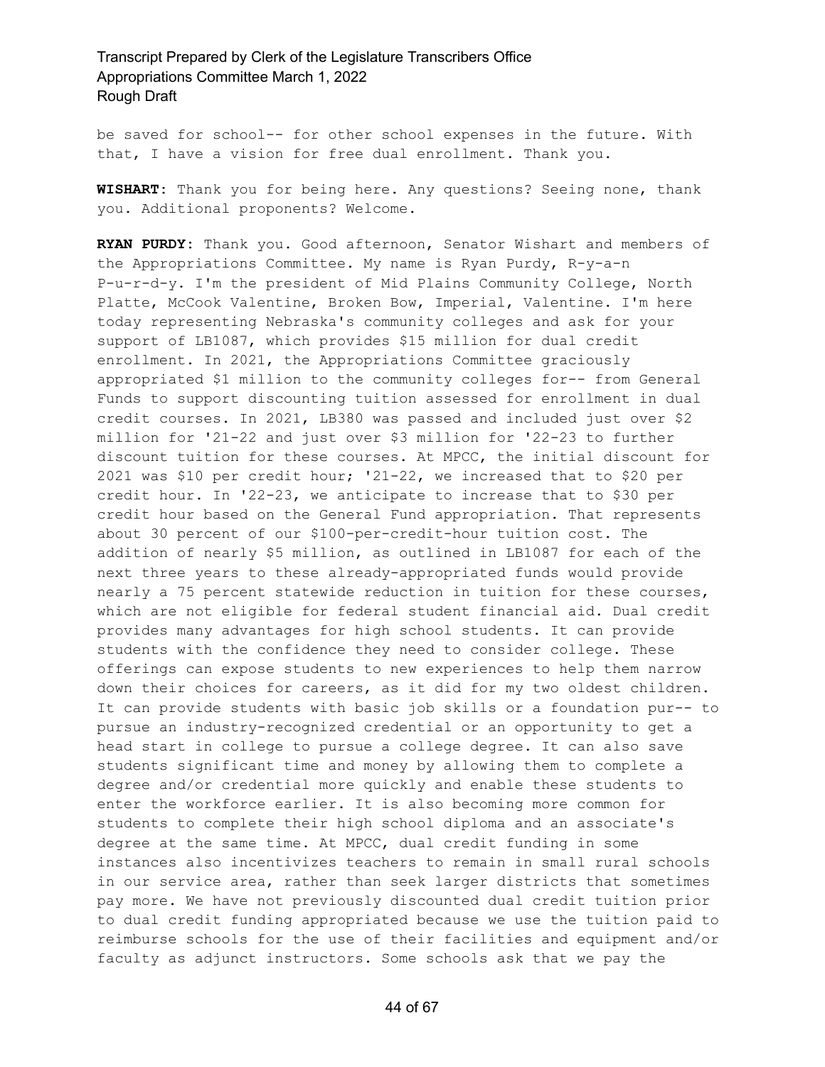be saved for school-- for other school expenses in the future. With that, I have a vision for free dual enrollment. Thank you.

**WISHART:** Thank you for being here. Any questions? Seeing none, thank you. Additional proponents? Welcome.

**RYAN PURDY:** Thank you. Good afternoon, Senator Wishart and members of the Appropriations Committee. My name is Ryan Purdy, R-y-a-n P-u-r-d-y. I'm the president of Mid Plains Community College, North Platte, McCook Valentine, Broken Bow, Imperial, Valentine. I'm here today representing Nebraska's community colleges and ask for your support of LB1087, which provides $15 million for dual credit enrollment. In 2021, the Appropriations Committee graciously appropriated $1 million to the community colleges for-- from General Funds to support discounting tuition assessed for enrollment in dual credit courses. In 2021, LB380 was passed and included just over $2 million for '21-22 and just over $3 million for '22-23 to further discount tuition for these courses. At MPCC, the initial discount for 2021 was $10 per credit hour; '21-22, we increased that to $20 per credit hour. In '22-23, we anticipate to increase that to $30 per credit hour based on the General Fund appropriation. That represents about 30 percent of our $100-per-credit-hour tuition cost. The addition of nearly $5 million, as outlined in LB1087 for each of the next three years to these already-appropriated funds would provide nearly a 75 percent statewide reduction in tuition for these courses, which are not eligible for federal student financial aid. Dual credit provides many advantages for high school students. It can provide students with the confidence they need to consider college. These offerings can expose students to new experiences to help them narrow down their choices for careers, as it did for my two oldest children. It can provide students with basic job skills or a foundation pur-- to pursue an industry-recognized credential or an opportunity to get a head start in college to pursue a college degree. It can also save students significant time and money by allowing them to complete a degree and/or credential more quickly and enable these students to enter the workforce earlier. It is also becoming more common for students to complete their high school diploma and an associate's degree at the same time. At MPCC, dual credit funding in some instances also incentivizes teachers to remain in small rural schools in our service area, rather than seek larger districts that sometimes pay more. We have not previously discounted dual credit tuition prior to dual credit funding appropriated because we use the tuition paid to reimburse schools for the use of their facilities and equipment and/or faculty as adjunct instructors. Some schools ask that we pay the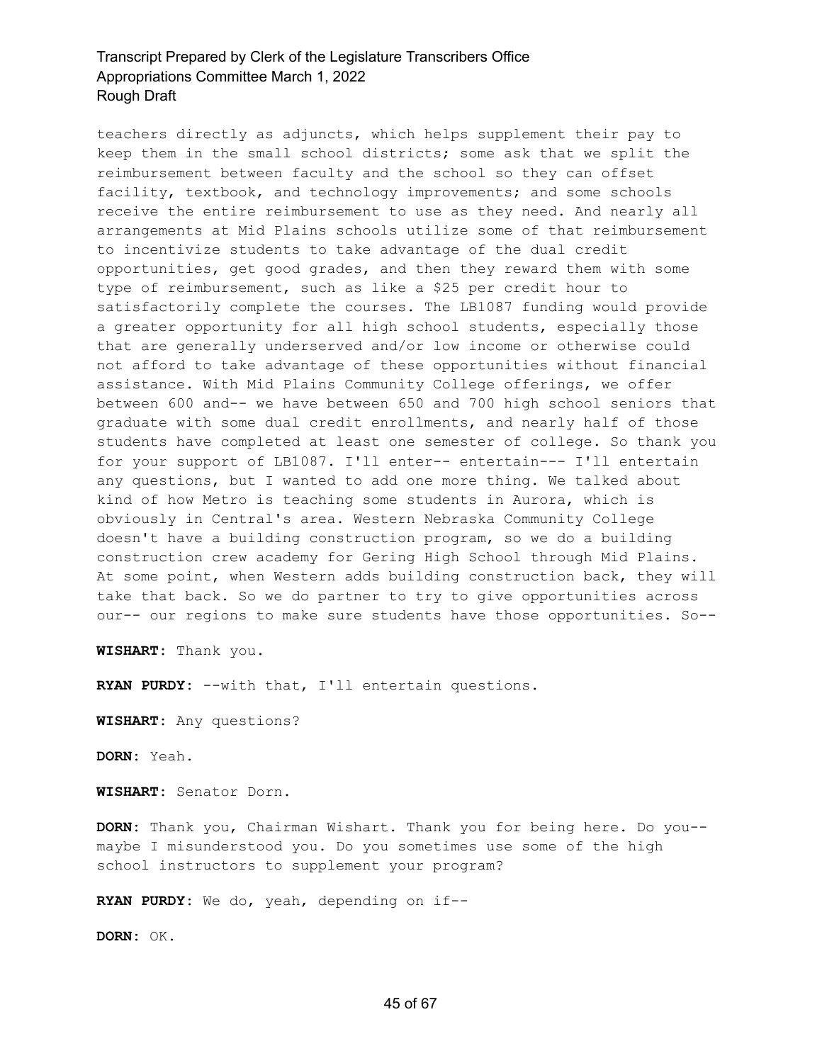teachers directly as adjuncts, which helps supplement their pay to keep them in the small school districts; some ask that we split the reimbursement between faculty and the school so they can offset facility, textbook, and technology improvements; and some schools receive the entire reimbursement to use as they need. And nearly all arrangements at Mid Plains schools utilize some of that reimbursement to incentivize students to take advantage of the dual credit opportunities, get good grades, and then they reward them with some type of reimbursement, such as like a $25 per credit hour to satisfactorily complete the courses. The LB1087 funding would provide a greater opportunity for all high school students, especially those that are generally underserved and/or low income or otherwise could not afford to take advantage of these opportunities without financial assistance. With Mid Plains Community College offerings, we offer between 600 and-- we have between 650 and 700 high school seniors that graduate with some dual credit enrollments, and nearly half of those students have completed at least one semester of college. So thank you for your support of LB1087. I'll enter-- entertain--- I'll entertain any questions, but I wanted to add one more thing. We talked about kind of how Metro is teaching some students in Aurora, which is obviously in Central's area. Western Nebraska Community College doesn't have a building construction program, so we do a building construction crew academy for Gering High School through Mid Plains. At some point, when Western adds building construction back, they will take that back. So we do partner to try to give opportunities across our-- our regions to make sure students have those opportunities. So--

**WISHART:** Thank you.

**RYAN PURDY:** --with that, I'll entertain questions.

**WISHART:** Any questions?

**DORN:** Yeah.

**WISHART:** Senator Dorn.

**DORN:** Thank you, Chairman Wishart. Thank you for being here. Do you-- maybe I misunderstood you. Do you sometimes use some of the high school instructors to supplement your program?

**RYAN PURDY:** We do, yeah, depending on if--

**DORN:** OK.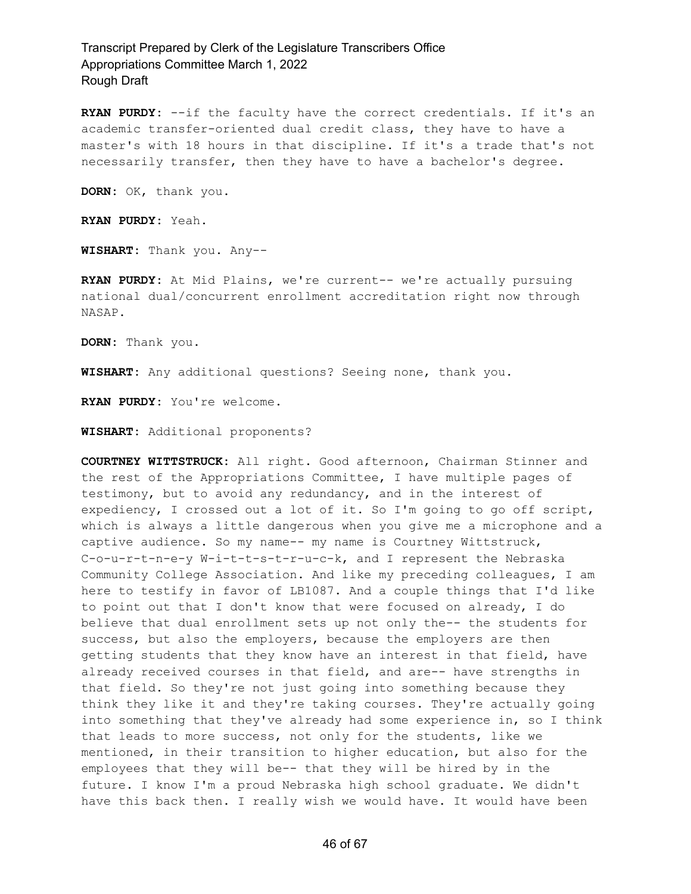**RYAN PURDY:** --if the faculty have the correct credentials. If it's an academic transfer-oriented dual credit class, they have to have a master's with 18 hours in that discipline. If it's a trade that's not necessarily transfer, then they have to have a bachelor's degree.

**DORN:** OK, thank you.

**RYAN PURDY:** Yeah.

**WISHART:** Thank you. Any--

**RYAN PURDY:** At Mid Plains, we're current-- we're actually pursuing national dual/concurrent enrollment accreditation right now through NASAP.

**DORN:** Thank you.

**WISHART:** Any additional questions? Seeing none, thank you.

**RYAN PURDY:** You're welcome.

**WISHART:** Additional proponents?

**COURTNEY WITTSTRUCK:** All right. Good afternoon, Chairman Stinner and the rest of the Appropriations Committee, I have multiple pages of testimony, but to avoid any redundancy, and in the interest of expediency, I crossed out a lot of it. So I'm going to go off script, which is always a little dangerous when you give me a microphone and a captive audience. So my name-- my name is Courtney Wittstruck, C-o-u-r-t-n-e-y W-i-t-t-s-t-r-u-c-k, and I represent the Nebraska Community College Association. And like my preceding colleagues, I am here to testify in favor of LB1087. And a couple things that I'd like to point out that I don't know that were focused on already, I do believe that dual enrollment sets up not only the-- the students for success, but also the employers, because the employers are then getting students that they know have an interest in that field, have already received courses in that field, and are-- have strengths in that field. So they're not just going into something because they think they like it and they're taking courses. They're actually going into something that they've already had some experience in, so I think that leads to more success, not only for the students, like we mentioned, in their transition to higher education, but also for the employees that they will be-- that they will be hired by in the future. I know I'm a proud Nebraska high school graduate. We didn't have this back then. I really wish we would have. It would have been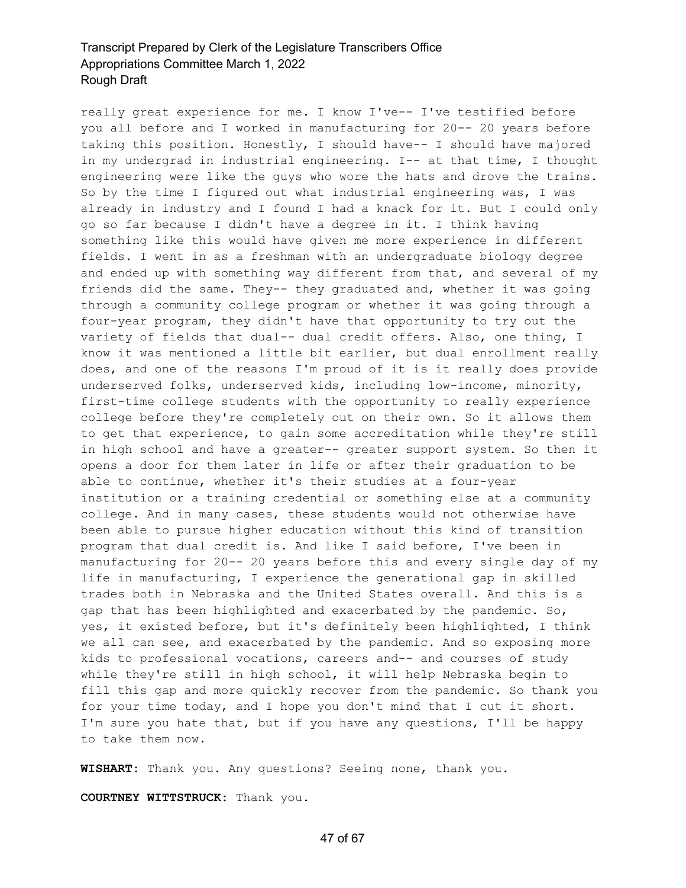really great experience for me. I know I've-- I've testified before you all before and I worked in manufacturing for 20-- 20 years before taking this position. Honestly, I should have-- I should have majored in my undergrad in industrial engineering. I-- at that time, I thought engineering were like the guys who wore the hats and drove the trains. So by the time I figured out what industrial engineering was, I was already in industry and I found I had a knack for it. But I could only go so far because I didn't have a degree in it. I think having something like this would have given me more experience in different fields. I went in as a freshman with an undergraduate biology degree and ended up with something way different from that, and several of my friends did the same. They-- they graduated and, whether it was going through a community college program or whether it was going through a four-year program, they didn't have that opportunity to try out the variety of fields that dual-- dual credit offers. Also, one thing, I know it was mentioned a little bit earlier, but dual enrollment really does, and one of the reasons I'm proud of it is it really does provide underserved folks, underserved kids, including low-income, minority, first-time college students with the opportunity to really experience college before they're completely out on their own. So it allows them to get that experience, to gain some accreditation while they're still in high school and have a greater-- greater support system. So then it opens a door for them later in life or after their graduation to be able to continue, whether it's their studies at a four-year institution or a training credential or something else at a community college. And in many cases, these students would not otherwise have been able to pursue higher education without this kind of transition program that dual credit is. And like I said before, I've been in manufacturing for 20-- 20 years before this and every single day of my life in manufacturing, I experience the generational gap in skilled trades both in Nebraska and the United States overall. And this is a gap that has been highlighted and exacerbated by the pandemic. So, yes, it existed before, but it's definitely been highlighted, I think we all can see, and exacerbated by the pandemic. And so exposing more kids to professional vocations, careers and-- and courses of study while they're still in high school, it will help Nebraska begin to fill this gap and more quickly recover from the pandemic. So thank you for your time today, and I hope you don't mind that I cut it short. I'm sure you hate that, but if you have any questions, I'll be happy to take them now.

**WISHART:** Thank you. Any questions? Seeing none, thank you.

**COURTNEY WITTSTRUCK:** Thank you.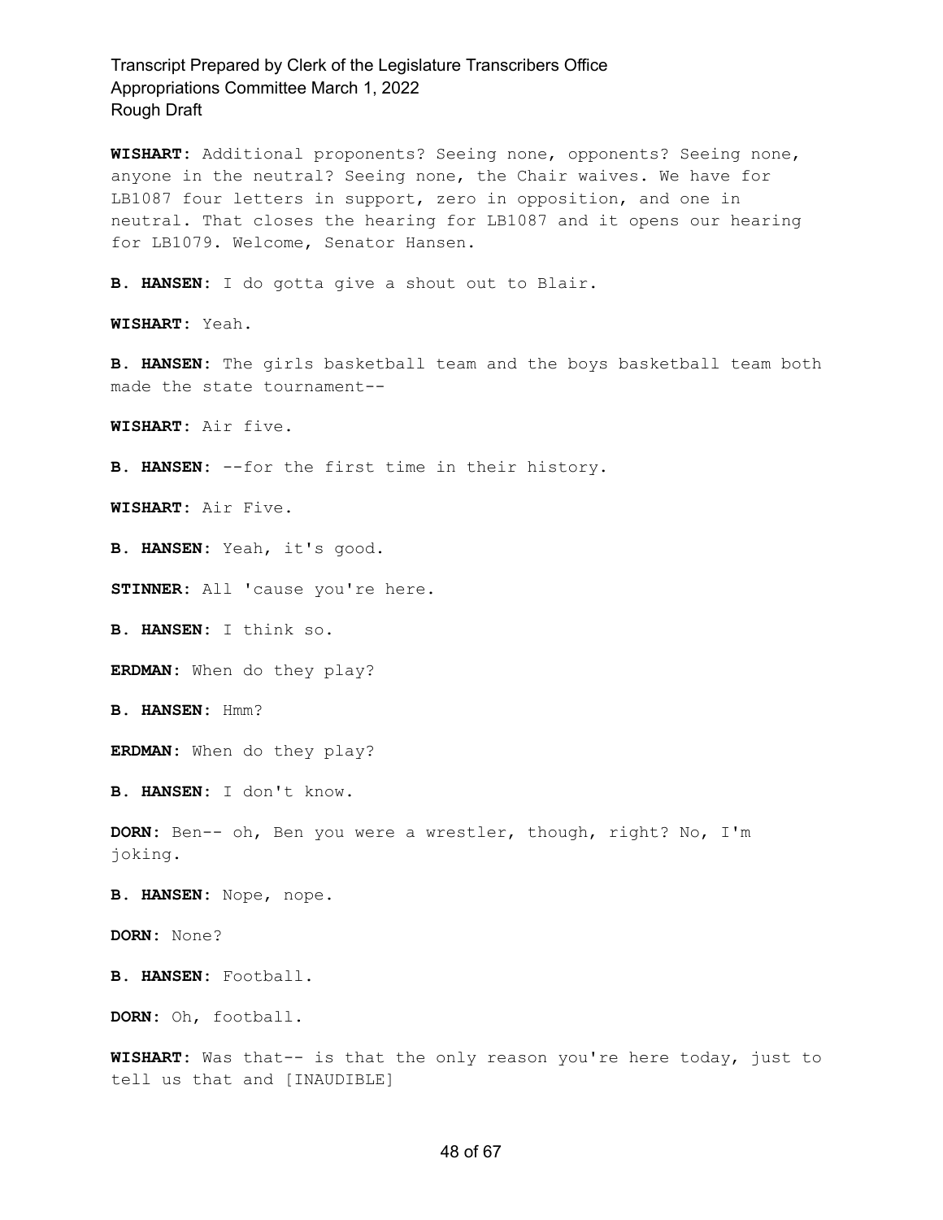**WISHART:** Additional proponents? Seeing none, opponents? Seeing none, anyone in the neutral? Seeing none, the Chair waives. We have for LB1087 four letters in support, zero in opposition, and one in neutral. That closes the hearing for LB1087 and it opens our hearing for LB1079. Welcome, Senator Hansen.

**B. HANSEN:** I do gotta give a shout out to Blair.

**WISHART:** Yeah.

**B. HANSEN:** The girls basketball team and the boys basketball team both made the state tournament--

**WISHART:** Air five.

**B. HANSEN:** --for the first time in their history.

**WISHART:** Air Five.

**B. HANSEN:** Yeah, it's good.

**STINNER:** All 'cause you're here.

**B. HANSEN:** I think so.

**ERDMAN:** When do they play?

**B. HANSEN:** Hmm?

**ERDMAN:** When do they play?

**B. HANSEN:** I don't know.

**DORN:** Ben-- oh, Ben you were a wrestler, though, right? No, I'm joking.

**B. HANSEN:** Nope, nope.

**DORN:** None?

**B. HANSEN:** Football.

**DORN:** Oh, football.

**WISHART:** Was that-- is that the only reason you're here today, just to tell us that and [INAUDIBLE]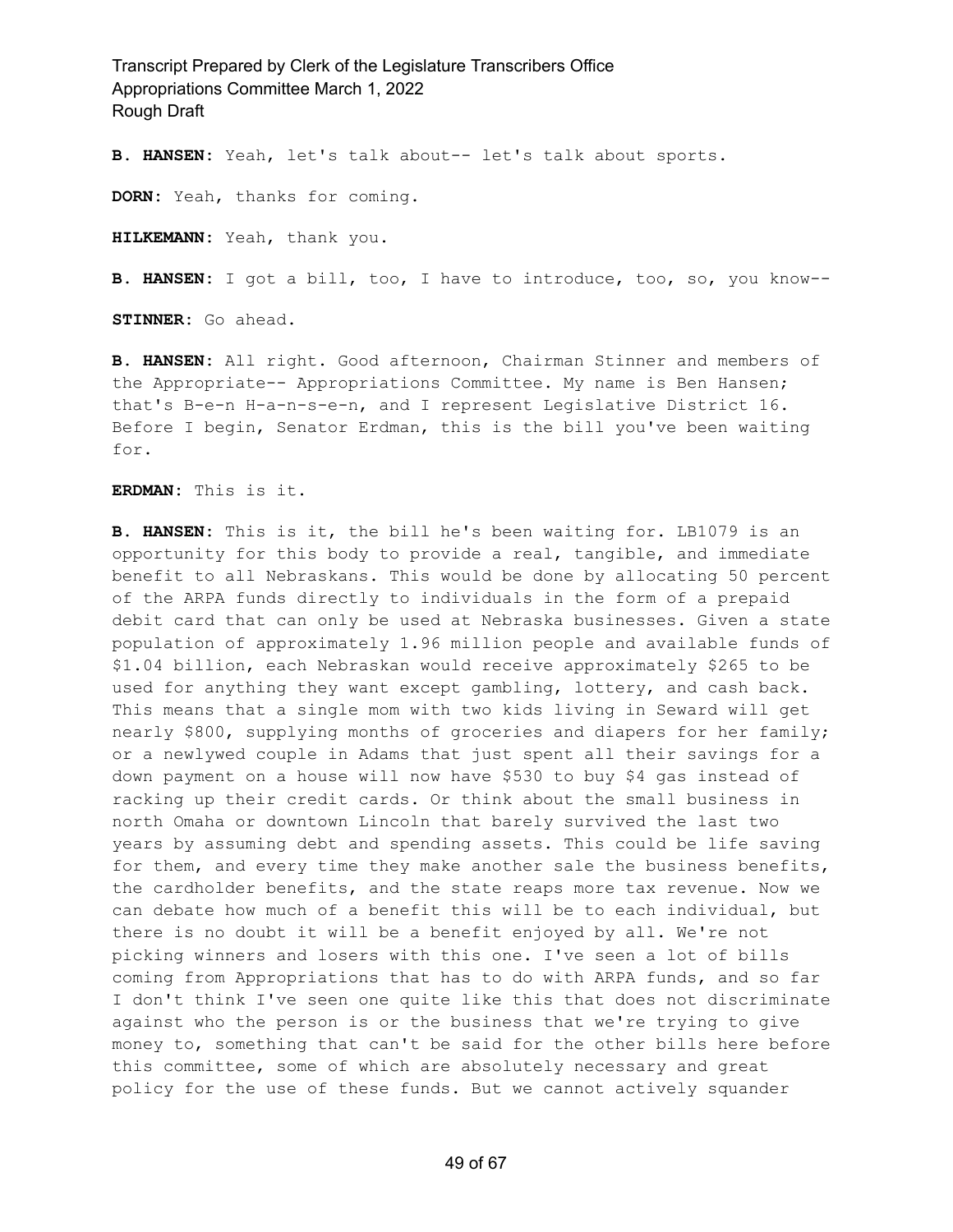**B. HANSEN:** Yeah, let's talk about-- let's talk about sports.

**DORN:** Yeah, thanks for coming.

**HILKEMANN:** Yeah, thank you.

**B. HANSEN:** I got a bill, too, I have to introduce, too, so, you know--

**STINNER:** Go ahead.

**B. HANSEN:** All right. Good afternoon, Chairman Stinner and members of the Appropriate-- Appropriations Committee. My name is Ben Hansen; that's B-e-n H-a-n-s-e-n, and I represent Legislative District 16. Before I begin, Senator Erdman, this is the bill you've been waiting for.

**ERDMAN:** This is it.

**B. HANSEN:** This is it, the bill he's been waiting for. LB1079 is an opportunity for this body to provide a real, tangible, and immediate benefit to all Nebraskans. This would be done by allocating 50 percent of the ARPA funds directly to individuals in the form of a prepaid debit card that can only be used at Nebraska businesses. Given a state population of approximately 1.96 million people and available funds of $1.04 billion, each Nebraskan would receive approximately $265 to be used for anything they want except gambling, lottery, and cash back. This means that a single mom with two kids living in Seward will get nearly $800, supplying months of groceries and diapers for her family; or a newlywed couple in Adams that just spent all their savings for a down payment on a house will now have $530 to buy $4 gas instead of racking up their credit cards. Or think about the small business in north Omaha or downtown Lincoln that barely survived the last two years by assuming debt and spending assets. This could be life saving for them, and every time they make another sale the business benefits, the cardholder benefits, and the state reaps more tax revenue. Now we can debate how much of a benefit this will be to each individual, but there is no doubt it will be a benefit enjoyed by all. We're not picking winners and losers with this one. I've seen a lot of bills coming from Appropriations that has to do with ARPA funds, and so far I don't think I've seen one quite like this that does not discriminate against who the person is or the business that we're trying to give money to, something that can't be said for the other bills here before this committee, some of which are absolutely necessary and great policy for the use of these funds. But we cannot actively squander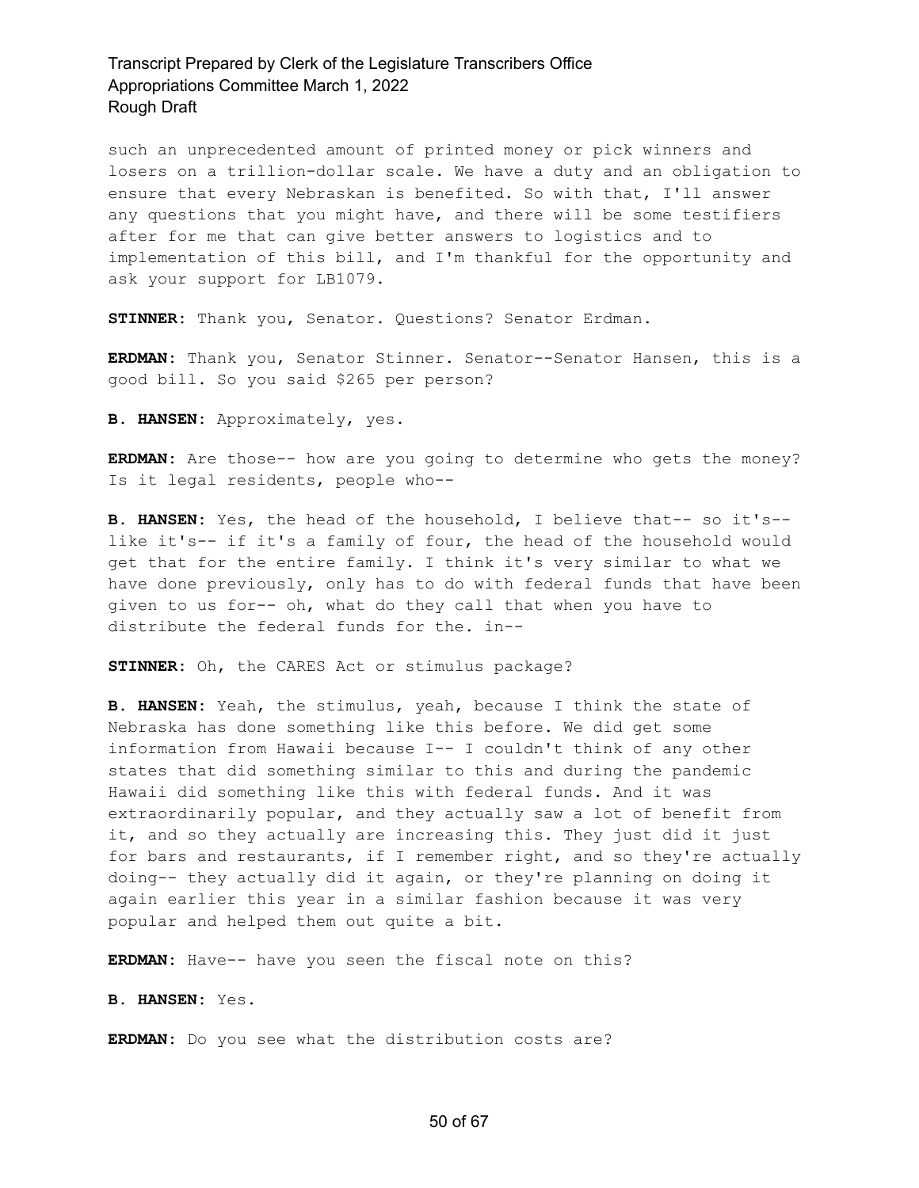such an unprecedented amount of printed money or pick winners and losers on a trillion-dollar scale. We have a duty and an obligation to ensure that every Nebraskan is benefited. So with that, I'll answer any questions that you might have, and there will be some testifiers after for me that can give better answers to logistics and to implementation of this bill, and I'm thankful for the opportunity and ask your support for LB1079.

**STINNER:** Thank you, Senator. Questions? Senator Erdman.

**ERDMAN:** Thank you, Senator Stinner. Senator--Senator Hansen, this is a good bill. So you said $265 per person?

**B. HANSEN:** Approximately, yes.

**ERDMAN:** Are those-- how are you going to determine who gets the money? Is it legal residents, people who--

**B. HANSEN:** Yes, the head of the household, I believe that-- so it's-- like it's-- if it's a family of four, the head of the household would get that for the entire family. I think it's very similar to what we have done previously, only has to do with federal funds that have been given to us for-- oh, what do they call that when you have to distribute the federal funds for the. in--

**STINNER:** Oh, the CARES Act or stimulus package?

**B. HANSEN:** Yeah, the stimulus, yeah, because I think the state of Nebraska has done something like this before. We did get some information from Hawaii because I-- I couldn't think of any other states that did something similar to this and during the pandemic Hawaii did something like this with federal funds. And it was extraordinarily popular, and they actually saw a lot of benefit from it, and so they actually are increasing this. They just did it just for bars and restaurants, if I remember right, and so they're actually doing-- they actually did it again, or they're planning on doing it again earlier this year in a similar fashion because it was very popular and helped them out quite a bit.

**ERDMAN:** Have-- have you seen the fiscal note on this?

**B. HANSEN:** Yes.

**ERDMAN:** Do you see what the distribution costs are?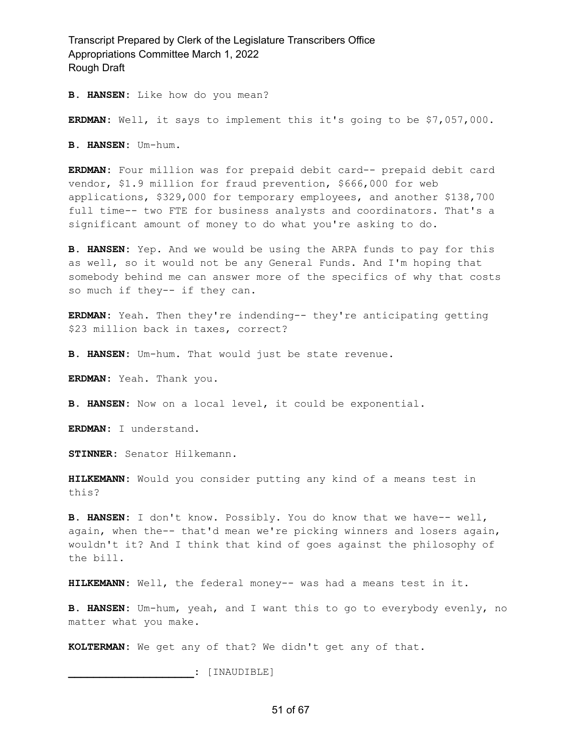**B. HANSEN:** Like how do you mean?

**ERDMAN:** Well, it says to implement this it's going to be $7,057,000.

**B. HANSEN:** Um-hum.

**ERDMAN:** Four million was for prepaid debit card-- prepaid debit card vendor, $1.9 million for fraud prevention, $666,000 for web applications, $329,000 for temporary employees, and another $138,700 full time-- two FTE for business analysts and coordinators. That's a significant amount of money to do what you're asking to do.

**B. HANSEN:** Yep. And we would be using the ARPA funds to pay for this as well, so it would not be any General Funds. And I'm hoping that somebody behind me can answer more of the specifics of why that costs so much if they-- if they can.

**ERDMAN:** Yeah. Then they're indending-- they're anticipating getting $23 million back in taxes, correct?

**B. HANSEN:** Um-hum. That would just be state revenue.

**ERDMAN:** Yeah. Thank you.

**B. HANSEN:** Now on a local level, it could be exponential.

**ERDMAN:** I understand.

**STINNER:** Senator Hilkemann.

**HILKEMANN:** Would you consider putting any kind of a means test in this?

**B. HANSEN:** I don't know. Possibly. You do know that we have-- well, again, when the-- that'd mean we're picking winners and losers again, wouldn't it? And I think that kind of goes against the philosophy of the bill.

**HILKEMANN:** Well, the federal money-- was had a means test in it.

**B. HANSEN:** Um-hum, yeah, and I want this to go to everybody evenly, no matter what you make.

**KOLTERMAN:** We get any of that? We didn't get any of that.

**____________________:** [INAUDIBLE]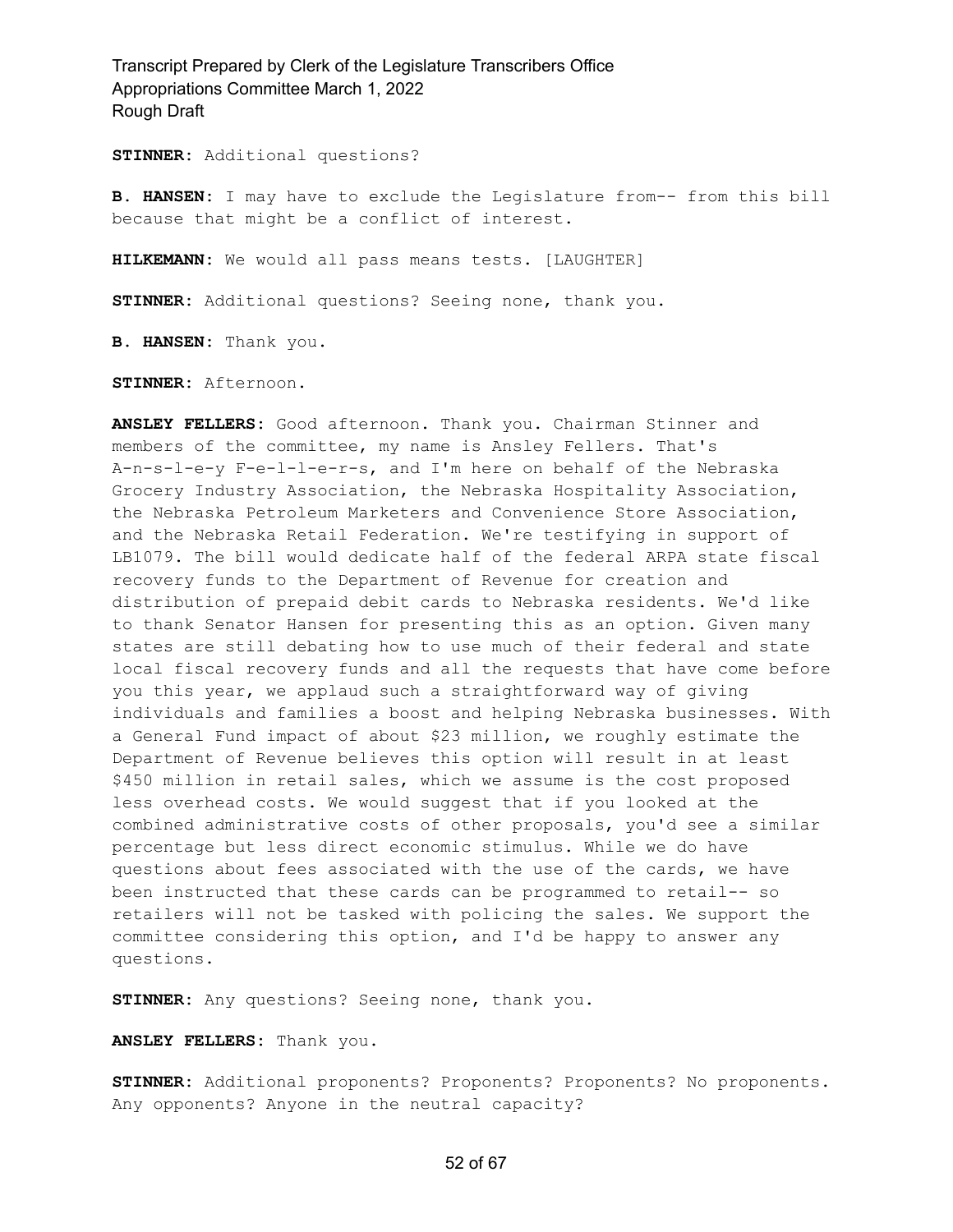**STINNER:** Additional questions?

**B. HANSEN:** I may have to exclude the Legislature from-- from this bill because that might be a conflict of interest.

**HILKEMANN:** We would all pass means tests. [LAUGHTER]

**STINNER:** Additional questions? Seeing none, thank you.

**B. HANSEN:** Thank you.

**STINNER:** Afternoon.

**ANSLEY FELLERS:** Good afternoon. Thank you. Chairman Stinner and members of the committee, my name is Ansley Fellers. That's A-n-s-l-e-y F-e-l-l-e-r-s, and I'm here on behalf of the Nebraska Grocery Industry Association, the Nebraska Hospitality Association, the Nebraska Petroleum Marketers and Convenience Store Association, and the Nebraska Retail Federation. We're testifying in support of LB1079. The bill would dedicate half of the federal ARPA state fiscal recovery funds to the Department of Revenue for creation and distribution of prepaid debit cards to Nebraska residents. We'd like to thank Senator Hansen for presenting this as an option. Given many states are still debating how to use much of their federal and state local fiscal recovery funds and all the requests that have come before you this year, we applaud such a straightforward way of giving individuals and families a boost and helping Nebraska businesses. With a General Fund impact of about $23 million, we roughly estimate the Department of Revenue believes this option will result in at least $450 million in retail sales, which we assume is the cost proposed less overhead costs. We would suggest that if you looked at the combined administrative costs of other proposals, you'd see a similar percentage but less direct economic stimulus. While we do have questions about fees associated with the use of the cards, we have been instructed that these cards can be programmed to retail-- so retailers will not be tasked with policing the sales. We support the committee considering this option, and I'd be happy to answer any questions.

**STINNER:** Any questions? Seeing none, thank you.

**ANSLEY FELLERS:** Thank you.

**STINNER:** Additional proponents? Proponents? Proponents? No proponents. Any opponents? Anyone in the neutral capacity?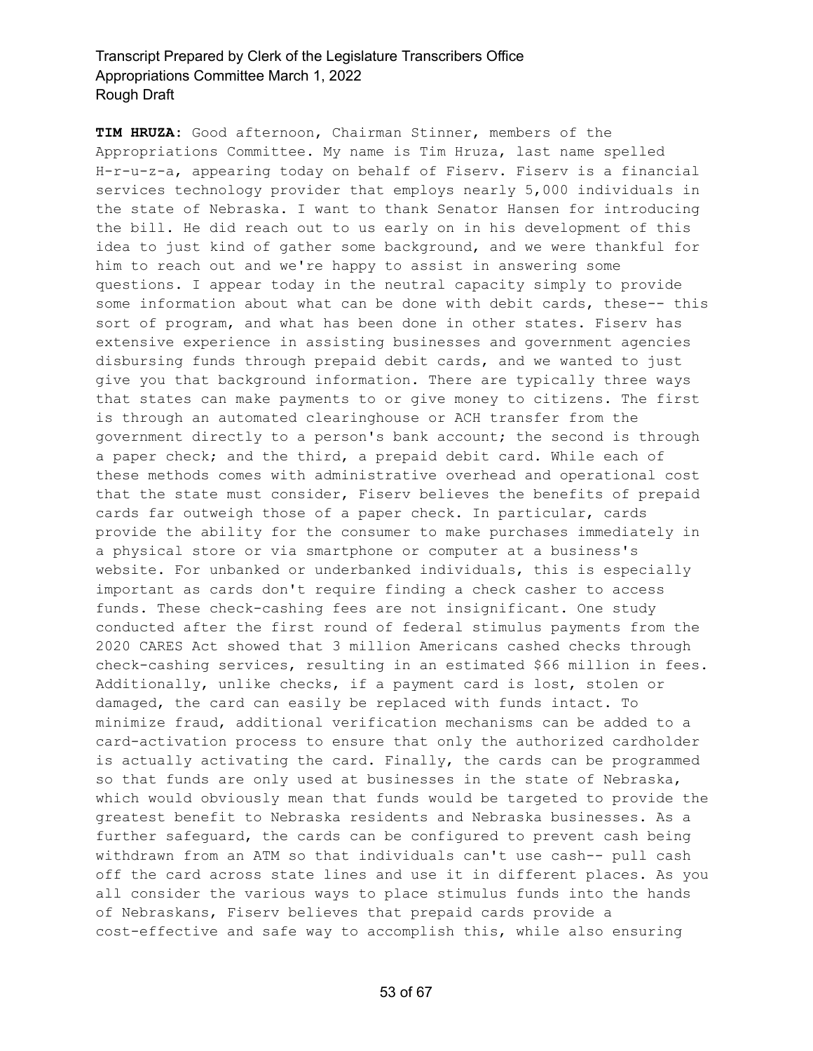**TIM HRUZA:** Good afternoon, Chairman Stinner, members of the Appropriations Committee. My name is Tim Hruza, last name spelled H-r-u-z-a, appearing today on behalf of Fiserv. Fiserv is a financial services technology provider that employs nearly 5,000 individuals in the state of Nebraska. I want to thank Senator Hansen for introducing the bill. He did reach out to us early on in his development of this idea to just kind of gather some background, and we were thankful for him to reach out and we're happy to assist in answering some questions. I appear today in the neutral capacity simply to provide some information about what can be done with debit cards, these-- this sort of program, and what has been done in other states. Fiserv has extensive experience in assisting businesses and government agencies disbursing funds through prepaid debit cards, and we wanted to just give you that background information. There are typically three ways that states can make payments to or give money to citizens. The first is through an automated clearinghouse or ACH transfer from the government directly to a person's bank account; the second is through a paper check; and the third, a prepaid debit card. While each of these methods comes with administrative overhead and operational cost that the state must consider, Fiserv believes the benefits of prepaid cards far outweigh those of a paper check. In particular, cards provide the ability for the consumer to make purchases immediately in a physical store or via smartphone or computer at a business's website. For unbanked or underbanked individuals, this is especially important as cards don't require finding a check casher to access funds. These check-cashing fees are not insignificant. One study conducted after the first round of federal stimulus payments from the 2020 CARES Act showed that 3 million Americans cashed checks through check-cashing services, resulting in an estimated $66 million in fees. Additionally, unlike checks, if a payment card is lost, stolen or damaged, the card can easily be replaced with funds intact. To minimize fraud, additional verification mechanisms can be added to a card-activation process to ensure that only the authorized cardholder is actually activating the card. Finally, the cards can be programmed so that funds are only used at businesses in the state of Nebraska, which would obviously mean that funds would be targeted to provide the greatest benefit to Nebraska residents and Nebraska businesses. As a further safeguard, the cards can be configured to prevent cash being withdrawn from an ATM so that individuals can't use cash-- pull cash off the card across state lines and use it in different places. As you all consider the various ways to place stimulus funds into the hands of Nebraskans, Fiserv believes that prepaid cards provide a cost-effective and safe way to accomplish this, while also ensuring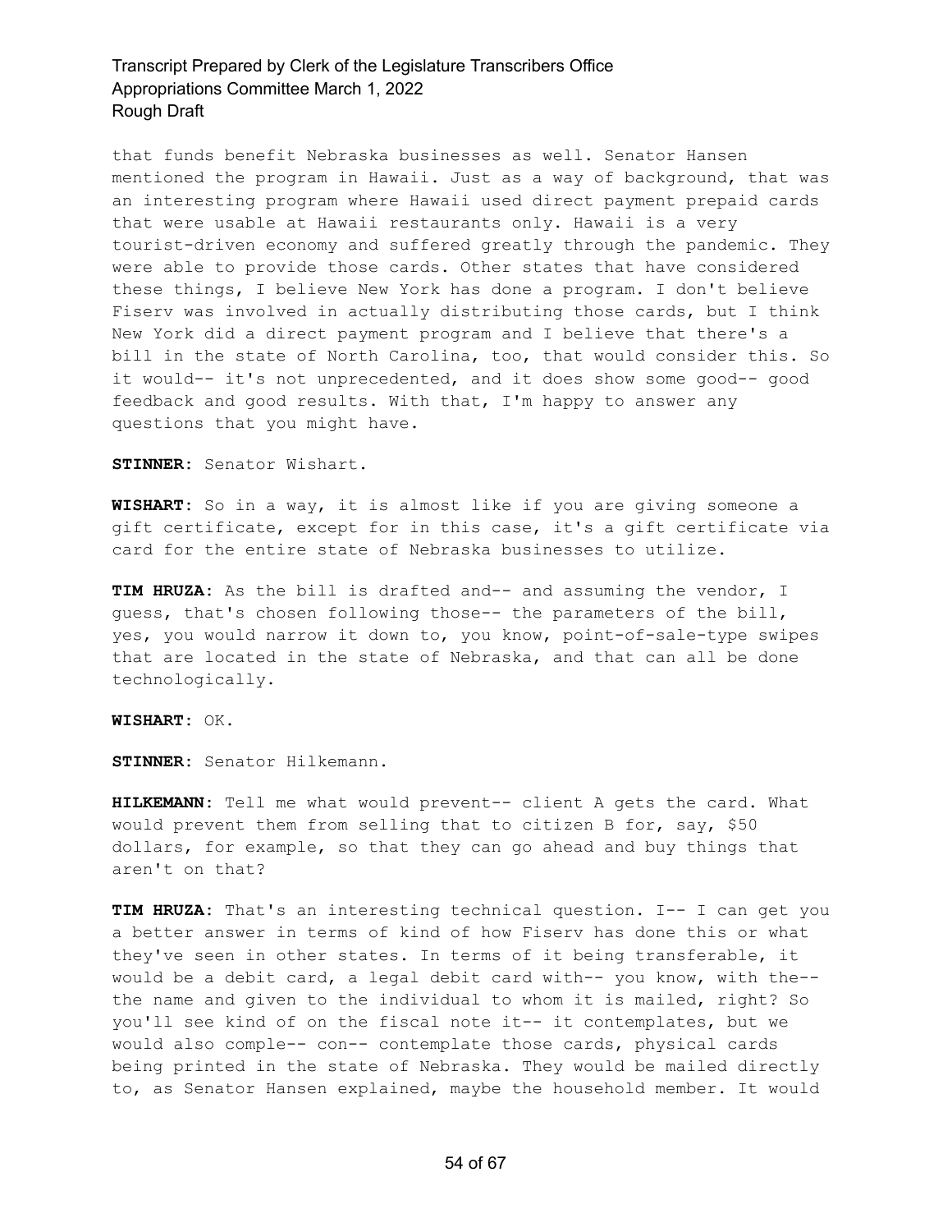that funds benefit Nebraska businesses as well. Senator Hansen mentioned the program in Hawaii. Just as a way of background, that was an interesting program where Hawaii used direct payment prepaid cards that were usable at Hawaii restaurants only. Hawaii is a very tourist-driven economy and suffered greatly through the pandemic. They were able to provide those cards. Other states that have considered these things, I believe New York has done a program. I don't believe Fiserv was involved in actually distributing those cards, but I think New York did a direct payment program and I believe that there's a bill in the state of North Carolina, too, that would consider this. So it would-- it's not unprecedented, and it does show some good-- good feedback and good results. With that, I'm happy to answer any questions that you might have.

**STINNER:** Senator Wishart.

**WISHART:** So in a way, it is almost like if you are giving someone a gift certificate, except for in this case, it's a gift certificate via card for the entire state of Nebraska businesses to utilize.

**TIM HRUZA:** As the bill is drafted and-- and assuming the vendor, I guess, that's chosen following those-- the parameters of the bill, yes, you would narrow it down to, you know, point-of-sale-type swipes that are located in the state of Nebraska, and that can all be done technologically.

**WISHART:** OK.

**STINNER:** Senator Hilkemann.

**HILKEMANN:** Tell me what would prevent-- client A gets the card. What would prevent them from selling that to citizen B for, say, $50 dollars, for example, so that they can go ahead and buy things that aren't on that?

**TIM HRUZA:** That's an interesting technical question. I-- I can get you a better answer in terms of kind of how Fiserv has done this or what they've seen in other states. In terms of it being transferable, it would be a debit card, a legal debit card with-- you know, with the-- the name and given to the individual to whom it is mailed, right? So you'll see kind of on the fiscal note it-- it contemplates, but we would also comple-- con-- contemplate those cards, physical cards being printed in the state of Nebraska. They would be mailed directly to, as Senator Hansen explained, maybe the household member. It would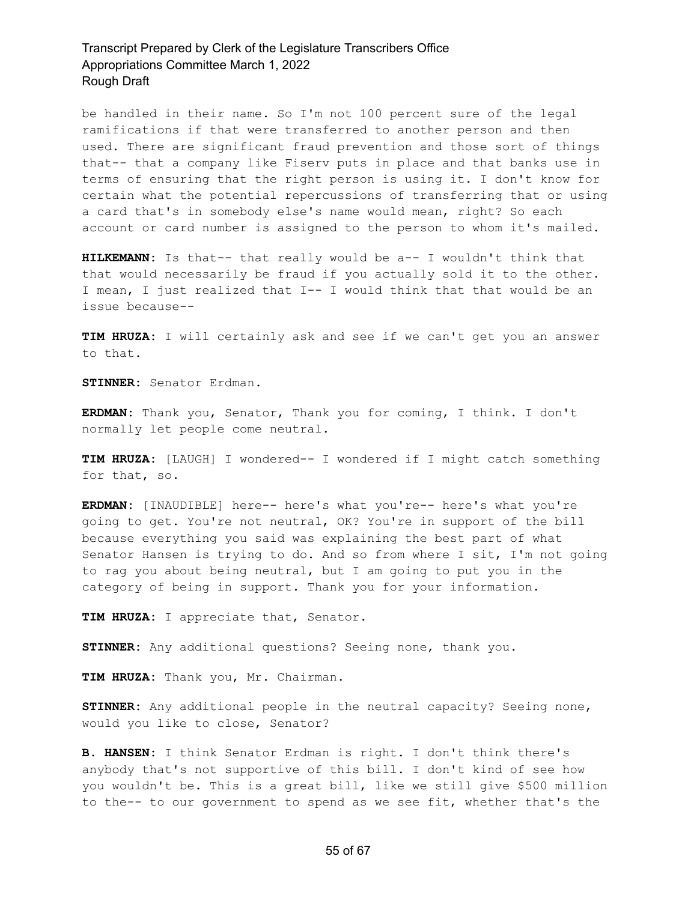be handled in their name. So I'm not 100 percent sure of the legal ramifications if that were transferred to another person and then used. There are significant fraud prevention and those sort of things that-- that a company like Fiserv puts in place and that banks use in terms of ensuring that the right person is using it. I don't know for certain what the potential repercussions of transferring that or using a card that's in somebody else's name would mean, right? So each account or card number is assigned to the person to whom it's mailed.

**HILKEMANN:** Is that-- that really would be a-- I wouldn't think that that would necessarily be fraud if you actually sold it to the other. I mean, I just realized that I-- I would think that that would be an issue because--

**TIM HRUZA:** I will certainly ask and see if we can't get you an answer to that.

**STINNER:** Senator Erdman.

**ERDMAN:** Thank you, Senator, Thank you for coming, I think. I don't normally let people come neutral.

**TIM HRUZA:** [LAUGH] I wondered-- I wondered if I might catch something for that, so.

**ERDMAN:** [INAUDIBLE] here-- here's what you're-- here's what you're going to get. You're not neutral, OK? You're in support of the bill because everything you said was explaining the best part of what Senator Hansen is trying to do. And so from where I sit, I'm not going to rag you about being neutral, but I am going to put you in the category of being in support. Thank you for your information.

**TIM HRUZA:** I appreciate that, Senator.

**STINNER:** Any additional questions? Seeing none, thank you.

**TIM HRUZA:** Thank you, Mr. Chairman.

**STINNER:** Any additional people in the neutral capacity? Seeing none, would you like to close, Senator?

**B. HANSEN:** I think Senator Erdman is right. I don't think there's anybody that's not supportive of this bill. I don't kind of see how you wouldn't be. This is a great bill, like we still give $500 million to the-- to our government to spend as we see fit, whether that's the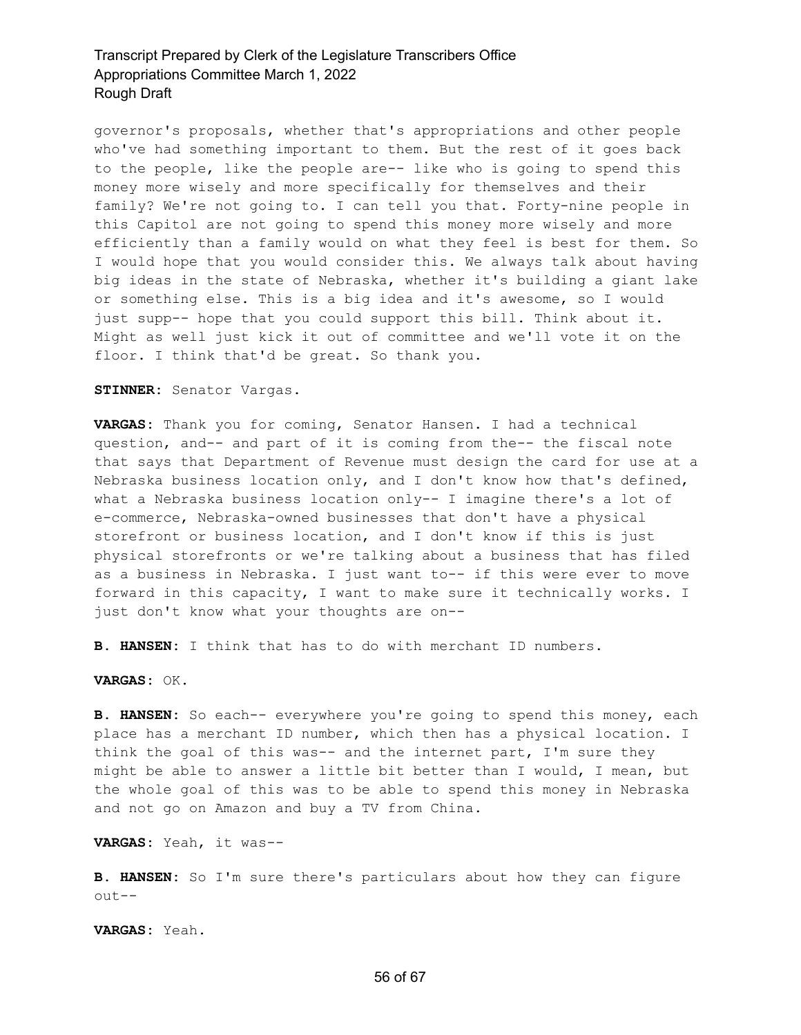governor's proposals, whether that's appropriations and other people who've had something important to them. But the rest of it goes back to the people, like the people are-- like who is going to spend this money more wisely and more specifically for themselves and their family? We're not going to. I can tell you that. Forty-nine people in this Capitol are not going to spend this money more wisely and more efficiently than a family would on what they feel is best for them. So I would hope that you would consider this. We always talk about having big ideas in the state of Nebraska, whether it's building a giant lake or something else. This is a big idea and it's awesome, so I would just supp-- hope that you could support this bill. Think about it. Might as well just kick it out of committee and we'll vote it on the floor. I think that'd be great. So thank you.

**STINNER:** Senator Vargas.

**VARGAS:** Thank you for coming, Senator Hansen. I had a technical question, and-- and part of it is coming from the-- the fiscal note that says that Department of Revenue must design the card for use at a Nebraska business location only, and I don't know how that's defined, what a Nebraska business location only-- I imagine there's a lot of e-commerce, Nebraska-owned businesses that don't have a physical storefront or business location, and I don't know if this is just physical storefronts or we're talking about a business that has filed as a business in Nebraska. I just want to-- if this were ever to move forward in this capacity, I want to make sure it technically works. I just don't know what your thoughts are on--

**B. HANSEN:** I think that has to do with merchant ID numbers.

**VARGAS:** OK.

**B. HANSEN:** So each-- everywhere you're going to spend this money, each place has a merchant ID number, which then has a physical location. I think the goal of this was-- and the internet part, I'm sure they might be able to answer a little bit better than I would, I mean, but the whole goal of this was to be able to spend this money in Nebraska and not go on Amazon and buy a TV from China.

**VARGAS:** Yeah, it was--

**B. HANSEN:** So I'm sure there's particulars about how they can figure out--

**VARGAS:** Yeah.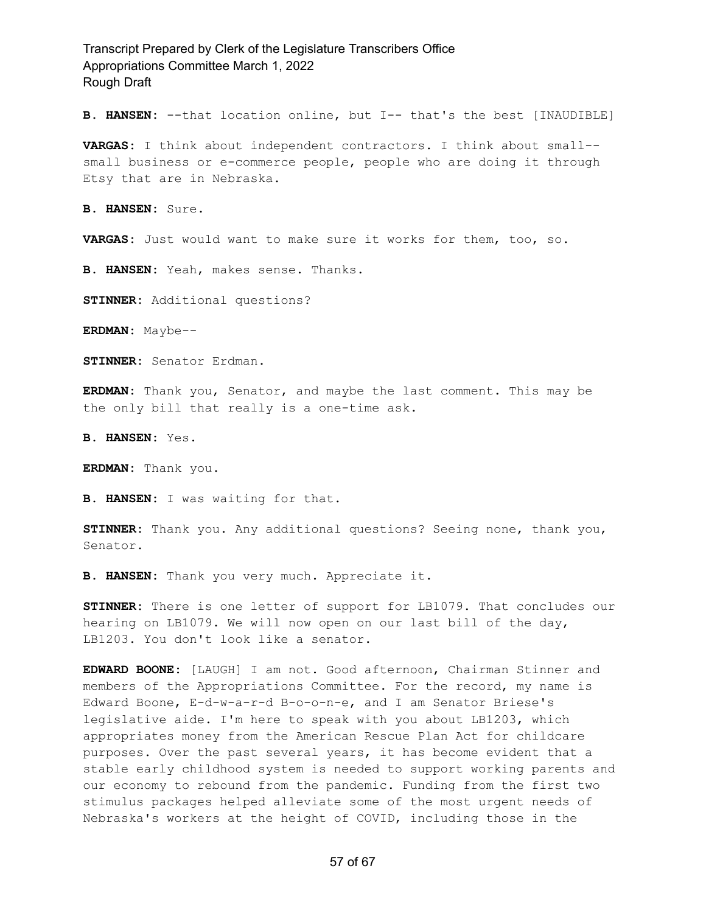**B. HANSEN:** --that location online, but I-- that's the best [INAUDIBLE]

**VARGAS:** I think about independent contractors. I think about small-- small business or e-commerce people, people who are doing it through Etsy that are in Nebraska.

**B. HANSEN:** Sure.

**VARGAS:** Just would want to make sure it works for them, too, so.

**B. HANSEN:** Yeah, makes sense. Thanks.

**STINNER:** Additional questions?

**ERDMAN:** Maybe--

**STINNER:** Senator Erdman.

**ERDMAN:** Thank you, Senator, and maybe the last comment. This may be the only bill that really is a one-time ask.

**B. HANSEN:** Yes.

**ERDMAN:** Thank you.

**B. HANSEN:** I was waiting for that.

**STINNER:** Thank you. Any additional questions? Seeing none, thank you, Senator.

**B. HANSEN:** Thank you very much. Appreciate it.

**STINNER:** There is one letter of support for LB1079. That concludes our hearing on LB1079. We will now open on our last bill of the day, LB1203. You don't look like a senator.

**EDWARD BOONE:** [LAUGH] I am not. Good afternoon, Chairman Stinner and members of the Appropriations Committee. For the record, my name is Edward Boone, E-d-w-a-r-d B-o-o-n-e, and I am Senator Briese's legislative aide. I'm here to speak with you about LB1203, which appropriates money from the American Rescue Plan Act for childcare purposes. Over the past several years, it has become evident that a stable early childhood system is needed to support working parents and our economy to rebound from the pandemic. Funding from the first two stimulus packages helped alleviate some of the most urgent needs of Nebraska's workers at the height of COVID, including those in the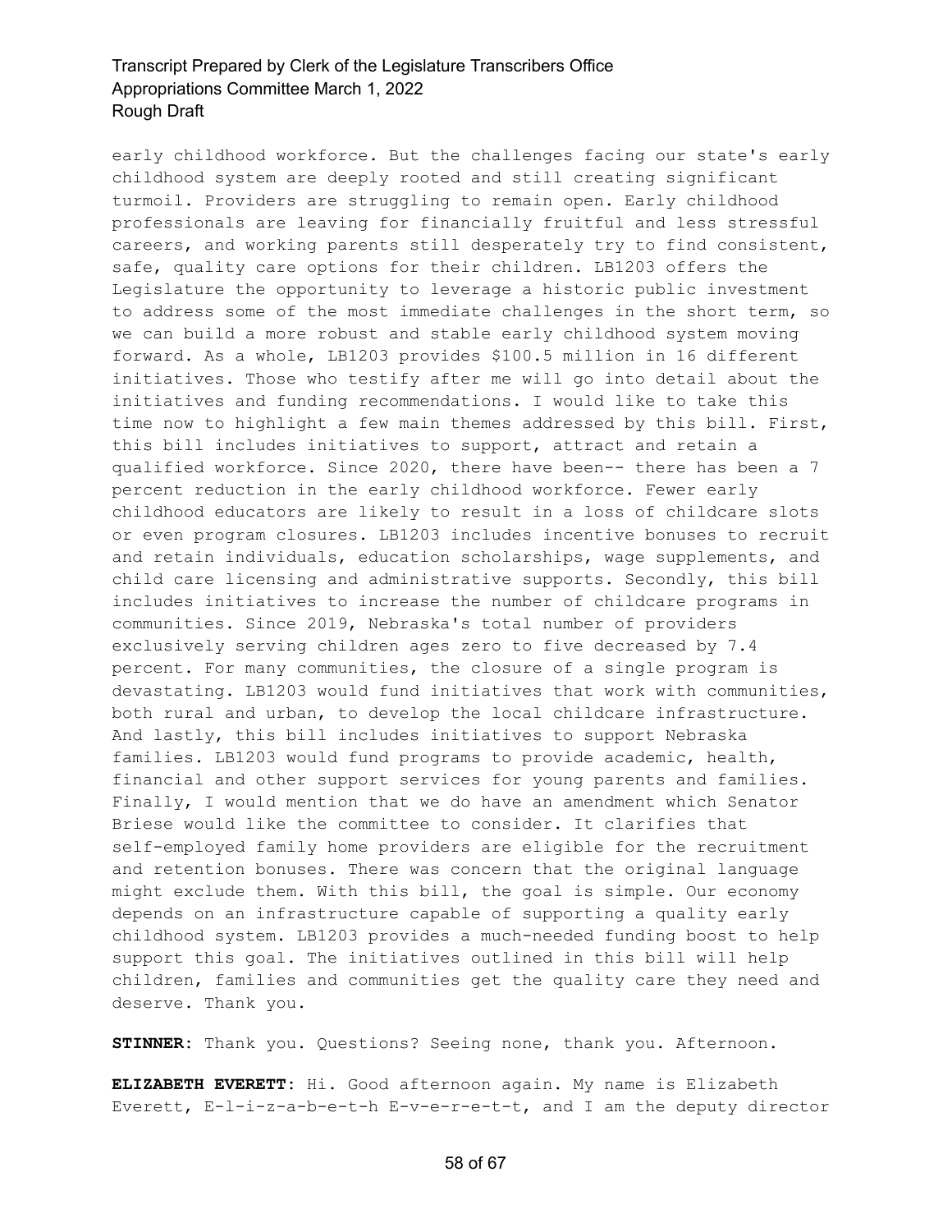early childhood workforce. But the challenges facing our state's early childhood system are deeply rooted and still creating significant turmoil. Providers are struggling to remain open. Early childhood professionals are leaving for financially fruitful and less stressful careers, and working parents still desperately try to find consistent, safe, quality care options for their children. LB1203 offers the Legislature the opportunity to leverage a historic public investment to address some of the most immediate challenges in the short term, so we can build a more robust and stable early childhood system moving forward. As a whole, LB1203 provides $100.5 million in 16 different initiatives. Those who testify after me will go into detail about the initiatives and funding recommendations. I would like to take this time now to highlight a few main themes addressed by this bill. First, this bill includes initiatives to support, attract and retain a qualified workforce. Since 2020, there have been-- there has been a 7 percent reduction in the early childhood workforce. Fewer early childhood educators are likely to result in a loss of childcare slots or even program closures. LB1203 includes incentive bonuses to recruit and retain individuals, education scholarships, wage supplements, and child care licensing and administrative supports. Secondly, this bill includes initiatives to increase the number of childcare programs in communities. Since 2019, Nebraska's total number of providers exclusively serving children ages zero to five decreased by 7.4 percent. For many communities, the closure of a single program is devastating. LB1203 would fund initiatives that work with communities, both rural and urban, to develop the local childcare infrastructure. And lastly, this bill includes initiatives to support Nebraska families. LB1203 would fund programs to provide academic, health, financial and other support services for young parents and families. Finally, I would mention that we do have an amendment which Senator Briese would like the committee to consider. It clarifies that self-employed family home providers are eligible for the recruitment and retention bonuses. There was concern that the original language might exclude them. With this bill, the goal is simple. Our economy depends on an infrastructure capable of supporting a quality early childhood system. LB1203 provides a much-needed funding boost to help support this goal. The initiatives outlined in this bill will help children, families and communities get the quality care they need and deserve. Thank you.

**STINNER:** Thank you. Questions? Seeing none, thank you. Afternoon.

**ELIZABETH EVERETT:** Hi. Good afternoon again. My name is Elizabeth Everett, E-l-i-z-a-b-e-t-h E-v-e-r-e-t-t, and I am the deputy director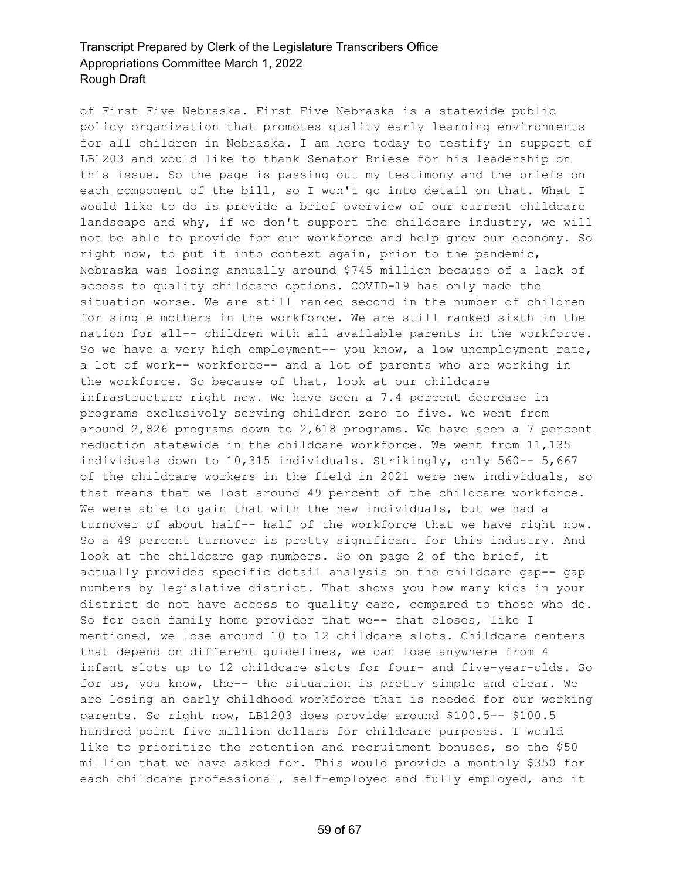of First Five Nebraska. First Five Nebraska is a statewide public policy organization that promotes quality early learning environments for all children in Nebraska. I am here today to testify in support of LB1203 and would like to thank Senator Briese for his leadership on this issue. So the page is passing out my testimony and the briefs on each component of the bill, so I won't go into detail on that. What I would like to do is provide a brief overview of our current childcare landscape and why, if we don't support the childcare industry, we will not be able to provide for our workforce and help grow our economy. So right now, to put it into context again, prior to the pandemic, Nebraska was losing annually around $745 million because of a lack of access to quality childcare options. COVID-19 has only made the situation worse. We are still ranked second in the number of children for single mothers in the workforce. We are still ranked sixth in the nation for all-- children with all available parents in the workforce. So we have a very high employment-- you know, a low unemployment rate, a lot of work-- workforce-- and a lot of parents who are working in the workforce. So because of that, look at our childcare infrastructure right now. We have seen a 7.4 percent decrease in programs exclusively serving children zero to five. We went from around 2,826 programs down to 2,618 programs. We have seen a 7 percent reduction statewide in the childcare workforce. We went from 11,135 individuals down to 10,315 individuals. Strikingly, only 560-- 5,667 of the childcare workers in the field in 2021 were new individuals, so that means that we lost around 49 percent of the childcare workforce. We were able to gain that with the new individuals, but we had a turnover of about half-- half of the workforce that we have right now. So a 49 percent turnover is pretty significant for this industry. And look at the childcare gap numbers. So on page 2 of the brief, it actually provides specific detail analysis on the childcare gap-- gap numbers by legislative district. That shows you how many kids in your district do not have access to quality care, compared to those who do. So for each family home provider that we-- that closes, like I mentioned, we lose around 10 to 12 childcare slots. Childcare centers that depend on different guidelines, we can lose anywhere from 4 infant slots up to 12 childcare slots for four- and five-year-olds. So for us, you know, the-- the situation is pretty simple and clear. We are losing an early childhood workforce that is needed for our working parents. So right now, LB1203 does provide around $100.5-- $100.5 hundred point five million dollars for childcare purposes. I would like to prioritize the retention and recruitment bonuses, so the $50 million that we have asked for. This would provide a monthly $350 for each childcare professional, self-employed and fully employed, and it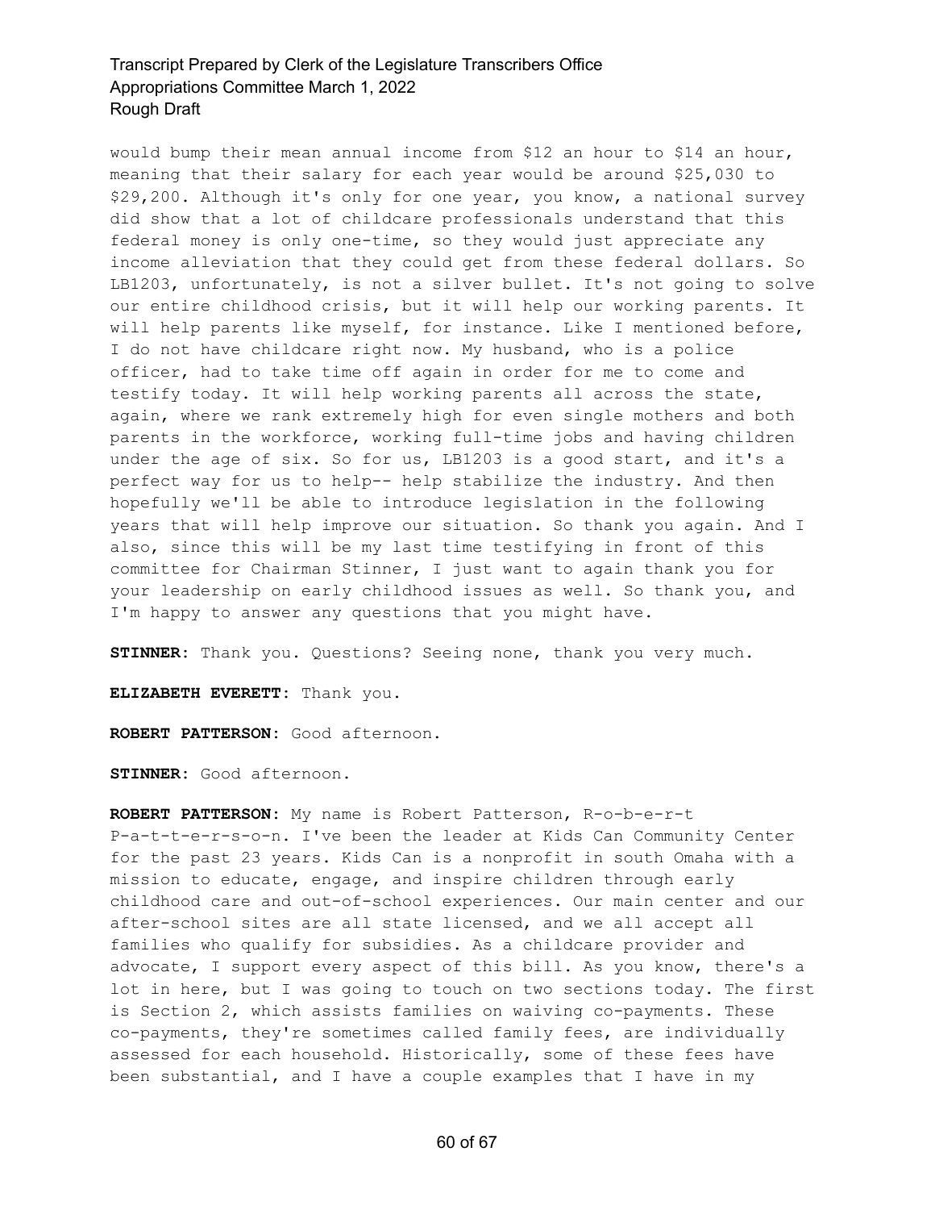would bump their mean annual income from $12 an hour to $14 an hour, meaning that their salary for each year would be around $25,030 to $29,200. Although it's only for one year, you know, a national survey did show that a lot of childcare professionals understand that this federal money is only one-time, so they would just appreciate any income alleviation that they could get from these federal dollars. So LB1203, unfortunately, is not a silver bullet. It's not going to solve our entire childhood crisis, but it will help our working parents. It will help parents like myself, for instance. Like I mentioned before, I do not have childcare right now. My husband, who is a police officer, had to take time off again in order for me to come and testify today. It will help working parents all across the state, again, where we rank extremely high for even single mothers and both parents in the workforce, working full-time jobs and having children under the age of six. So for us, LB1203 is a good start, and it's a perfect way for us to help-- help stabilize the industry. And then hopefully we'll be able to introduce legislation in the following years that will help improve our situation. So thank you again. And I also, since this will be my last time testifying in front of this committee for Chairman Stinner, I just want to again thank you for your leadership on early childhood issues as well. So thank you, and I'm happy to answer any questions that you might have.

**STINNER:** Thank you. Questions? Seeing none, thank you very much.

**ELIZABETH EVERETT:** Thank you.

**ROBERT PATTERSON:** Good afternoon.

**STINNER:** Good afternoon.

**ROBERT PATTERSON:** My name is Robert Patterson, R-o-b-e-r-t P-a-t-t-e-r-s-o-n. I've been the leader at Kids Can Community Center for the past 23 years. Kids Can is a nonprofit in south Omaha with a mission to educate, engage, and inspire children through early childhood care and out-of-school experiences. Our main center and our after-school sites are all state licensed, and we all accept all families who qualify for subsidies. As a childcare provider and advocate, I support every aspect of this bill. As you know, there's a lot in here, but I was going to touch on two sections today. The first is Section 2, which assists families on waiving co-payments. These co-payments, they're sometimes called family fees, are individually assessed for each household. Historically, some of these fees have been substantial, and I have a couple examples that I have in my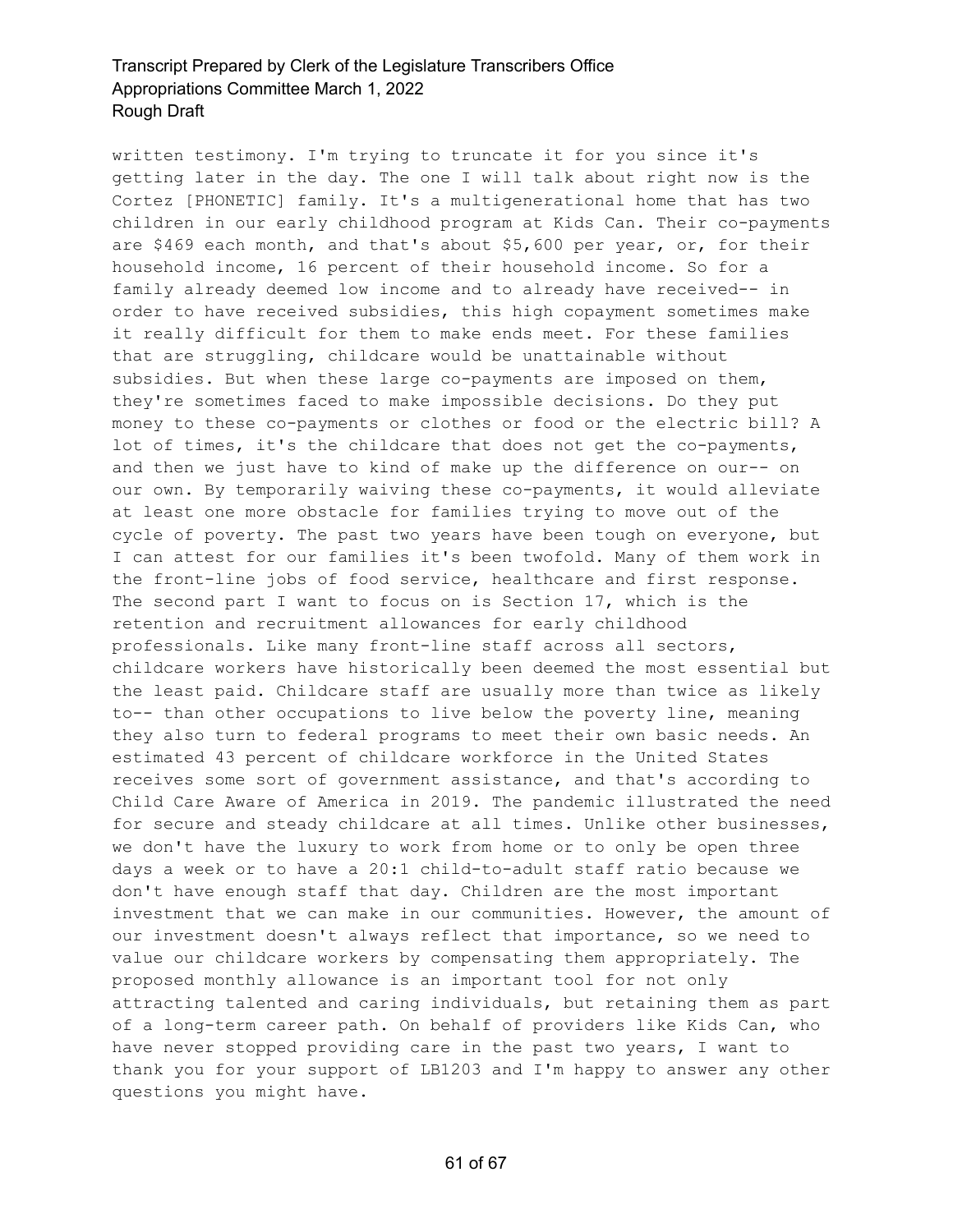written testimony. I'm trying to truncate it for you since it's getting later in the day. The one I will talk about right now is the Cortez [PHONETIC] family. It's a multigenerational home that has two children in our early childhood program at Kids Can. Their co-payments are $469 each month, and that's about $5,600 per year, or, for their household income, 16 percent of their household income. So for a family already deemed low income and to already have received-- in order to have received subsidies, this high copayment sometimes make it really difficult for them to make ends meet. For these families that are struggling, childcare would be unattainable without subsidies. But when these large co-payments are imposed on them, they're sometimes faced to make impossible decisions. Do they put money to these co-payments or clothes or food or the electric bill? A lot of times, it's the childcare that does not get the co-payments, and then we just have to kind of make up the difference on our-- on our own. By temporarily waiving these co-payments, it would alleviate at least one more obstacle for families trying to move out of the cycle of poverty. The past two years have been tough on everyone, but I can attest for our families it's been twofold. Many of them work in the front-line jobs of food service, healthcare and first response. The second part I want to focus on is Section 17, which is the retention and recruitment allowances for early childhood professionals. Like many front-line staff across all sectors, childcare workers have historically been deemed the most essential but the least paid. Childcare staff are usually more than twice as likely to-- than other occupations to live below the poverty line, meaning they also turn to federal programs to meet their own basic needs. An estimated 43 percent of childcare workforce in the United States receives some sort of government assistance, and that's according to Child Care Aware of America in 2019. The pandemic illustrated the need for secure and steady childcare at all times. Unlike other businesses, we don't have the luxury to work from home or to only be open three days a week or to have a 20:1 child-to-adult staff ratio because we don't have enough staff that day. Children are the most important investment that we can make in our communities. However, the amount of our investment doesn't always reflect that importance, so we need to value our childcare workers by compensating them appropriately. The proposed monthly allowance is an important tool for not only attracting talented and caring individuals, but retaining them as part of a long-term career path. On behalf of providers like Kids Can, who have never stopped providing care in the past two years, I want to thank you for your support of LB1203 and I'm happy to answer any other questions you might have.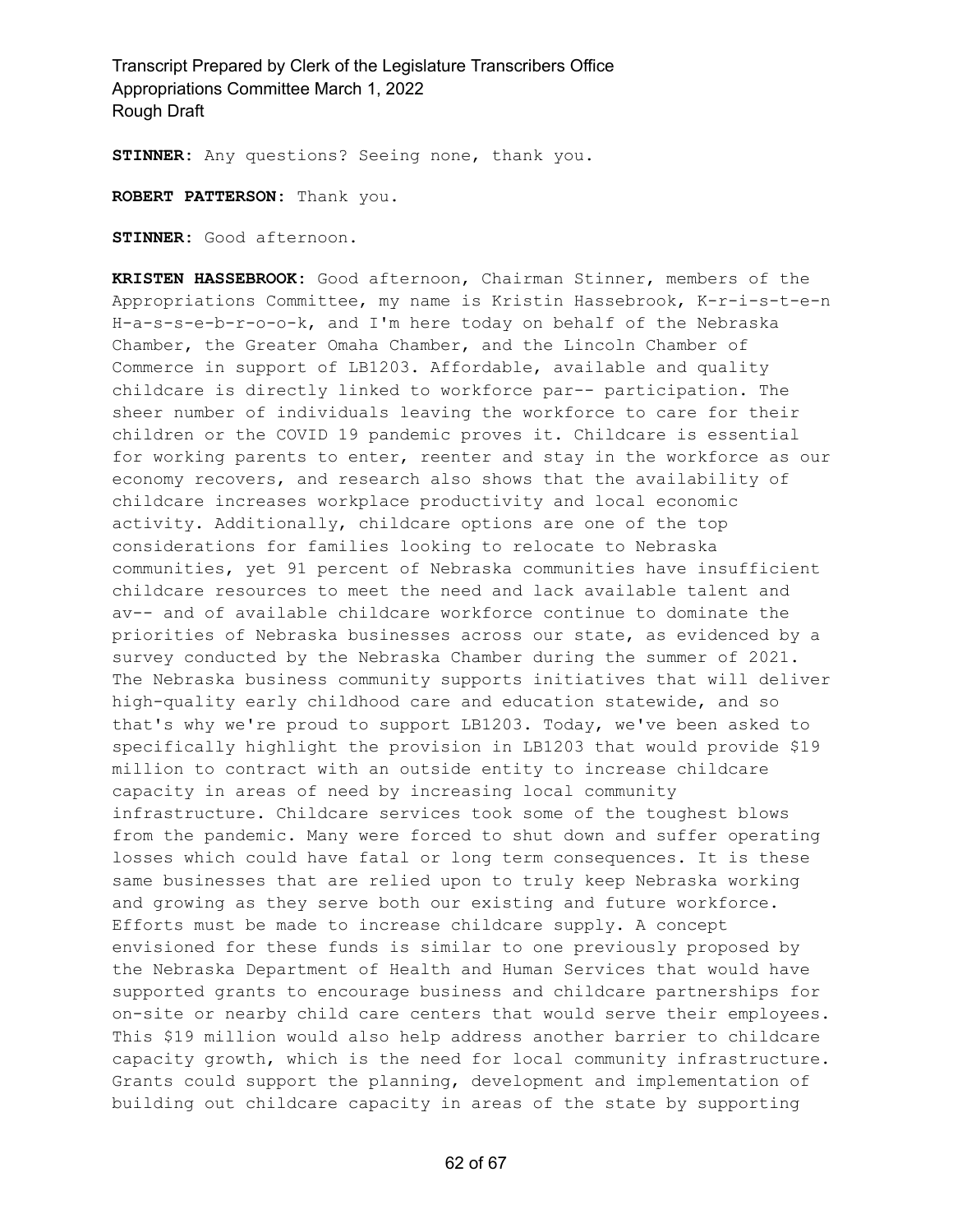**STINNER:** Any questions? Seeing none, thank you.

**ROBERT PATTERSON:** Thank you.

**STINNER:** Good afternoon.

**KRISTEN HASSEBROOK:** Good afternoon, Chairman Stinner, members of the Appropriations Committee, my name is Kristin Hassebrook, K-r-i-s-t-e-n H-a-s-s-e-b-r-o-o-k, and I'm here today on behalf of the Nebraska Chamber, the Greater Omaha Chamber, and the Lincoln Chamber of Commerce in support of LB1203. Affordable, available and quality childcare is directly linked to workforce par-- participation. The sheer number of individuals leaving the workforce to care for their children or the COVID 19 pandemic proves it. Childcare is essential for working parents to enter, reenter and stay in the workforce as our economy recovers, and research also shows that the availability of childcare increases workplace productivity and local economic activity. Additionally, childcare options are one of the top considerations for families looking to relocate to Nebraska communities, yet 91 percent of Nebraska communities have insufficient childcare resources to meet the need and lack available talent and av-- and of available childcare workforce continue to dominate the priorities of Nebraska businesses across our state, as evidenced by a survey conducted by the Nebraska Chamber during the summer of 2021. The Nebraska business community supports initiatives that will deliver high-quality early childhood care and education statewide, and so that's why we're proud to support LB1203. Today, we've been asked to specifically highlight the provision in LB1203 that would provide $19 million to contract with an outside entity to increase childcare capacity in areas of need by increasing local community infrastructure. Childcare services took some of the toughest blows from the pandemic. Many were forced to shut down and suffer operating losses which could have fatal or long term consequences. It is these same businesses that are relied upon to truly keep Nebraska working and growing as they serve both our existing and future workforce. Efforts must be made to increase childcare supply. A concept envisioned for these funds is similar to one previously proposed by the Nebraska Department of Health and Human Services that would have supported grants to encourage business and childcare partnerships for on-site or nearby child care centers that would serve their employees. This $19 million would also help address another barrier to childcare capacity growth, which is the need for local community infrastructure. Grants could support the planning, development and implementation of building out childcare capacity in areas of the state by supporting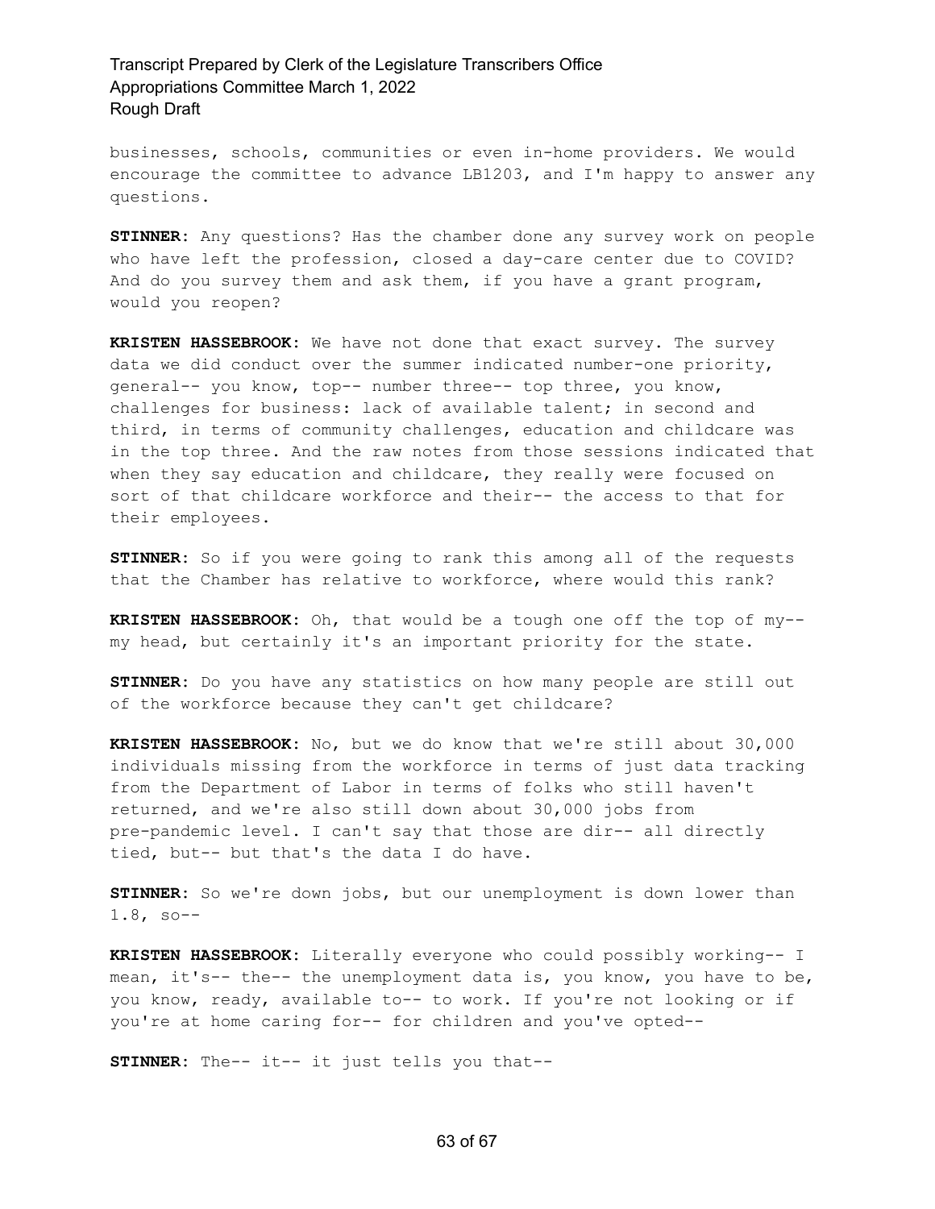businesses, schools, communities or even in-home providers. We would encourage the committee to advance LB1203, and I'm happy to answer any questions.

**STINNER:** Any questions? Has the chamber done any survey work on people who have left the profession, closed a day-care center due to COVID? And do you survey them and ask them, if you have a grant program, would you reopen?

**KRISTEN HASSEBROOK:** We have not done that exact survey. The survey data we did conduct over the summer indicated number-one priority, general-- you know, top-- number three-- top three, you know, challenges for business: lack of available talent; in second and third, in terms of community challenges, education and childcare was in the top three. And the raw notes from those sessions indicated that when they say education and childcare, they really were focused on sort of that childcare workforce and their-- the access to that for their employees.

**STINNER:** So if you were going to rank this among all of the requests that the Chamber has relative to workforce, where would this rank?

**KRISTEN HASSEBROOK:** Oh, that would be a tough one off the top of my-- my head, but certainly it's an important priority for the state.

**STINNER:** Do you have any statistics on how many people are still out of the workforce because they can't get childcare?

**KRISTEN HASSEBROOK:** No, but we do know that we're still about 30,000 individuals missing from the workforce in terms of just data tracking from the Department of Labor in terms of folks who still haven't returned, and we're also still down about 30,000 jobs from pre-pandemic level. I can't say that those are dir-- all directly tied, but-- but that's the data I do have.

**STINNER:** So we're down jobs, but our unemployment is down lower than 1.8, so--

**KRISTEN HASSEBROOK:** Literally everyone who could possibly working-- I mean, it's-- the-- the unemployment data is, you know, you have to be, you know, ready, available to-- to work. If you're not looking or if you're at home caring for-- for children and you've opted--

**STINNER:** The-- it-- it just tells you that--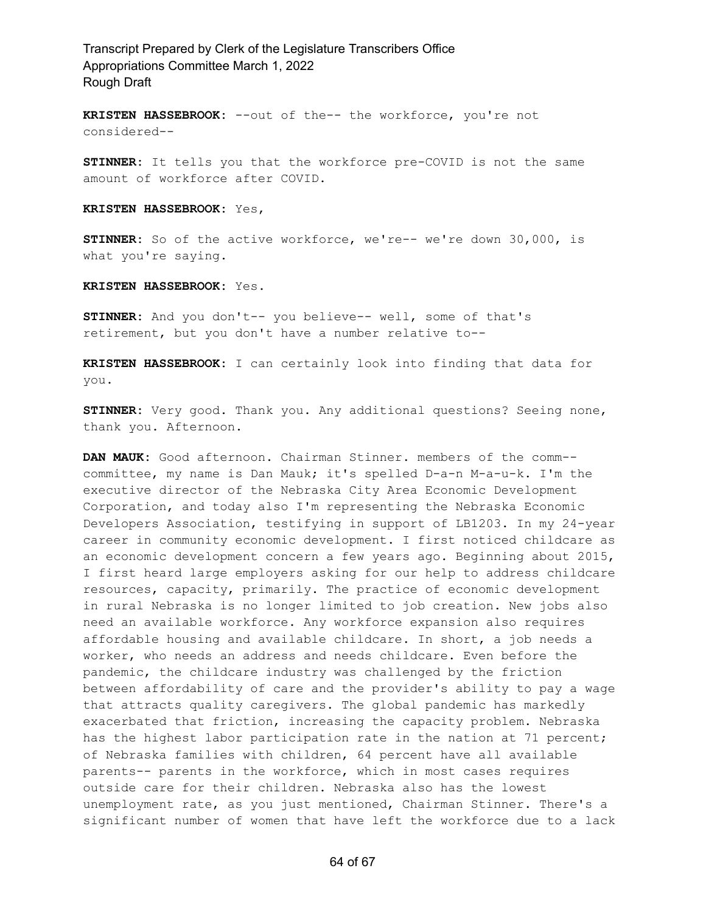**KRISTEN HASSEBROOK:** --out of the-- the workforce, you're not considered--

**STINNER:** It tells you that the workforce pre-COVID is not the same amount of workforce after COVID.

**KRISTEN HASSEBROOK:** Yes,

**STINNER:** So of the active workforce, we're-- we're down 30,000, is what you're saying.

**KRISTEN HASSEBROOK:** Yes.

**STINNER:** And you don't-- you believe-- well, some of that's retirement, but you don't have a number relative to--

**KRISTEN HASSEBROOK:** I can certainly look into finding that data for you.

**STINNER:** Very good. Thank you. Any additional questions? Seeing none, thank you. Afternoon.

**DAN MAUK:** Good afternoon. Chairman Stinner. members of the comm-- committee, my name is Dan Mauk; it's spelled D-a-n M-a-u-k. I'm the executive director of the Nebraska City Area Economic Development Corporation, and today also I'm representing the Nebraska Economic Developers Association, testifying in support of LB1203. In my 24-year career in community economic development. I first noticed childcare as an economic development concern a few years ago. Beginning about 2015, I first heard large employers asking for our help to address childcare resources, capacity, primarily. The practice of economic development in rural Nebraska is no longer limited to job creation. New jobs also need an available workforce. Any workforce expansion also requires affordable housing and available childcare. In short, a job needs a worker, who needs an address and needs childcare. Even before the pandemic, the childcare industry was challenged by the friction between affordability of care and the provider's ability to pay a wage that attracts quality caregivers. The global pandemic has markedly exacerbated that friction, increasing the capacity problem. Nebraska has the highest labor participation rate in the nation at 71 percent; of Nebraska families with children, 64 percent have all available parents-- parents in the workforce, which in most cases requires outside care for their children. Nebraska also has the lowest unemployment rate, as you just mentioned, Chairman Stinner. There's a significant number of women that have left the workforce due to a lack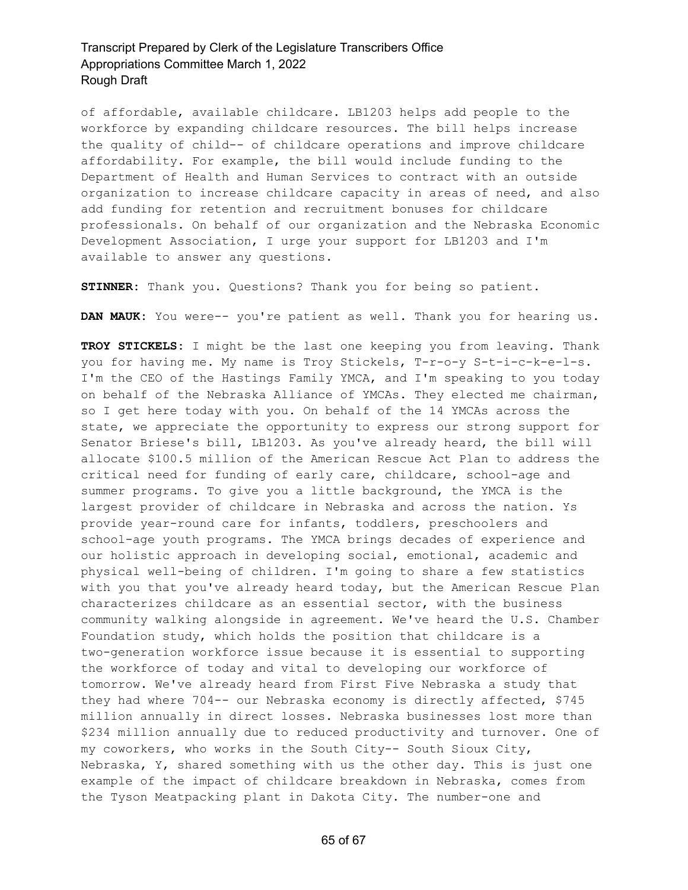of affordable, available childcare. LB1203 helps add people to the workforce by expanding childcare resources. The bill helps increase the quality of child-- of childcare operations and improve childcare affordability. For example, the bill would include funding to the Department of Health and Human Services to contract with an outside organization to increase childcare capacity in areas of need, and also add funding for retention and recruitment bonuses for childcare professionals. On behalf of our organization and the Nebraska Economic Development Association, I urge your support for LB1203 and I'm available to answer any questions.

**STINNER:** Thank you. Questions? Thank you for being so patient.

**DAN MAUK:** You were-- you're patient as well. Thank you for hearing us.

**TROY STICKELS:** I might be the last one keeping you from leaving. Thank you for having me. My name is Troy Stickels, T-r-o-y S-t-i-c-k-e-l-s. I'm the CEO of the Hastings Family YMCA, and I'm speaking to you today on behalf of the Nebraska Alliance of YMCAs. They elected me chairman, so I get here today with you. On behalf of the 14 YMCAs across the state, we appreciate the opportunity to express our strong support for Senator Briese's bill, LB1203. As you've already heard, the bill will allocate $100.5 million of the American Rescue Act Plan to address the critical need for funding of early care, childcare, school-age and summer programs. To give you a little background, the YMCA is the largest provider of childcare in Nebraska and across the nation. Ys provide year-round care for infants, toddlers, preschoolers and school-age youth programs. The YMCA brings decades of experience and our holistic approach in developing social, emotional, academic and physical well-being of children. I'm going to share a few statistics with you that you've already heard today, but the American Rescue Plan characterizes childcare as an essential sector, with the business community walking alongside in agreement. We've heard the U.S. Chamber Foundation study, which holds the position that childcare is a two-generation workforce issue because it is essential to supporting the workforce of today and vital to developing our workforce of tomorrow. We've already heard from First Five Nebraska a study that they had where 704-- our Nebraska economy is directly affected, $745 million annually in direct losses. Nebraska businesses lost more than $234 million annually due to reduced productivity and turnover. One of my coworkers, who works in the South City-- South Sioux City, Nebraska, Y, shared something with us the other day. This is just one example of the impact of childcare breakdown in Nebraska, comes from the Tyson Meatpacking plant in Dakota City. The number-one and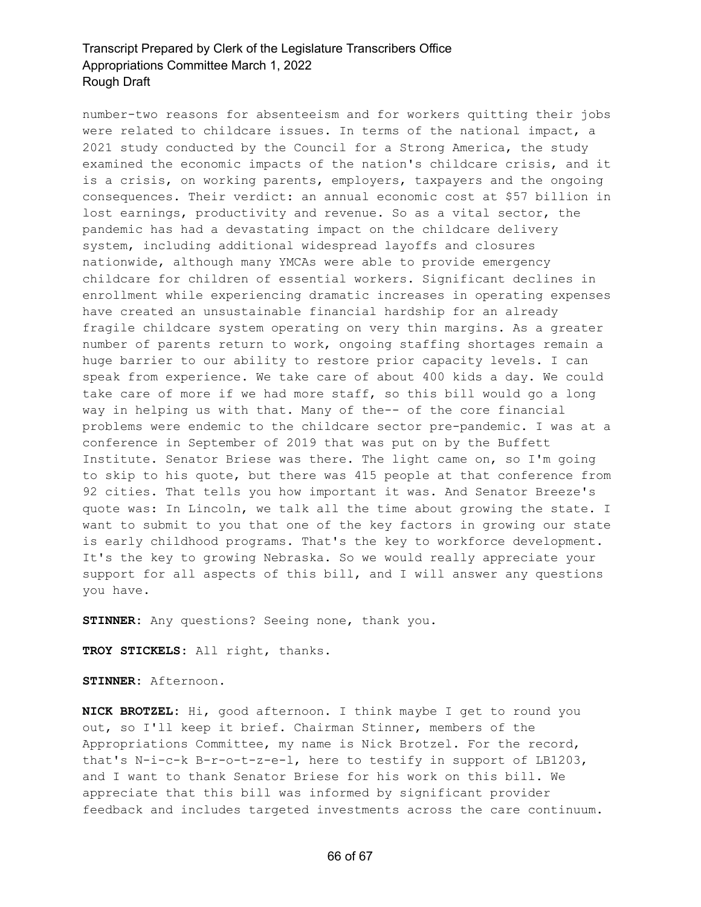number-two reasons for absenteeism and for workers quitting their jobs were related to childcare issues. In terms of the national impact, a 2021 study conducted by the Council for a Strong America, the study examined the economic impacts of the nation's childcare crisis, and it is a crisis, on working parents, employers, taxpayers and the ongoing consequences. Their verdict: an annual economic cost at $57 billion in lost earnings, productivity and revenue. So as a vital sector, the pandemic has had a devastating impact on the childcare delivery system, including additional widespread layoffs and closures nationwide, although many YMCAs were able to provide emergency childcare for children of essential workers. Significant declines in enrollment while experiencing dramatic increases in operating expenses have created an unsustainable financial hardship for an already fragile childcare system operating on very thin margins. As a greater number of parents return to work, ongoing staffing shortages remain a huge barrier to our ability to restore prior capacity levels. I can speak from experience. We take care of about 400 kids a day. We could take care of more if we had more staff, so this bill would go a long way in helping us with that. Many of the-- of the core financial problems were endemic to the childcare sector pre-pandemic. I was at a conference in September of 2019 that was put on by the Buffett Institute. Senator Briese was there. The light came on, so I'm going to skip to his quote, but there was 415 people at that conference from 92 cities. That tells you how important it was. And Senator Breeze's quote was: In Lincoln, we talk all the time about growing the state. I want to submit to you that one of the key factors in growing our state is early childhood programs. That's the key to workforce development. It's the key to growing Nebraska. So we would really appreciate your support for all aspects of this bill, and I will answer any questions you have.

**STINNER:** Any questions? Seeing none, thank you.

**TROY STICKELS:** All right, thanks.

**STINNER:** Afternoon.

**NICK BROTZEL:** Hi, good afternoon. I think maybe I get to round you out, so I'll keep it brief. Chairman Stinner, members of the Appropriations Committee, my name is Nick Brotzel. For the record, that's N-i-c-k B-r-o-t-z-e-l, here to testify in support of LB1203, and I want to thank Senator Briese for his work on this bill. We appreciate that this bill was informed by significant provider feedback and includes targeted investments across the care continuum.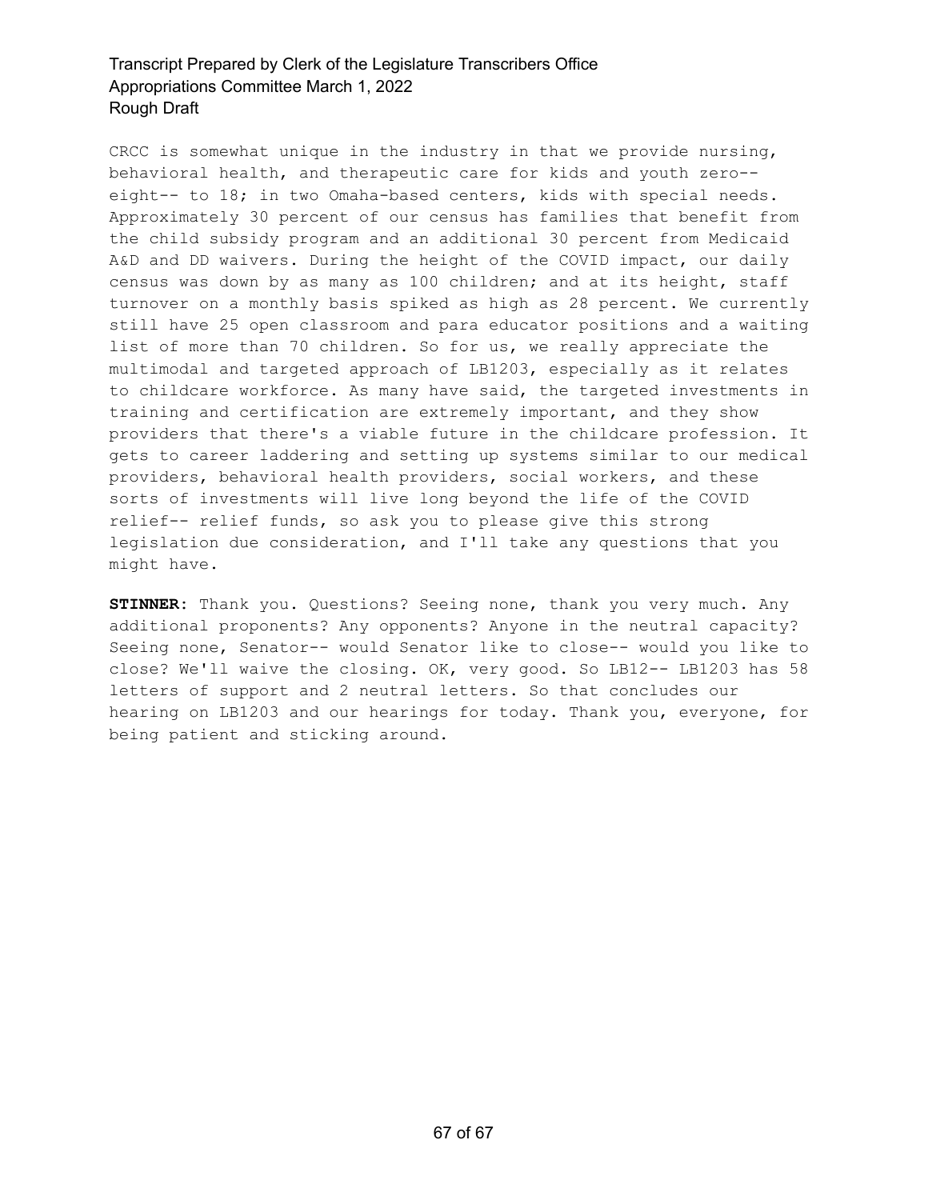CRCC is somewhat unique in the industry in that we provide nursing, behavioral health, and therapeutic care for kids and youth zero-- eight-- to 18; in two Omaha-based centers, kids with special needs. Approximately 30 percent of our census has families that benefit from the child subsidy program and an additional 30 percent from Medicaid A&D and DD waivers. During the height of the COVID impact, our daily census was down by as many as 100 children; and at its height, staff turnover on a monthly basis spiked as high as 28 percent. We currently still have 25 open classroom and para educator positions and a waiting list of more than 70 children. So for us, we really appreciate the multimodal and targeted approach of LB1203, especially as it relates to childcare workforce. As many have said, the targeted investments in training and certification are extremely important, and they show providers that there's a viable future in the childcare profession. It gets to career laddering and setting up systems similar to our medical providers, behavioral health providers, social workers, and these sorts of investments will live long beyond the life of the COVID relief-- relief funds, so ask you to please give this strong legislation due consideration, and I'll take any questions that you might have.

**STINNER**: Thank you. Questions? Seeing none, thank you very much. Any additional proponents? Any opponents? Anyone in the neutral capacity? Seeing none, Senator-- would Senator like to close-- would you like to close? We'll waive the closing. OK, very good. So LB12-- LB1203 has 58 letters of support and 2 neutral letters. So that concludes our hearing on LB1203 and our hearings for today. Thank you, everyone, for being patient and sticking around.